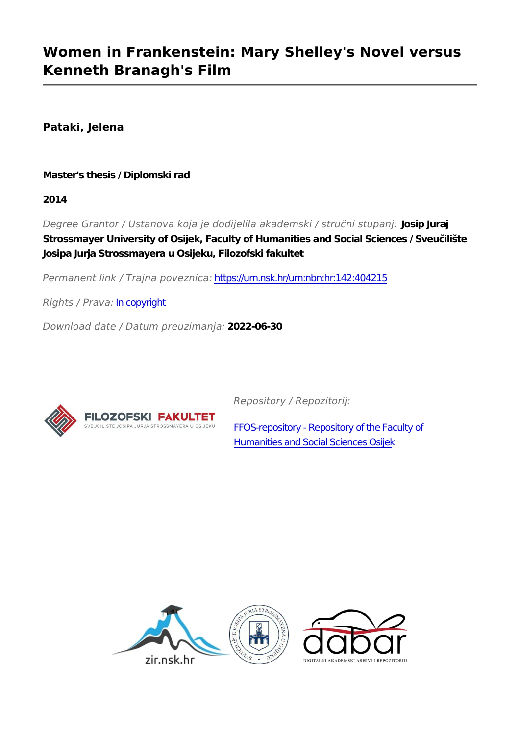# Women in Frankenstein: Mary Shelley's Novel versus Kenneth Branagh's Film

**Pataki, Jelena**

**Master's thesis / Diplomski rad**

**2014**

*Degree Grantor / Ustanova koja je dodijelila akademski / stručni stupanj:* **Josip Juraj Strossmayer University of Osijek, Faculty of Humanities and Social Sciences / Sveučilište Josipa Jurja Strossmayera u Osijeku, Filozofski fakultet**

*Permanent link / Trajna poveznica:* https://urn.nsk.hr/urn:nbn:hr:142:404215

*Rights / Prava:* In copyright

*Download date / Datum preuzimanja:* **2022-06-30**

FILOZOFSKI FAKULTET
SVEUČILIŠTE JOSIPA JURJA STROSSMAYERA U OSIJEKU

*Repository / Repozitorij:*

FFOS-repository - Repository of the Faculty of Humanities and Social Sciences Osijek

zir.nsk.hr

dabar
DIGITALNI AKADEMSKI ARHIVI I REPOZITORIJI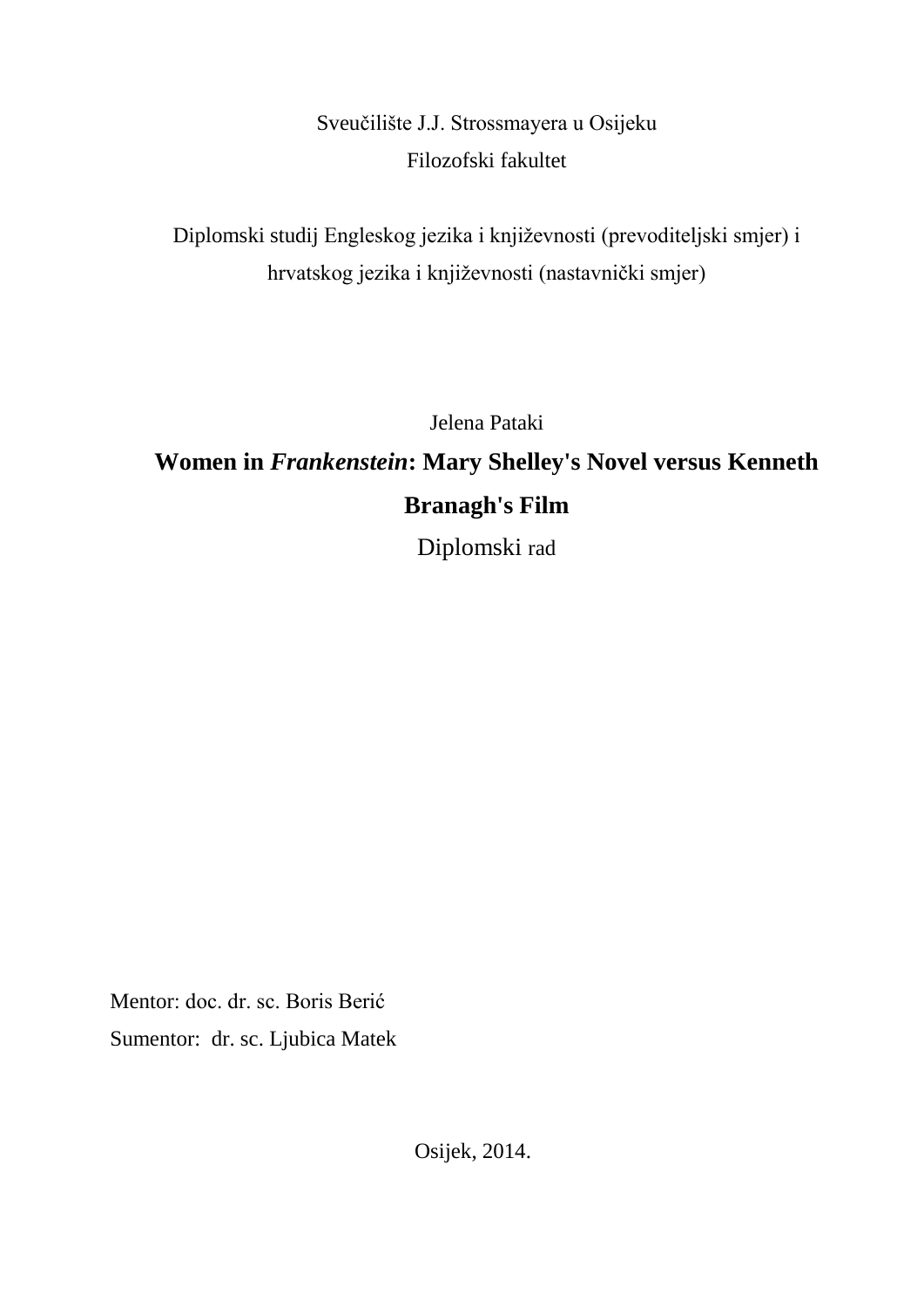Sveučilište J.J. Strossmayera u Osijeku

Filozofski fakultet

Diplomski studij Engleskog jezika i književnosti (prevoditeljski smjer) i hrvatskog jezika i književnosti (nastavnički smjer)

Jelena Pataki

# Women in *Frankenstein*: Mary Shelley's Novel versus Kenneth Branagh's Film

Diplomski rad

Mentor: doc. dr. sc. Boris Berić

Sumentor: dr. sc. Ljubica Matek

Osijek, 2014.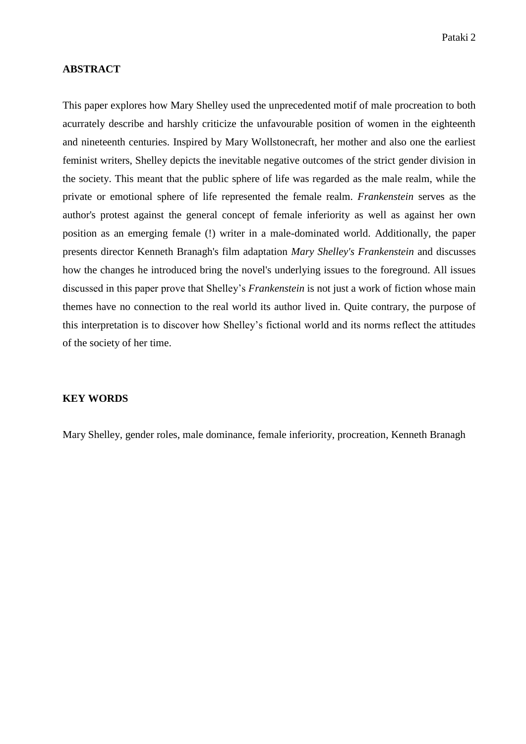**ABSTRACT**

This paper explores how Mary Shelley used the unprecedented motif of male procreation to both acurrately describe and harshly criticize the unfavourable position of women in the eighteenth and nineteenth centuries. Inspired by Mary Wollstonecraft, her mother and also one the earliest feminist writers, Shelley depicts the inevitable negative outcomes of the strict gender division in the society. This meant that the public sphere of life was regarded as the male realm, while the private or emotional sphere of life represented the female realm. *Frankenstein* serves as the author's protest against the general concept of female inferiority as well as against her own position as an emerging female (!) writer in a male-dominated world. Additionally, the paper presents director Kenneth Branagh's film adaptation *Mary Shelley's Frankenstein* and discusses how the changes he introduced bring the novel's underlying issues to the foreground. All issues discussed in this paper prove that Shelley's *Frankenstein* is not just a work of fiction whose main themes have no connection to the real world its author lived in. Quite contrary, the purpose of this interpretation is to discover how Shelley's fictional world and its norms reflect the attitudes of the society of her time.

**KEY WORDS**

Mary Shelley, gender roles, male dominance, female inferiority, procreation, Kenneth Branagh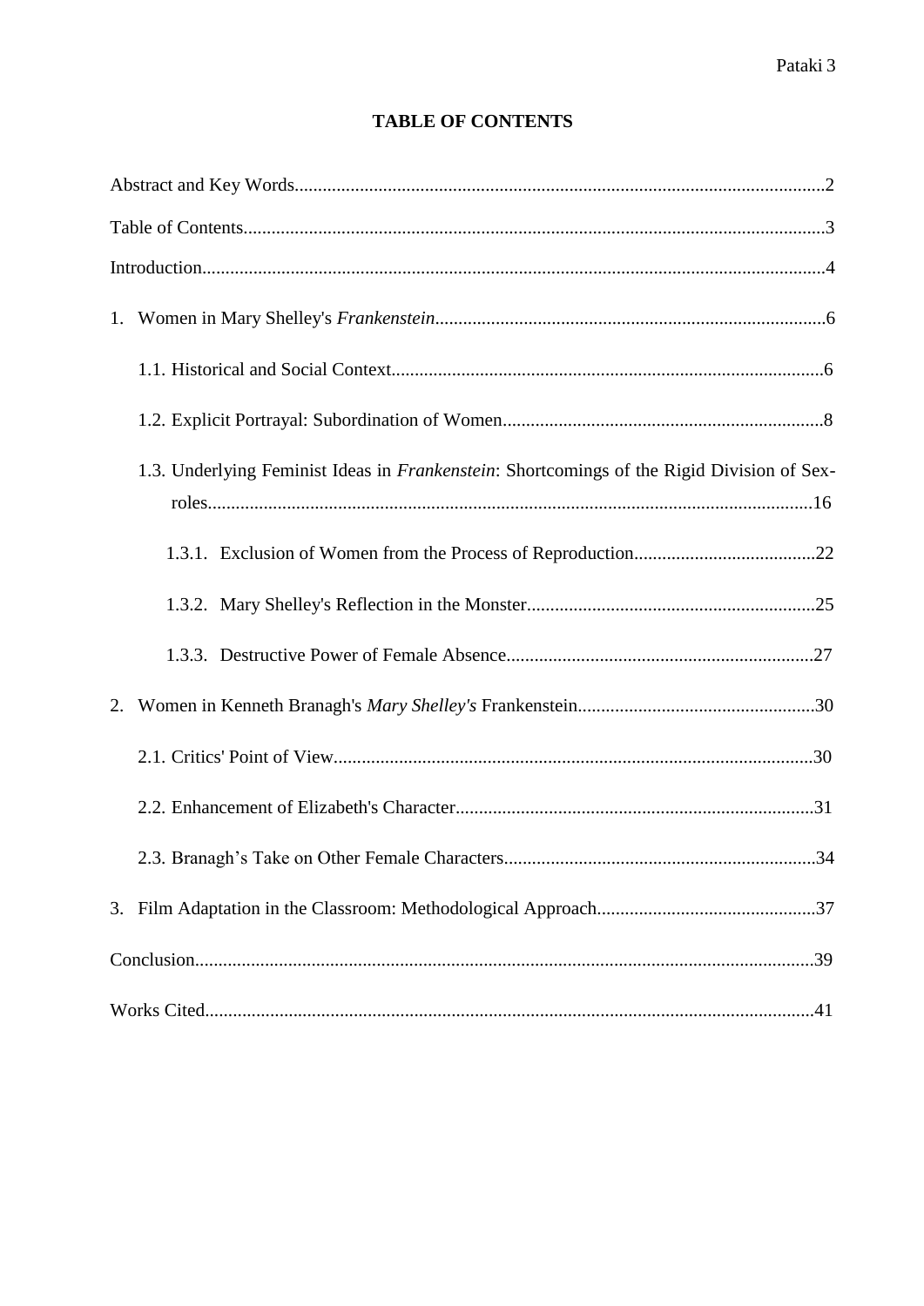# TABLE OF CONTENTS

Abstract and Key Words....................................................................................................................2

Table of Contents..............................................................................................................................3

Introduction.......................................................................................................................................4

1. Women in Mary Shelley's *Frankenstein*....................................................................................6

   1.1. Historical and Social Context..............................................................................................6

   1.2. Explicit Portrayal: Subordination of Women......................................................................8

   1.3. Underlying Feminist Ideas in *Frankenstein*: Shortcomings of the Rigid Division of Sex-roles....................................................................................................................................16

      1.3.1. Exclusion of Women from the Process of Reproduction.........................................22

      1.3.2. Mary Shelley's Reflection in the Monster..............................................................25

      1.3.3. Destructive Power of Female Absence...................................................................27

2. Women in Kenneth Branagh's *Mary Shelley's* Frankenstein...................................................30

   2.1. Critics' Point of View........................................................................................................30

   2.2. Enhancement of Elizabeth's Character..............................................................................31

   2.3. Branagh's Take on Other Female Characters....................................................................34

3. Film Adaptation in the Classroom: Methodological Approach...............................................37

Conclusion......................................................................................................................................39

Works Cited....................................................................................................................................41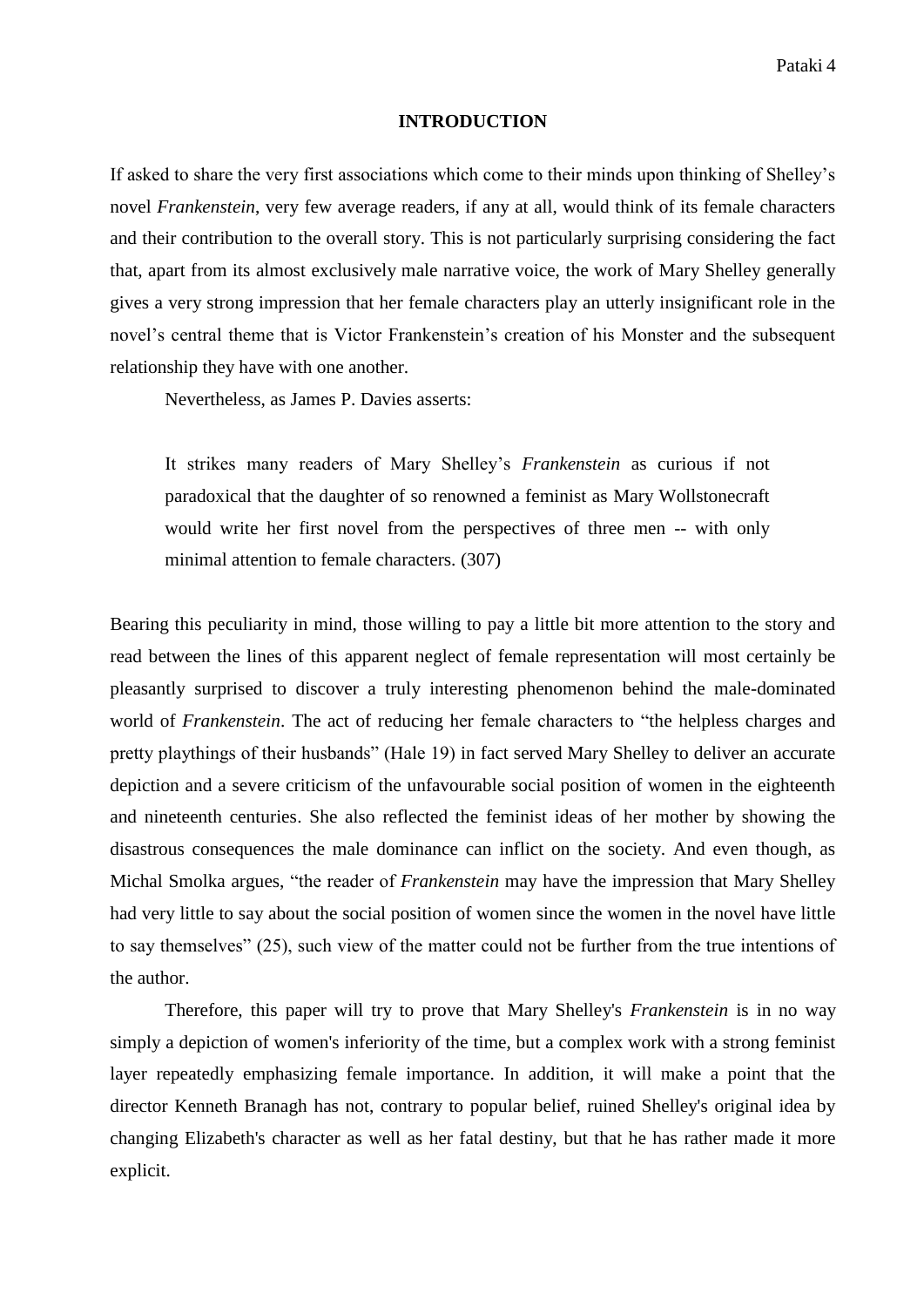# INTRODUCTION

If asked to share the very first associations which come to their minds upon thinking of Shelley's novel *Frankenstein*, very few average readers, if any at all, would think of its female characters and their contribution to the overall story. This is not particularly surprising considering the fact that, apart from its almost exclusively male narrative voice, the work of Mary Shelley generally gives a very strong impression that her female characters play an utterly insignificant role in the novel's central theme that is Victor Frankenstein's creation of his Monster and the subsequent relationship they have with one another.

Nevertheless, as James P. Davies asserts:

> It strikes many readers of Mary Shelley's *Frankenstein* as curious if not paradoxical that the daughter of so renowned a feminist as Mary Wollstonecraft would write her first novel from the perspectives of three men -- with only minimal attention to female characters. (307)

Bearing this peculiarity in mind, those willing to pay a little bit more attention to the story and read between the lines of this apparent neglect of female representation will most certainly be pleasantly surprised to discover a truly interesting phenomenon behind the male-dominated world of *Frankenstein*. The act of reducing her female characters to "the helpless charges and pretty playthings of their husbands" (Hale 19) in fact served Mary Shelley to deliver an accurate depiction and a severe criticism of the unfavourable social position of women in the eighteenth and nineteenth centuries. She also reflected the feminist ideas of her mother by showing the disastrous consequences the male dominance can inflict on the society. And even though, as Michal Smolka argues, "the reader of *Frankenstein* may have the impression that Mary Shelley had very little to say about the social position of women since the women in the novel have little to say themselves" (25), such view of the matter could not be further from the true intentions of the author.

Therefore, this paper will try to prove that Mary Shelley's *Frankenstein* is in no way simply a depiction of women's inferiority of the time, but a complex work with a strong feminist layer repeatedly emphasizing female importance. In addition, it will make a point that the director Kenneth Branagh has not, contrary to popular belief, ruined Shelley's original idea by changing Elizabeth's character as well as her fatal destiny, but that he has rather made it more explicit.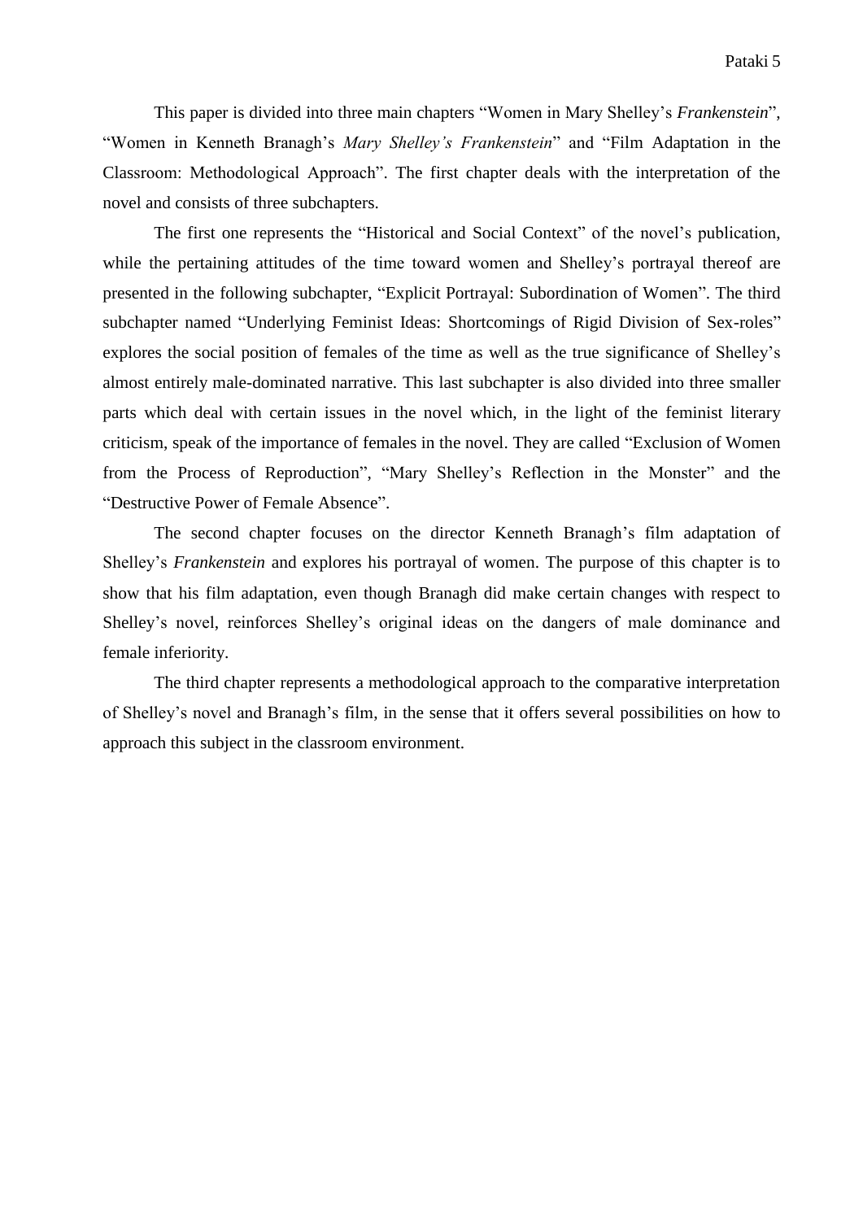This paper is divided into three main chapters "Women in Mary Shelley's *Frankenstein*", "Women in Kenneth Branagh's *Mary Shelley's Frankenstein*" and "Film Adaptation in the Classroom: Methodological Approach". The first chapter deals with the interpretation of the novel and consists of three subchapters.

The first one represents the "Historical and Social Context" of the novel's publication, while the pertaining attitudes of the time toward women and Shelley's portrayal thereof are presented in the following subchapter, "Explicit Portrayal: Subordination of Women". The third subchapter named "Underlying Feminist Ideas: Shortcomings of Rigid Division of Sex-roles" explores the social position of females of the time as well as the true significance of Shelley's almost entirely male-dominated narrative. This last subchapter is also divided into three smaller parts which deal with certain issues in the novel which, in the light of the feminist literary criticism, speak of the importance of females in the novel. They are called "Exclusion of Women from the Process of Reproduction", "Mary Shelley's Reflection in the Monster" and the "Destructive Power of Female Absence".

The second chapter focuses on the director Kenneth Branagh's film adaptation of Shelley's *Frankenstein* and explores his portrayal of women. The purpose of this chapter is to show that his film adaptation, even though Branagh did make certain changes with respect to Shelley's novel, reinforces Shelley's original ideas on the dangers of male dominance and female inferiority.

The third chapter represents a methodological approach to the comparative interpretation of Shelley's novel and Branagh's film, in the sense that it offers several possibilities on how to approach this subject in the classroom environment.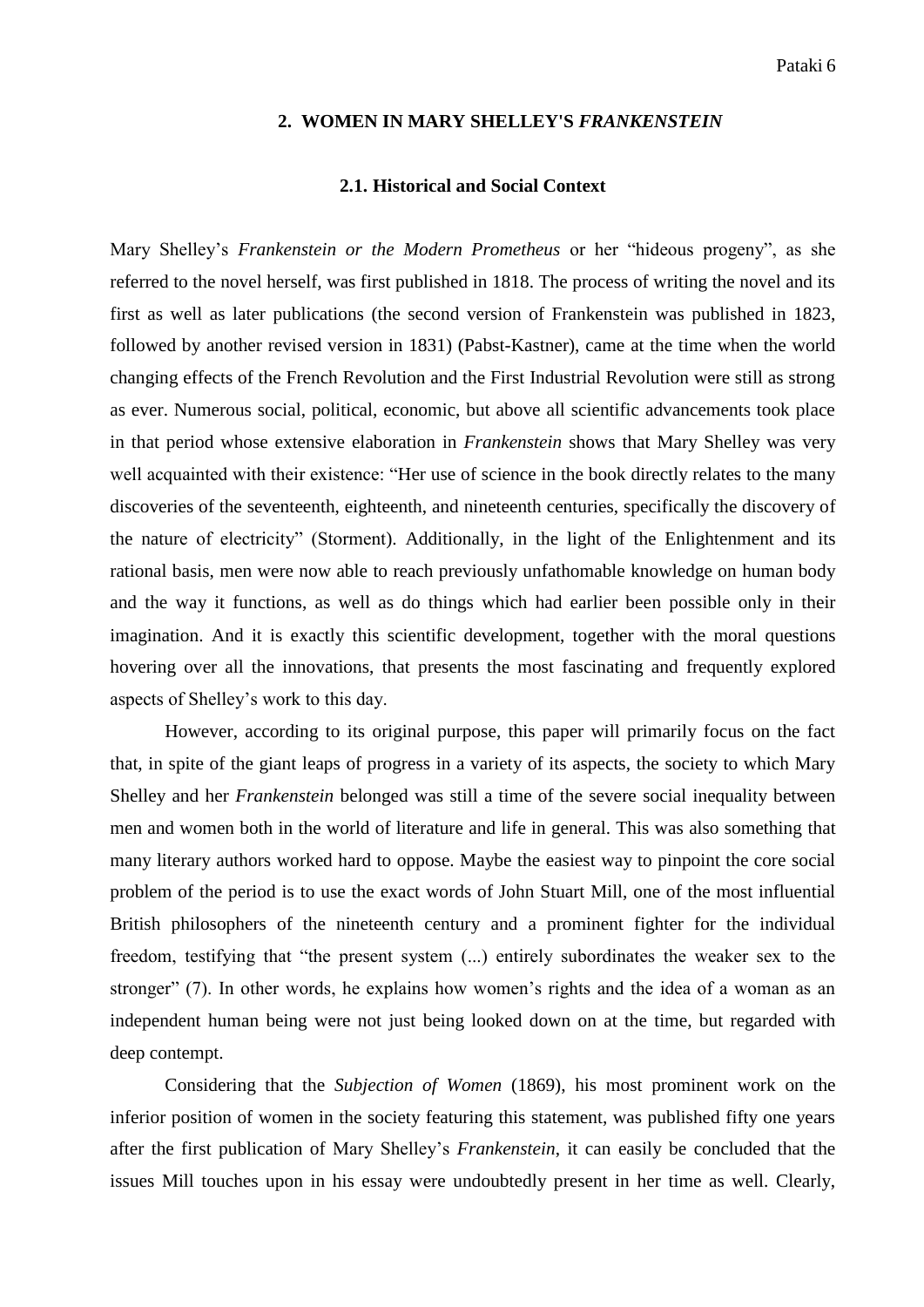## 2. WOMEN IN MARY SHELLEY'S *FRANKENSTEIN*

### 2.1. Historical and Social Context

Mary Shelley's *Frankenstein or the Modern Prometheus* or her "hideous progeny", as she referred to the novel herself, was first published in 1818. The process of writing the novel and its first as well as later publications (the second version of Frankenstein was published in 1823, followed by another revised version in 1831) (Pabst-Kastner), came at the time when the world changing effects of the French Revolution and the First Industrial Revolution were still as strong as ever. Numerous social, political, economic, but above all scientific advancements took place in that period whose extensive elaboration in *Frankenstein* shows that Mary Shelley was very well acquainted with their existence: "Her use of science in the book directly relates to the many discoveries of the seventeenth, eighteenth, and nineteenth centuries, specifically the discovery of the nature of electricity" (Storment). Additionally, in the light of the Enlightenment and its rational basis, men were now able to reach previously unfathomable knowledge on human body and the way it functions, as well as do things which had earlier been possible only in their imagination. And it is exactly this scientific development, together with the moral questions hovering over all the innovations, that presents the most fascinating and frequently explored aspects of Shelley's work to this day.

However, according to its original purpose, this paper will primarily focus on the fact that, in spite of the giant leaps of progress in a variety of its aspects, the society to which Mary Shelley and her *Frankenstein* belonged was still a time of the severe social inequality between men and women both in the world of literature and life in general. This was also something that many literary authors worked hard to oppose. Maybe the easiest way to pinpoint the core social problem of the period is to use the exact words of John Stuart Mill, one of the most influential British philosophers of the nineteenth century and a prominent fighter for the individual freedom, testifying that "the present system (...) entirely subordinates the weaker sex to the stronger" (7). In other words, he explains how women's rights and the idea of a woman as an independent human being were not just being looked down on at the time, but regarded with deep contempt.

Considering that the *Subjection of Women* (1869), his most prominent work on the inferior position of women in the society featuring this statement, was published fifty one years after the first publication of Mary Shelley's *Frankenstein*, it can easily be concluded that the issues Mill touches upon in his essay were undoubtedly present in her time as well. Clearly,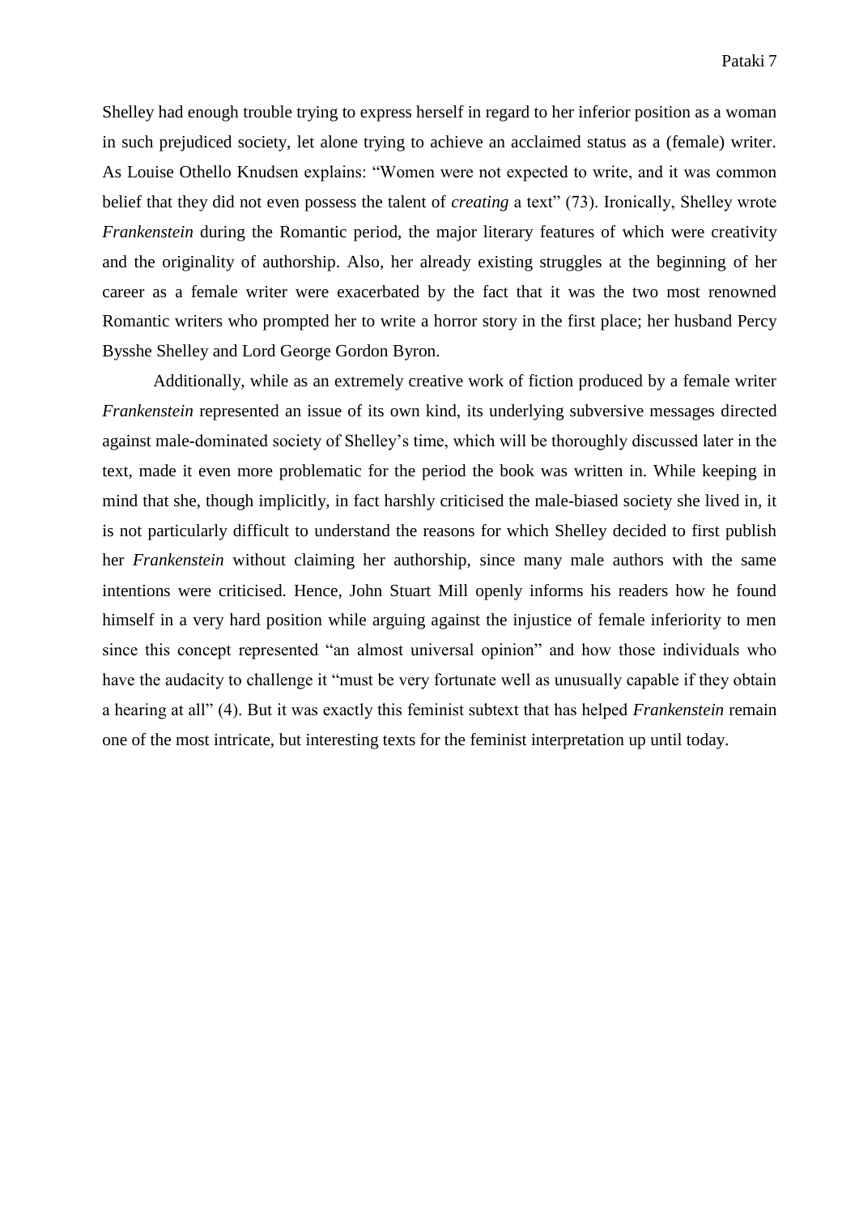Shelley had enough trouble trying to express herself in regard to her inferior position as a woman in such prejudiced society, let alone trying to achieve an acclaimed status as a (female) writer. As Louise Othello Knudsen explains: "Women were not expected to write, and it was common belief that they did not even possess the talent of *creating* a text" (73). Ironically, Shelley wrote *Frankenstein* during the Romantic period, the major literary features of which were creativity and the originality of authorship. Also, her already existing struggles at the beginning of her career as a female writer were exacerbated by the fact that it was the two most renowned Romantic writers who prompted her to write a horror story in the first place; her husband Percy Bysshe Shelley and Lord George Gordon Byron.

Additionally, while as an extremely creative work of fiction produced by a female writer *Frankenstein* represented an issue of its own kind, its underlying subversive messages directed against male-dominated society of Shelley's time, which will be thoroughly discussed later in the text, made it even more problematic for the period the book was written in. While keeping in mind that she, though implicitly, in fact harshly criticised the male-biased society she lived in, it is not particularly difficult to understand the reasons for which Shelley decided to first publish her *Frankenstein* without claiming her authorship, since many male authors with the same intentions were criticised. Hence, John Stuart Mill openly informs his readers how he found himself in a very hard position while arguing against the injustice of female inferiority to men since this concept represented "an almost universal opinion" and how those individuals who have the audacity to challenge it "must be very fortunate well as unusually capable if they obtain a hearing at all" (4). But it was exactly this feminist subtext that has helped *Frankenstein* remain one of the most intricate, but interesting texts for the feminist interpretation up until today.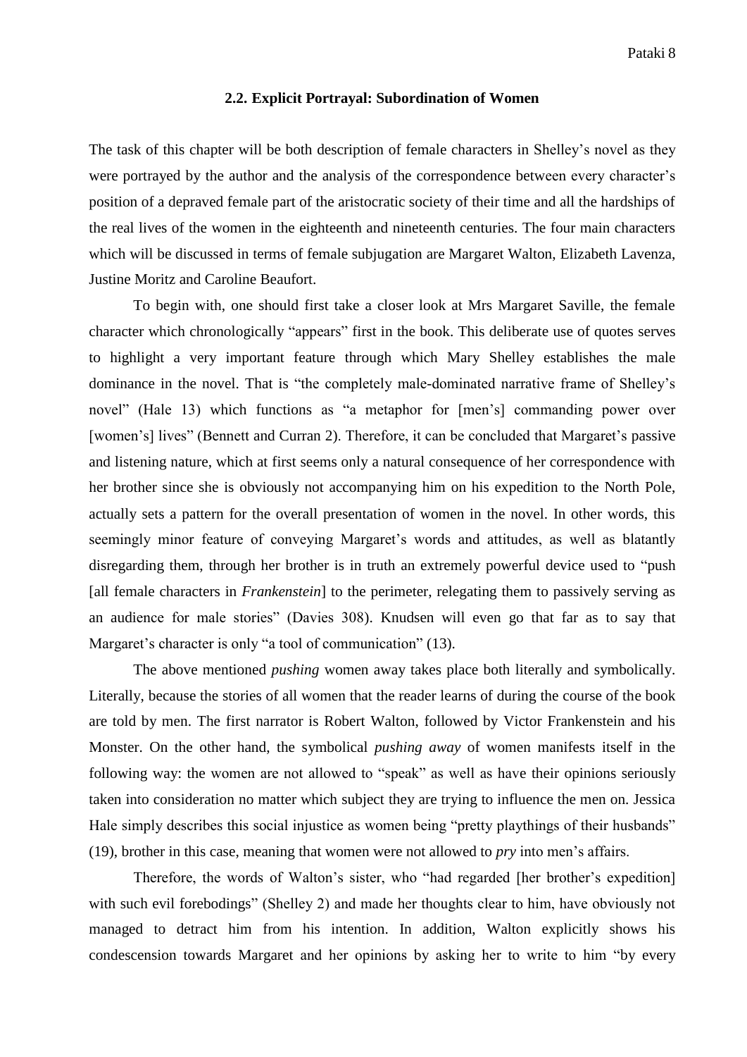### 2.2. Explicit Portrayal: Subordination of Women

The task of this chapter will be both description of female characters in Shelley's novel as they were portrayed by the author and the analysis of the correspondence between every character's position of a depraved female part of the aristocratic society of their time and all the hardships of the real lives of the women in the eighteenth and nineteenth centuries. The four main characters which will be discussed in terms of female subjugation are Margaret Walton, Elizabeth Lavenza, Justine Moritz and Caroline Beaufort.

To begin with, one should first take a closer look at Mrs Margaret Saville, the female character which chronologically "appears" first in the book. This deliberate use of quotes serves to highlight a very important feature through which Mary Shelley establishes the male dominance in the novel. That is "the completely male-dominated narrative frame of Shelley's novel" (Hale 13) which functions as "a metaphor for [men's] commanding power over [women's] lives" (Bennett and Curran 2). Therefore, it can be concluded that Margaret's passive and listening nature, which at first seems only a natural consequence of her correspondence with her brother since she is obviously not accompanying him on his expedition to the North Pole, actually sets a pattern for the overall presentation of women in the novel. In other words, this seemingly minor feature of conveying Margaret's words and attitudes, as well as blatantly disregarding them, through her brother is in truth an extremely powerful device used to "push [all female characters in *Frankenstein*] to the perimeter, relegating them to passively serving as an audience for male stories" (Davies 308). Knudsen will even go that far as to say that Margaret's character is only "a tool of communication" (13).

The above mentioned *pushing* women away takes place both literally and symbolically. Literally, because the stories of all women that the reader learns of during the course of the book are told by men. The first narrator is Robert Walton, followed by Victor Frankenstein and his Monster. On the other hand, the symbolical *pushing away* of women manifests itself in the following way: the women are not allowed to "speak" as well as have their opinions seriously taken into consideration no matter which subject they are trying to influence the men on. Jessica Hale simply describes this social injustice as women being "pretty playthings of their husbands" (19), brother in this case, meaning that women were not allowed to *pry* into men's affairs.

Therefore, the words of Walton's sister, who "had regarded [her brother's expedition] with such evil forebodings" (Shelley 2) and made her thoughts clear to him, have obviously not managed to detract him from his intention. In addition, Walton explicitly shows his condescension towards Margaret and her opinions by asking her to write to him "by every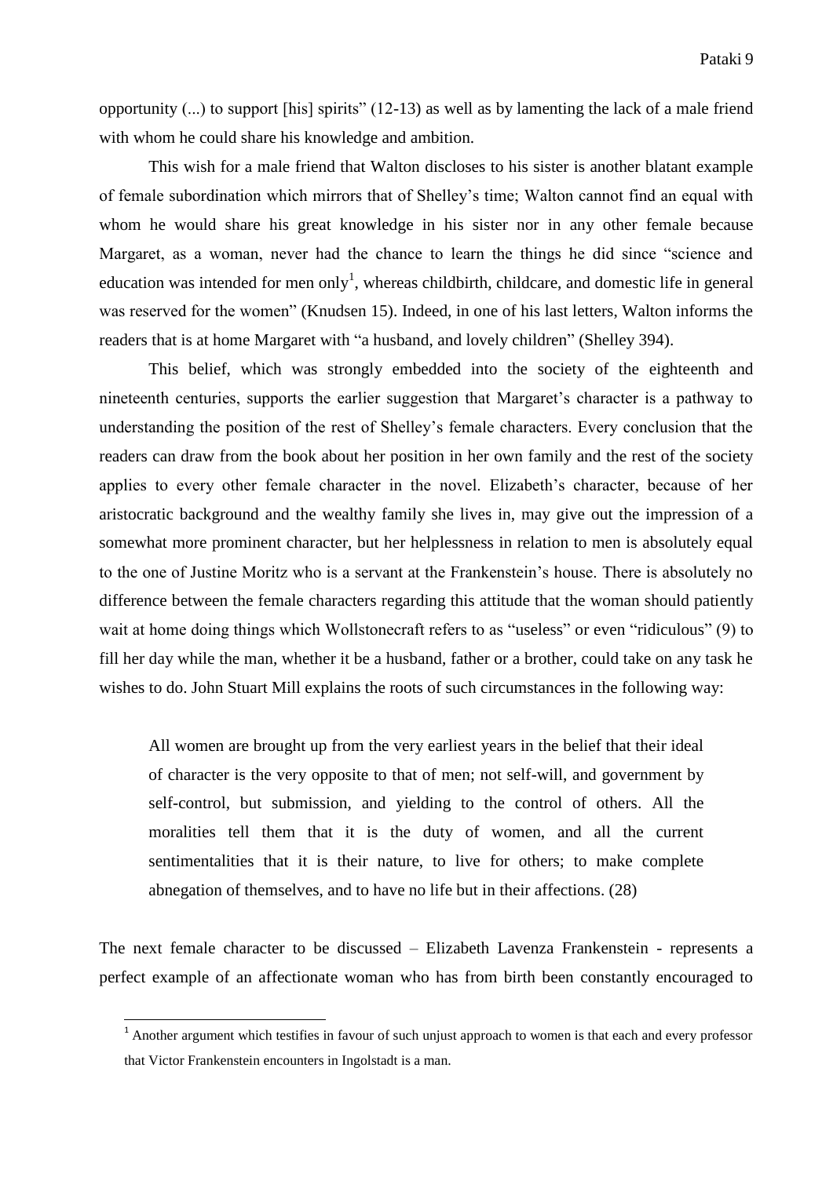opportunity (...) to support [his] spirits" (12-13) as well as by lamenting the lack of a male friend with whom he could share his knowledge and ambition.

This wish for a male friend that Walton discloses to his sister is another blatant example of female subordination which mirrors that of Shelley's time; Walton cannot find an equal with whom he would share his great knowledge in his sister nor in any other female because Margaret, as a woman, never had the chance to learn the things he did since "science and education was intended for men only[1], whereas childbirth, childcare, and domestic life in general was reserved for the women" (Knudsen 15). Indeed, in one of his last letters, Walton informs the readers that is at home Margaret with "a husband, and lovely children" (Shelley 394).

This belief, which was strongly embedded into the society of the eighteenth and nineteenth centuries, supports the earlier suggestion that Margaret's character is a pathway to understanding the position of the rest of Shelley's female characters. Every conclusion that the readers can draw from the book about her position in her own family and the rest of the society applies to every other female character in the novel. Elizabeth's character, because of her aristocratic background and the wealthy family she lives in, may give out the impression of a somewhat more prominent character, but her helplessness in relation to men is absolutely equal to the one of Justine Moritz who is a servant at the Frankenstein's house. There is absolutely no difference between the female characters regarding this attitude that the woman should patiently wait at home doing things which Wollstonecraft refers to as "useless" or even "ridiculous" (9) to fill her day while the man, whether it be a husband, father or a brother, could take on any task he wishes to do. John Stuart Mill explains the roots of such circumstances in the following way:

> All women are brought up from the very earliest years in the belief that their ideal of character is the very opposite to that of men; not self-will, and government by self-control, but submission, and yielding to the control of others. All the moralities tell them that it is the duty of women, and all the current sentimentalities that it is their nature, to live for others; to make complete abnegation of themselves, and to have no life but in their affections. (28)

The next female character to be discussed – Elizabeth Lavenza Frankenstein - represents a perfect example of an affectionate woman who has from birth been constantly encouraged to

---

[1] Another argument which testifies in favour of such unjust approach to women is that each and every professor that Victor Frankenstein encounters in Ingolstadt is a man.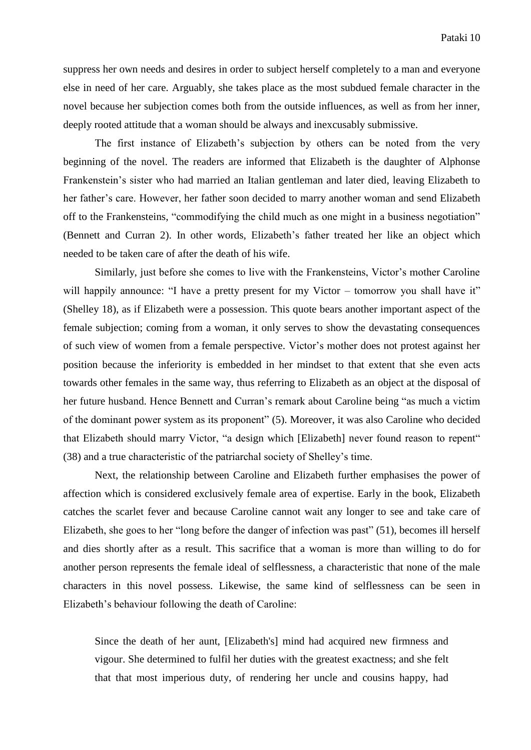suppress her own needs and desires in order to subject herself completely to a man and everyone else in need of her care. Arguably, she takes place as the most subdued female character in the novel because her subjection comes both from the outside influences, as well as from her inner, deeply rooted attitude that a woman should be always and inexcusably submissive.

The first instance of Elizabeth's subjection by others can be noted from the very beginning of the novel. The readers are informed that Elizabeth is the daughter of Alphonse Frankenstein's sister who had married an Italian gentleman and later died, leaving Elizabeth to her father's care. However, her father soon decided to marry another woman and send Elizabeth off to the Frankensteins, "commodifying the child much as one might in a business negotiation" (Bennett and Curran 2). In other words, Elizabeth's father treated her like an object which needed to be taken care of after the death of his wife.

Similarly, just before she comes to live with the Frankensteins, Victor's mother Caroline will happily announce: "I have a pretty present for my Victor – tomorrow you shall have it" (Shelley 18), as if Elizabeth were a possession. This quote bears another important aspect of the female subjection; coming from a woman, it only serves to show the devastating consequences of such view of women from a female perspective. Victor's mother does not protest against her position because the inferiority is embedded in her mindset to that extent that she even acts towards other females in the same way, thus referring to Elizabeth as an object at the disposal of her future husband. Hence Bennett and Curran's remark about Caroline being "as much a victim of the dominant power system as its proponent" (5). Moreover, it was also Caroline who decided that Elizabeth should marry Victor, "a design which [Elizabeth] never found reason to repent" (38) and a true characteristic of the patriarchal society of Shelley's time.

Next, the relationship between Caroline and Elizabeth further emphasises the power of affection which is considered exclusively female area of expertise. Early in the book, Elizabeth catches the scarlet fever and because Caroline cannot wait any longer to see and take care of Elizabeth, she goes to her "long before the danger of infection was past" (51), becomes ill herself and dies shortly after as a result. This sacrifice that a woman is more than willing to do for another person represents the female ideal of selflessness, a characteristic that none of the male characters in this novel possess. Likewise, the same kind of selflessness can be seen in Elizabeth's behaviour following the death of Caroline:

> Since the death of her aunt, [Elizabeth's] mind had acquired new firmness and vigour. She determined to fulfil her duties with the greatest exactness; and she felt that that most imperious duty, of rendering her uncle and cousins happy, had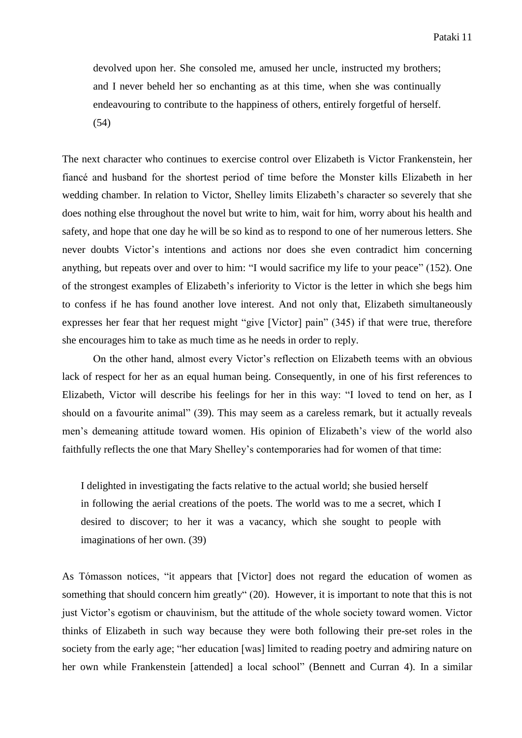> devolved upon her. She consoled me, amused her uncle, instructed my brothers; and I never beheld her so enchanting as at this time, when she was continually endeavouring to contribute to the happiness of others, entirely forgetful of herself. (54)

The next character who continues to exercise control over Elizabeth is Victor Frankenstein, her fiancé and husband for the shortest period of time before the Monster kills Elizabeth in her wedding chamber. In relation to Victor, Shelley limits Elizabeth's character so severely that she does nothing else throughout the novel but write to him, wait for him, worry about his health and safety, and hope that one day he will be so kind as to respond to one of her numerous letters. She never doubts Victor's intentions and actions nor does she even contradict him concerning anything, but repeats over and over to him: "I would sacrifice my life to your peace" (152). One of the strongest examples of Elizabeth's inferiority to Victor is the letter in which she begs him to confess if he has found another love interest. And not only that, Elizabeth simultaneously expresses her fear that her request might "give [Victor] pain" (345) if that were true, therefore she encourages him to take as much time as he needs in order to reply.

On the other hand, almost every Victor's reflection on Elizabeth teems with an obvious lack of respect for her as an equal human being. Consequently, in one of his first references to Elizabeth, Victor will describe his feelings for her in this way: "I loved to tend on her, as I should on a favourite animal" (39). This may seem as a careless remark, but it actually reveals men's demeaning attitude toward women. His opinion of Elizabeth's view of the world also faithfully reflects the one that Mary Shelley's contemporaries had for women of that time:

> I delighted in investigating the facts relative to the actual world; she busied herself in following the aerial creations of the poets. The world was to me a secret, which I desired to discover; to her it was a vacancy, which she sought to people with imaginations of her own. (39)

As Tómasson notices, "it appears that [Victor] does not regard the education of women as something that should concern him greatly" (20). However, it is important to note that this is not just Victor's egotism or chauvinism, but the attitude of the whole society toward women. Victor thinks of Elizabeth in such way because they were both following their pre-set roles in the society from the early age; "her education [was] limited to reading poetry and admiring nature on her own while Frankenstein [attended] a local school" (Bennett and Curran 4). In a similar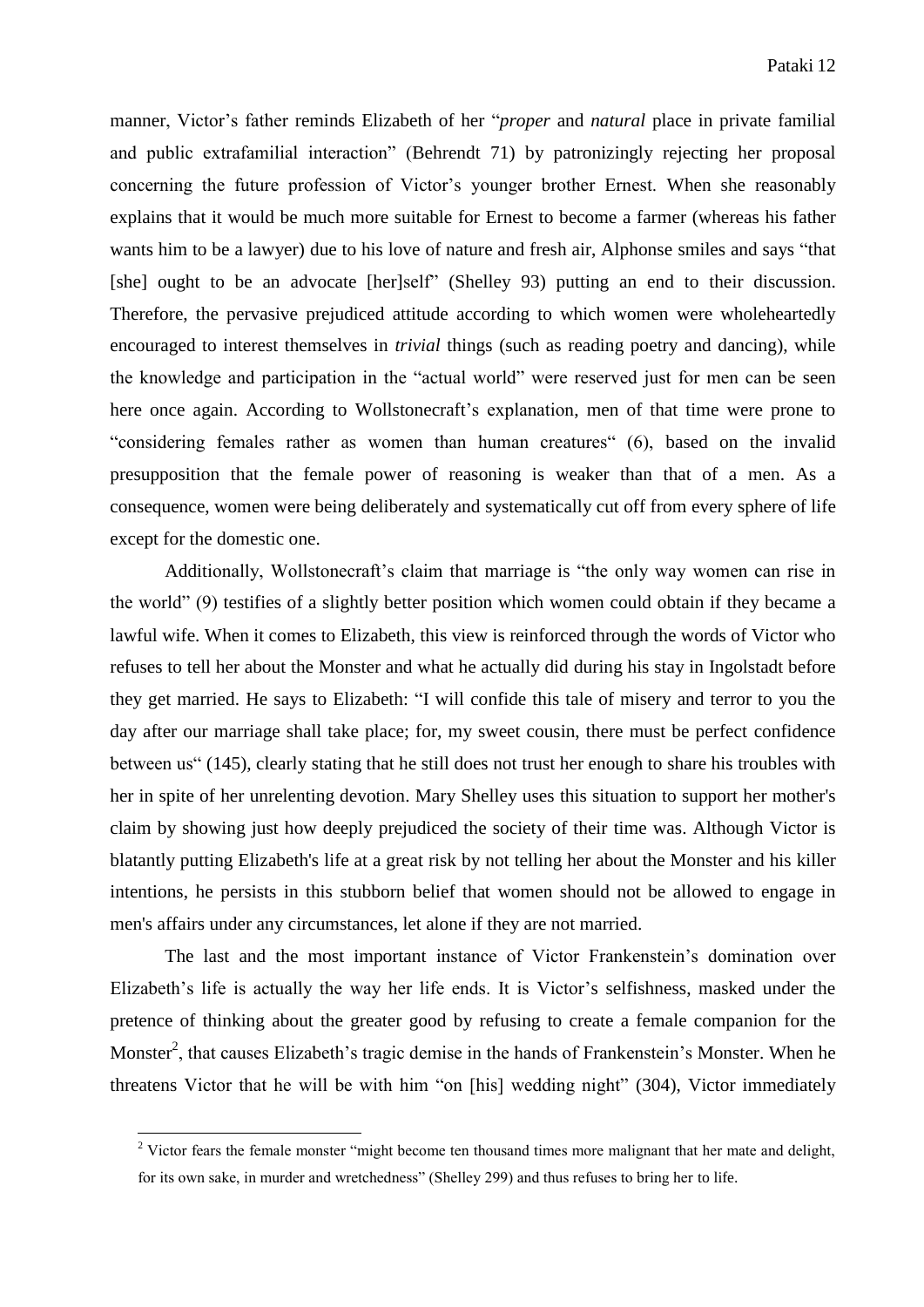manner, Victor's father reminds Elizabeth of her "*proper* and *natural* place in private familial and public extrafamilial interaction" (Behrendt 71) by patronizingly rejecting her proposal concerning the future profession of Victor's younger brother Ernest. When she reasonably explains that it would be much more suitable for Ernest to become a farmer (whereas his father wants him to be a lawyer) due to his love of nature and fresh air, Alphonse smiles and says "that [she] ought to be an advocate [her]self" (Shelley 93) putting an end to their discussion. Therefore, the pervasive prejudiced attitude according to which women were wholeheartedly encouraged to interest themselves in *trivial* things (such as reading poetry and dancing), while the knowledge and participation in the "actual world" were reserved just for men can be seen here once again. According to Wollstonecraft's explanation, men of that time were prone to "considering females rather as women than human creatures" (6), based on the invalid presupposition that the female power of reasoning is weaker than that of a men. As a consequence, women were being deliberately and systematically cut off from every sphere of life except for the domestic one.

Additionally, Wollstonecraft's claim that marriage is "the only way women can rise in the world" (9) testifies of a slightly better position which women could obtain if they became a lawful wife. When it comes to Elizabeth, this view is reinforced through the words of Victor who refuses to tell her about the Monster and what he actually did during his stay in Ingolstadt before they get married. He says to Elizabeth: "I will confide this tale of misery and terror to you the day after our marriage shall take place; for, my sweet cousin, there must be perfect confidence between us" (145), clearly stating that he still does not trust her enough to share his troubles with her in spite of her unrelenting devotion. Mary Shelley uses this situation to support her mother's claim by showing just how deeply prejudiced the society of their time was. Although Victor is blatantly putting Elizabeth's life at a great risk by not telling her about the Monster and his killer intentions, he persists in this stubborn belief that women should not be allowed to engage in men's affairs under any circumstances, let alone if they are not married.

The last and the most important instance of Victor Frankenstein's domination over Elizabeth's life is actually the way her life ends. It is Victor's selfishness, masked under the pretence of thinking about the greater good by refusing to create a female companion for the Monster[2], that causes Elizabeth's tragic demise in the hands of Frankenstein's Monster. When he threatens Victor that he will be with him "on [his] wedding night" (304), Victor immediately

[2] Victor fears the female monster "might become ten thousand times more malignant that her mate and delight, for its own sake, in murder and wretchedness" (Shelley 299) and thus refuses to bring her to life.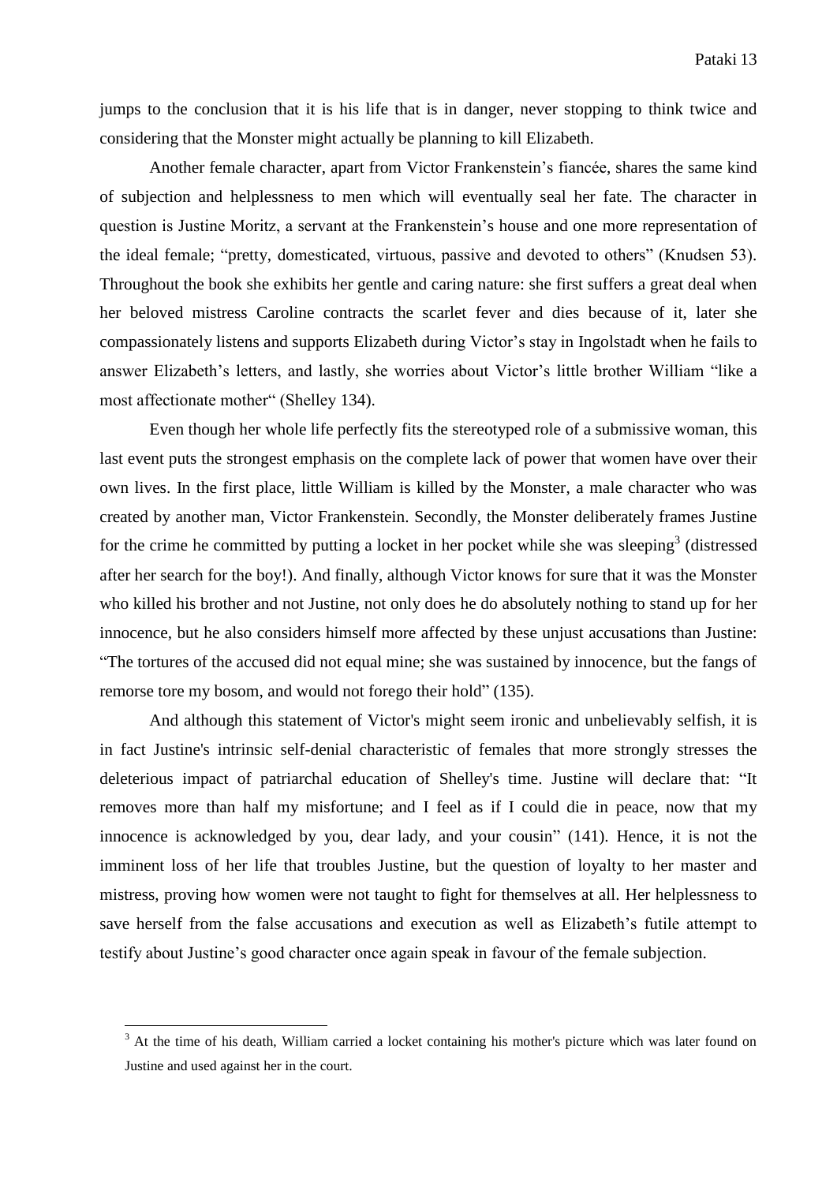jumps to the conclusion that it is his life that is in danger, never stopping to think twice and considering that the Monster might actually be planning to kill Elizabeth.

Another female character, apart from Victor Frankenstein's fiancée, shares the same kind of subjection and helplessness to men which will eventually seal her fate. The character in question is Justine Moritz, a servant at the Frankenstein's house and one more representation of the ideal female; "pretty, domesticated, virtuous, passive and devoted to others" (Knudsen 53). Throughout the book she exhibits her gentle and caring nature: she first suffers a great deal when her beloved mistress Caroline contracts the scarlet fever and dies because of it, later she compassionately listens and supports Elizabeth during Victor's stay in Ingolstadt when he fails to answer Elizabeth's letters, and lastly, she worries about Victor's little brother William "like a most affectionate mother" (Shelley 134).

Even though her whole life perfectly fits the stereotyped role of a submissive woman, this last event puts the strongest emphasis on the complete lack of power that women have over their own lives. In the first place, little William is killed by the Monster, a male character who was created by another man, Victor Frankenstein. Secondly, the Monster deliberately frames Justine for the crime he committed by putting a locket in her pocket while she was sleeping[3] (distressed after her search for the boy!). And finally, although Victor knows for sure that it was the Monster who killed his brother and not Justine, not only does he do absolutely nothing to stand up for her innocence, but he also considers himself more affected by these unjust accusations than Justine: "The tortures of the accused did not equal mine; she was sustained by innocence, but the fangs of remorse tore my bosom, and would not forego their hold" (135).

And although this statement of Victor's might seem ironic and unbelievably selfish, it is in fact Justine's intrinsic self-denial characteristic of females that more strongly stresses the deleterious impact of patriarchal education of Shelley's time. Justine will declare that: "It removes more than half my misfortune; and I feel as if I could die in peace, now that my innocence is acknowledged by you, dear lady, and your cousin" (141). Hence, it is not the imminent loss of her life that troubles Justine, but the question of loyalty to her master and mistress, proving how women were not taught to fight for themselves at all. Her helplessness to save herself from the false accusations and execution as well as Elizabeth's futile attempt to testify about Justine's good character once again speak in favour of the female subjection.

[3] At the time of his death, William carried a locket containing his mother's picture which was later found on Justine and used against her in the court.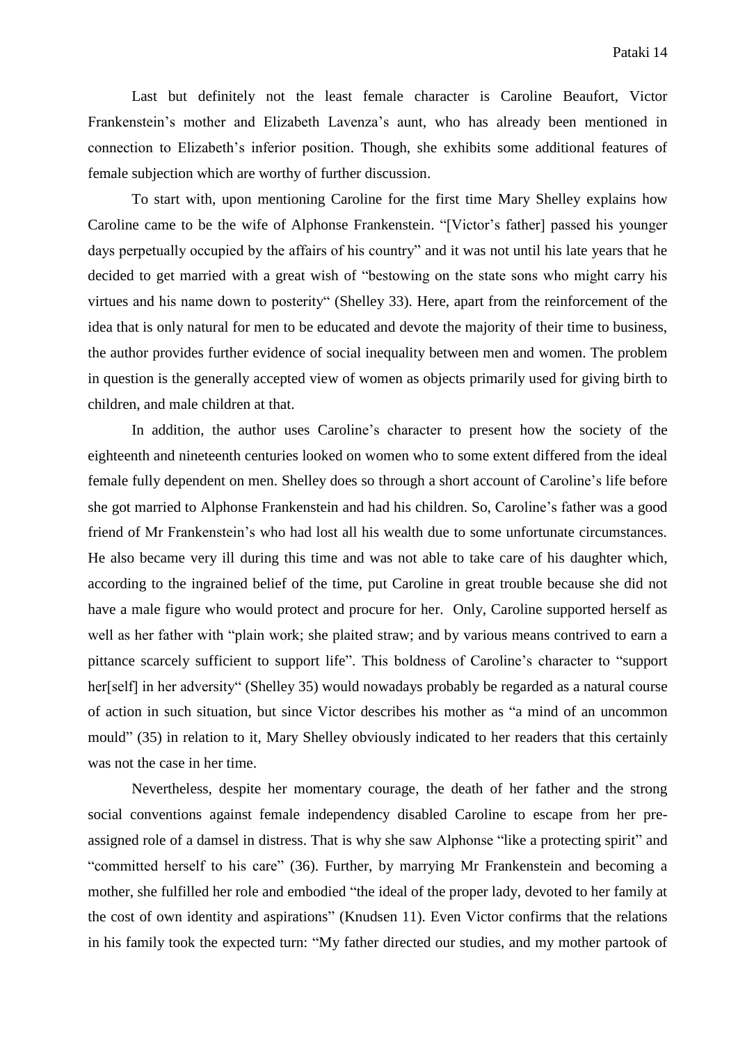Last but definitely not the least female character is Caroline Beaufort, Victor Frankenstein's mother and Elizabeth Lavenza's aunt, who has already been mentioned in connection to Elizabeth's inferior position. Though, she exhibits some additional features of female subjection which are worthy of further discussion.

To start with, upon mentioning Caroline for the first time Mary Shelley explains how Caroline came to be the wife of Alphonse Frankenstein. "[Victor's father] passed his younger days perpetually occupied by the affairs of his country" and it was not until his late years that he decided to get married with a great wish of "bestowing on the state sons who might carry his virtues and his name down to posterity" (Shelley 33). Here, apart from the reinforcement of the idea that is only natural for men to be educated and devote the majority of their time to business, the author provides further evidence of social inequality between men and women. The problem in question is the generally accepted view of women as objects primarily used for giving birth to children, and male children at that.

In addition, the author uses Caroline's character to present how the society of the eighteenth and nineteenth centuries looked on women who to some extent differed from the ideal female fully dependent on men. Shelley does so through a short account of Caroline's life before she got married to Alphonse Frankenstein and had his children. So, Caroline's father was a good friend of Mr Frankenstein's who had lost all his wealth due to some unfortunate circumstances. He also became very ill during this time and was not able to take care of his daughter which, according to the ingrained belief of the time, put Caroline in great trouble because she did not have a male figure who would protect and procure for her. Only, Caroline supported herself as well as her father with "plain work; she plaited straw; and by various means contrived to earn a pittance scarcely sufficient to support life". This boldness of Caroline's character to "support her[self] in her adversity" (Shelley 35) would nowadays probably be regarded as a natural course of action in such situation, but since Victor describes his mother as "a mind of an uncommon mould" (35) in relation to it, Mary Shelley obviously indicated to her readers that this certainly was not the case in her time.

Nevertheless, despite her momentary courage, the death of her father and the strong social conventions against female independency disabled Caroline to escape from her pre-assigned role of a damsel in distress. That is why she saw Alphonse "like a protecting spirit" and "committed herself to his care" (36). Further, by marrying Mr Frankenstein and becoming a mother, she fulfilled her role and embodied "the ideal of the proper lady, devoted to her family at the cost of own identity and aspirations" (Knudsen 11). Even Victor confirms that the relations in his family took the expected turn: "My father directed our studies, and my mother partook of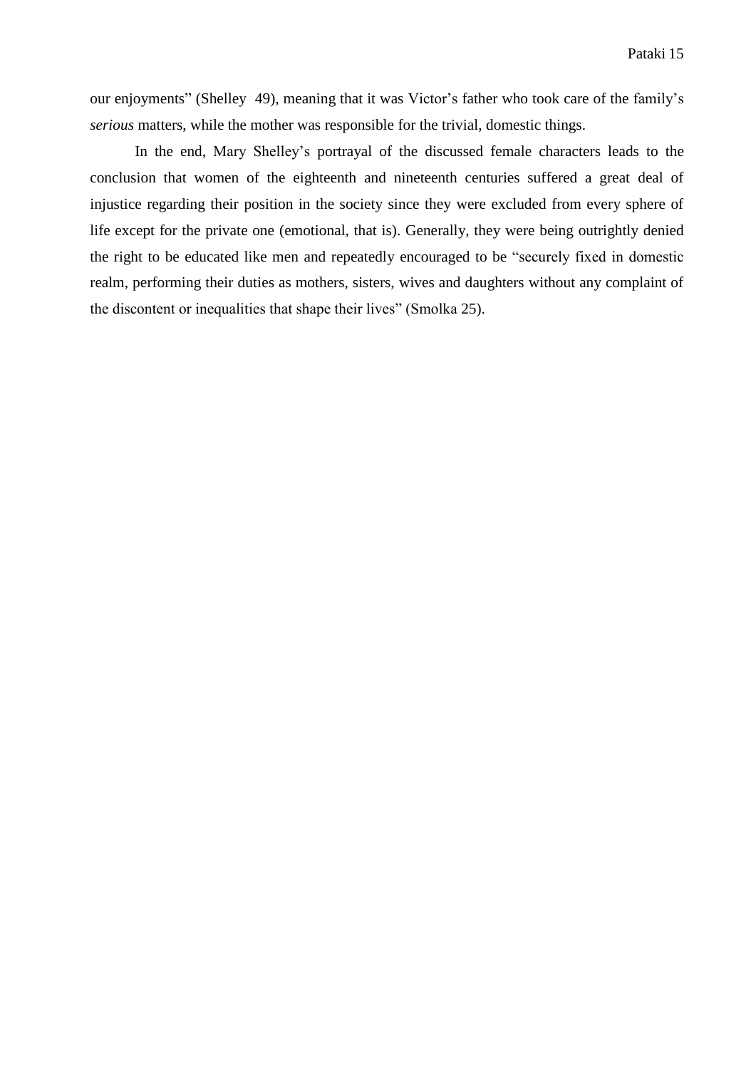our enjoyments" (Shelley  49), meaning that it was Victor's father who took care of the family's *serious* matters, while the mother was responsible for the trivial, domestic things.

In the end, Mary Shelley's portrayal of the discussed female characters leads to the conclusion that women of the eighteenth and nineteenth centuries suffered a great deal of injustice regarding their position in the society since they were excluded from every sphere of life except for the private one (emotional, that is). Generally, they were being outrightly denied the right to be educated like men and repeatedly encouraged to be "securely fixed in domestic realm, performing their duties as mothers, sisters, wives and daughters without any complaint of the discontent or inequalities that shape their lives" (Smolka 25).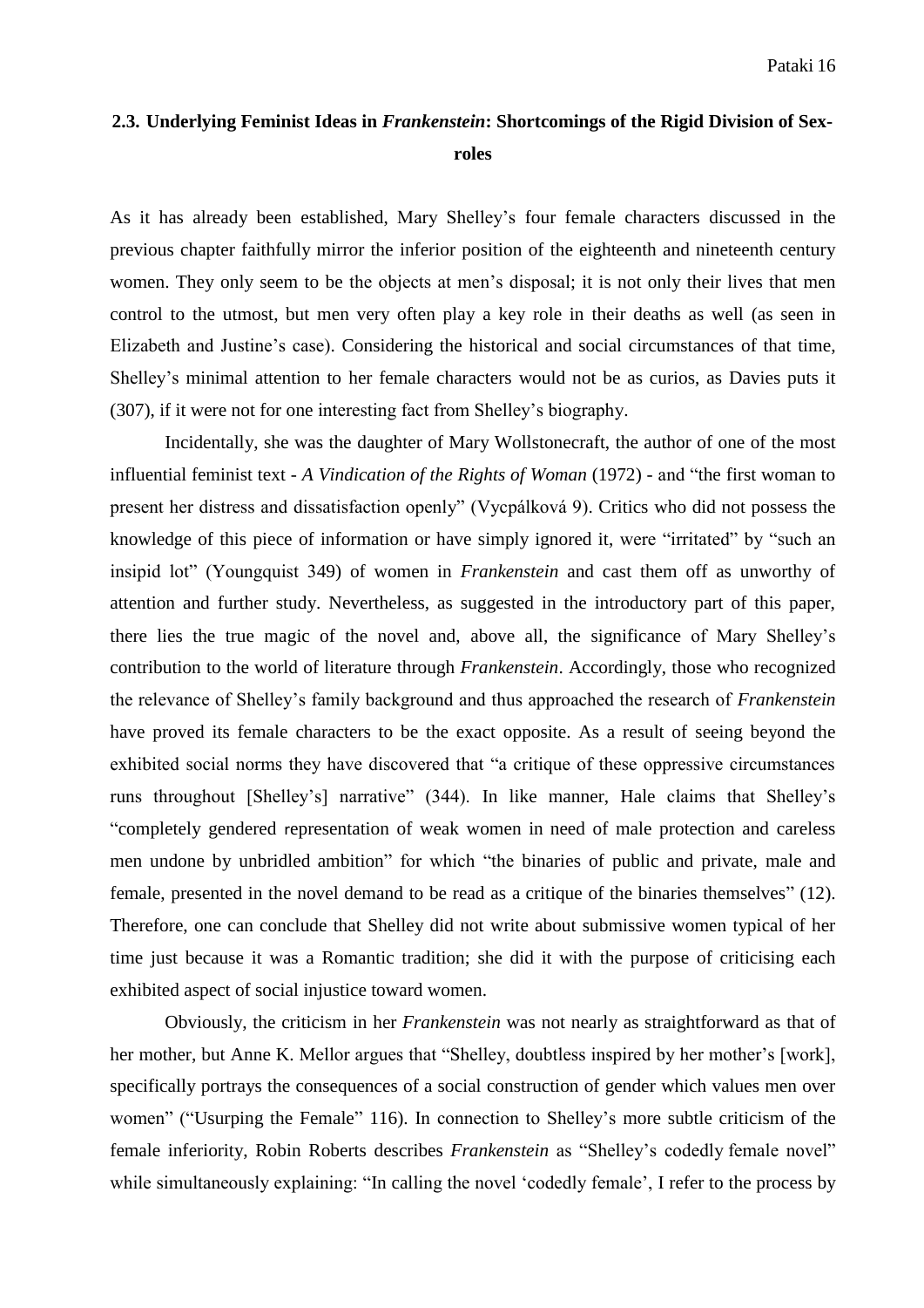## 2.3. Underlying Feminist Ideas in *Frankenstein*: Shortcomings of the Rigid Division of Sex-roles

As it has already been established, Mary Shelley's four female characters discussed in the previous chapter faithfully mirror the inferior position of the eighteenth and nineteenth century women. They only seem to be the objects at men's disposal; it is not only their lives that men control to the utmost, but men very often play a key role in their deaths as well (as seen in Elizabeth and Justine's case). Considering the historical and social circumstances of that time, Shelley's minimal attention to her female characters would not be as curios, as Davies puts it (307), if it were not for one interesting fact from Shelley's biography.

Incidentally, she was the daughter of Mary Wollstonecraft, the author of one of the most influential feminist text - *A Vindication of the Rights of Woman* (1972) - and "the first woman to present her distress and dissatisfaction openly" (Vycpálková 9). Critics who did not possess the knowledge of this piece of information or have simply ignored it, were "irritated" by "such an insipid lot" (Youngquist 349) of women in *Frankenstein* and cast them off as unworthy of attention and further study. Nevertheless, as suggested in the introductory part of this paper, there lies the true magic of the novel and, above all, the significance of Mary Shelley's contribution to the world of literature through *Frankenstein*. Accordingly, those who recognized the relevance of Shelley's family background and thus approached the research of *Frankenstein* have proved its female characters to be the exact opposite. As a result of seeing beyond the exhibited social norms they have discovered that "a critique of these oppressive circumstances runs throughout [Shelley's] narrative" (344). In like manner, Hale claims that Shelley's "completely gendered representation of weak women in need of male protection and careless men undone by unbridled ambition" for which "the binaries of public and private, male and female, presented in the novel demand to be read as a critique of the binaries themselves" (12). Therefore, one can conclude that Shelley did not write about submissive women typical of her time just because it was a Romantic tradition; she did it with the purpose of criticising each exhibited aspect of social injustice toward women.

Obviously, the criticism in her *Frankenstein* was not nearly as straightforward as that of her mother, but Anne K. Mellor argues that "Shelley, doubtless inspired by her mother's [work], specifically portrays the consequences of a social construction of gender which values men over women" ("Usurping the Female" 116). In connection to Shelley's more subtle criticism of the female inferiority, Robin Roberts describes *Frankenstein* as "Shelley's codedly female novel" while simultaneously explaining: "In calling the novel 'codedly female', I refer to the process by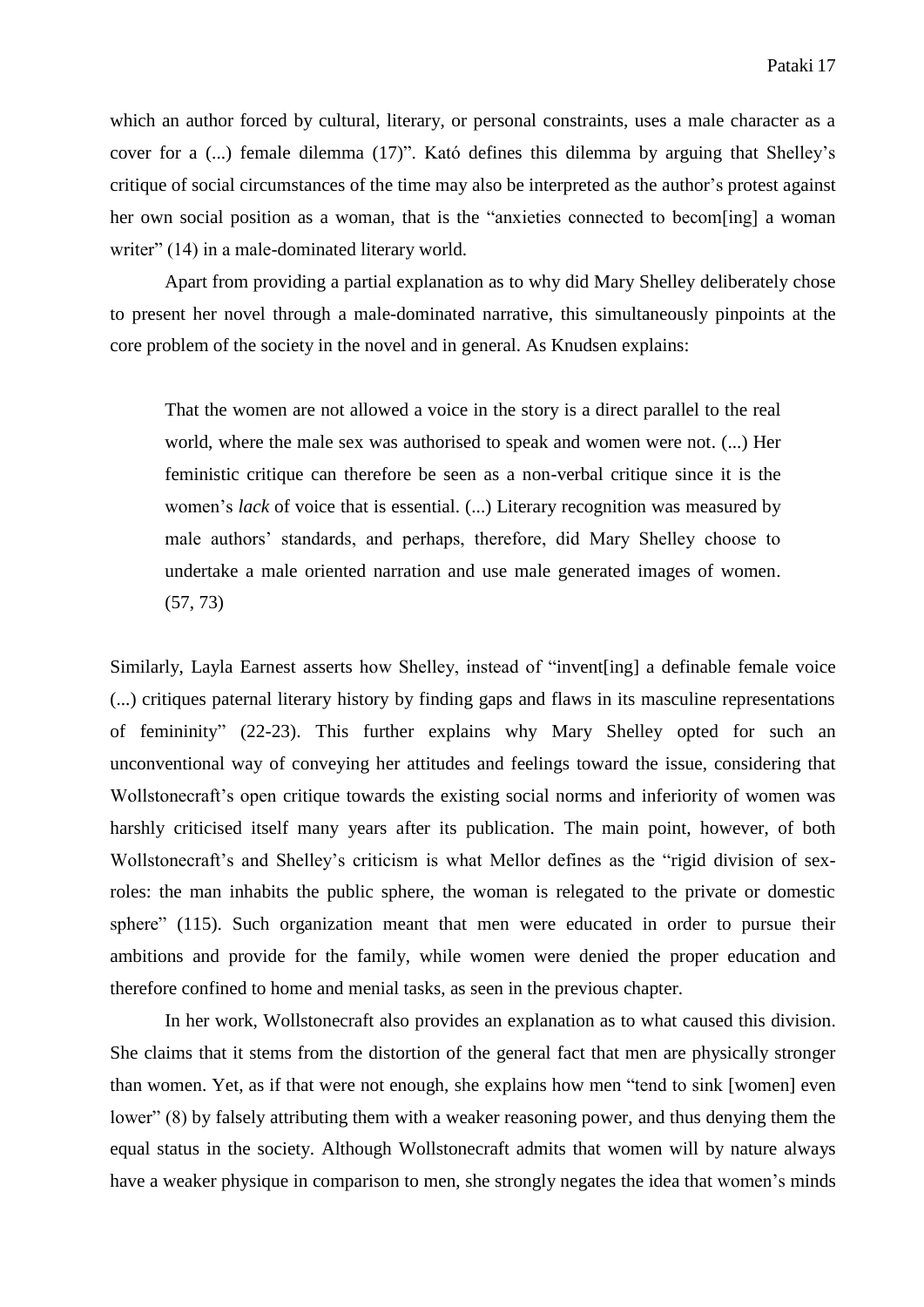which an author forced by cultural, literary, or personal constraints, uses a male character as a cover for a (...) female dilemma (17)". Kató defines this dilemma by arguing that Shelley's critique of social circumstances of the time may also be interpreted as the author's protest against her own social position as a woman, that is the "anxieties connected to becom[ing] a woman writer" (14) in a male-dominated literary world.

Apart from providing a partial explanation as to why did Mary Shelley deliberately chose to present her novel through a male-dominated narrative, this simultaneously pinpoints at the core problem of the society in the novel and in general. As Knudsen explains:

> That the women are not allowed a voice in the story is a direct parallel to the real world, where the male sex was authorised to speak and women were not. (...) Her feministic critique can therefore be seen as a non-verbal critique since it is the women's *lack* of voice that is essential. (...) Literary recognition was measured by male authors' standards, and perhaps, therefore, did Mary Shelley choose to undertake a male oriented narration and use male generated images of women. (57, 73)

Similarly, Layla Earnest asserts how Shelley, instead of "invent[ing] a definable female voice (...) critiques paternal literary history by finding gaps and flaws in its masculine representations of femininity" (22-23). This further explains why Mary Shelley opted for such an unconventional way of conveying her attitudes and feelings toward the issue, considering that Wollstonecraft's open critique towards the existing social norms and inferiority of women was harshly criticised itself many years after its publication. The main point, however, of both Wollstonecraft's and Shelley's criticism is what Mellor defines as the "rigid division of sex-roles: the man inhabits the public sphere, the woman is relegated to the private or domestic sphere" (115). Such organization meant that men were educated in order to pursue their ambitions and provide for the family, while women were denied the proper education and therefore confined to home and menial tasks, as seen in the previous chapter.

In her work, Wollstonecraft also provides an explanation as to what caused this division. She claims that it stems from the distortion of the general fact that men are physically stronger than women. Yet, as if that were not enough, she explains how men "tend to sink [women] even lower" (8) by falsely attributing them with a weaker reasoning power, and thus denying them the equal status in the society. Although Wollstonecraft admits that women will by nature always have a weaker physique in comparison to men, she strongly negates the idea that women's minds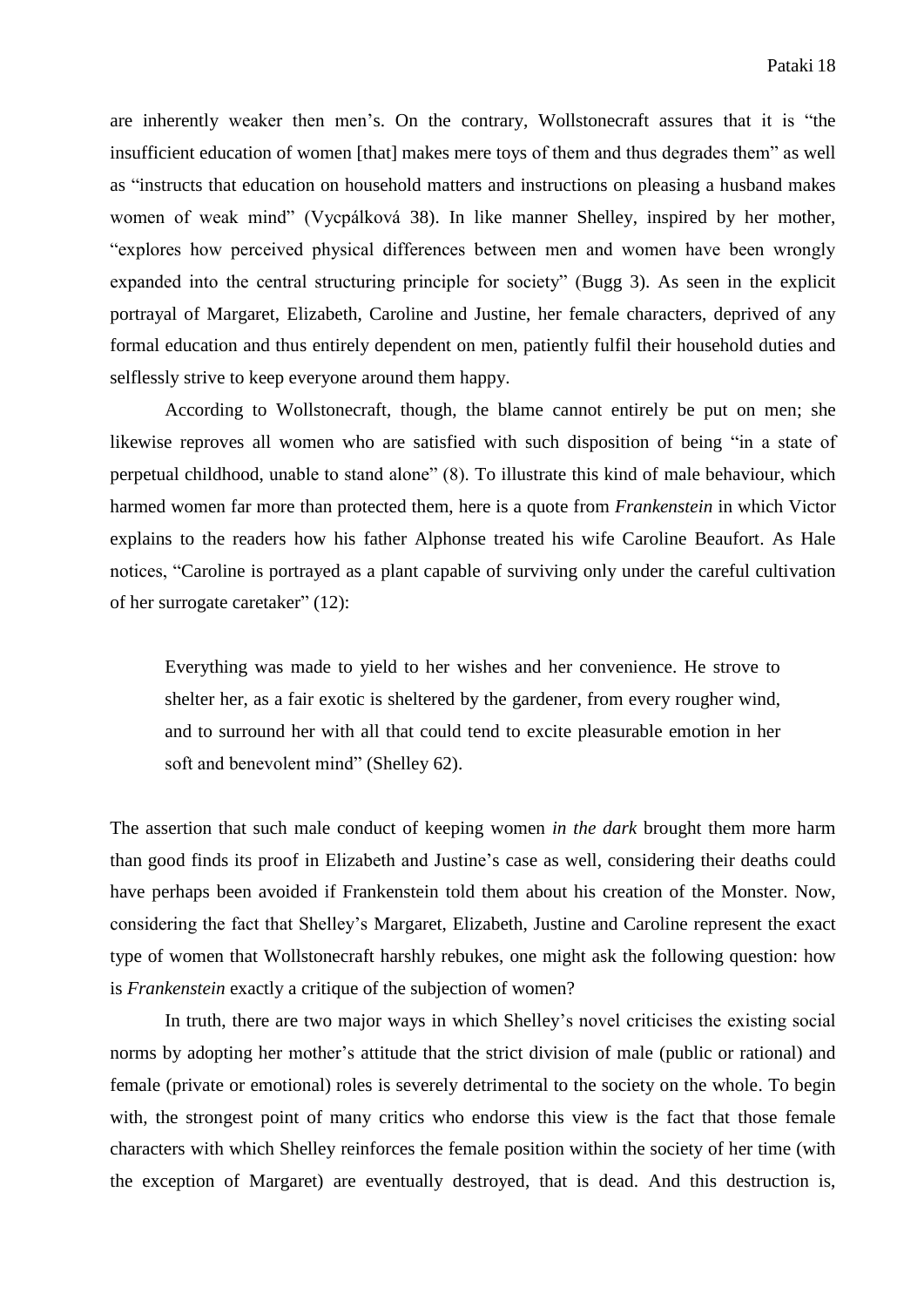are inherently weaker then men's. On the contrary, Wollstonecraft assures that it is "the insufficient education of women [that] makes mere toys of them and thus degrades them" as well as "instructs that education on household matters and instructions on pleasing a husband makes women of weak mind" (Vycpálková 38). In like manner Shelley, inspired by her mother, "explores how perceived physical differences between men and women have been wrongly expanded into the central structuring principle for society" (Bugg 3). As seen in the explicit portrayal of Margaret, Elizabeth, Caroline and Justine, her female characters, deprived of any formal education and thus entirely dependent on men, patiently fulfil their household duties and selflessly strive to keep everyone around them happy.

According to Wollstonecraft, though, the blame cannot entirely be put on men; she likewise reproves all women who are satisfied with such disposition of being "in a state of perpetual childhood, unable to stand alone" (8). To illustrate this kind of male behaviour, which harmed women far more than protected them, here is a quote from *Frankenstein* in which Victor explains to the readers how his father Alphonse treated his wife Caroline Beaufort. As Hale notices, "Caroline is portrayed as a plant capable of surviving only under the careful cultivation of her surrogate caretaker" (12):

> Everything was made to yield to her wishes and her convenience. He strove to shelter her, as a fair exotic is sheltered by the gardener, from every rougher wind, and to surround her with all that could tend to excite pleasurable emotion in her soft and benevolent mind" (Shelley 62).

The assertion that such male conduct of keeping women *in the dark* brought them more harm than good finds its proof in Elizabeth and Justine's case as well, considering their deaths could have perhaps been avoided if Frankenstein told them about his creation of the Monster. Now, considering the fact that Shelley's Margaret, Elizabeth, Justine and Caroline represent the exact type of women that Wollstonecraft harshly rebukes, one might ask the following question: how is *Frankenstein* exactly a critique of the subjection of women?

In truth, there are two major ways in which Shelley's novel criticises the existing social norms by adopting her mother's attitude that the strict division of male (public or rational) and female (private or emotional) roles is severely detrimental to the society on the whole. To begin with, the strongest point of many critics who endorse this view is the fact that those female characters with which Shelley reinforces the female position within the society of her time (with the exception of Margaret) are eventually destroyed, that is dead. And this destruction is,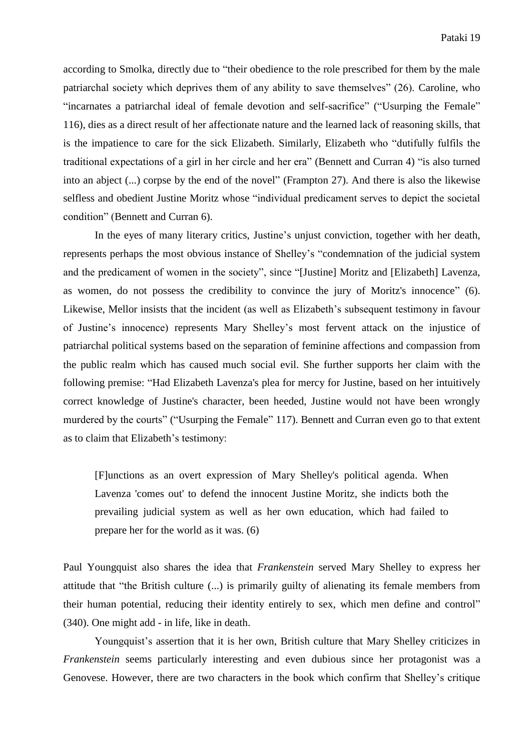according to Smolka, directly due to "their obedience to the role prescribed for them by the male patriarchal society which deprives them of any ability to save themselves" (26). Caroline, who "incarnates a patriarchal ideal of female devotion and self-sacrifice" ("Usurping the Female" 116), dies as a direct result of her affectionate nature and the learned lack of reasoning skills, that is the impatience to care for the sick Elizabeth. Similarly, Elizabeth who "dutifully fulfils the traditional expectations of a girl in her circle and her era" (Bennett and Curran 4) "is also turned into an abject (...) corpse by the end of the novel" (Frampton 27). And there is also the likewise selfless and obedient Justine Moritz whose "individual predicament serves to depict the societal condition" (Bennett and Curran 6).

In the eyes of many literary critics, Justine's unjust conviction, together with her death, represents perhaps the most obvious instance of Shelley's "condemnation of the judicial system and the predicament of women in the society", since "[Justine] Moritz and [Elizabeth] Lavenza, as women, do not possess the credibility to convince the jury of Moritz's innocence" (6). Likewise, Mellor insists that the incident (as well as Elizabeth's subsequent testimony in favour of Justine's innocence) represents Mary Shelley's most fervent attack on the injustice of patriarchal political systems based on the separation of feminine affections and compassion from the public realm which has caused much social evil. She further supports her claim with the following premise: "Had Elizabeth Lavenza's plea for mercy for Justine, based on her intuitively correct knowledge of Justine's character, been heeded, Justine would not have been wrongly murdered by the courts" ("Usurping the Female" 117). Bennett and Curran even go to that extent as to claim that Elizabeth's testimony:

> [F]unctions as an overt expression of Mary Shelley's political agenda. When Lavenza 'comes out' to defend the innocent Justine Moritz, she indicts both the prevailing judicial system as well as her own education, which had failed to prepare her for the world as it was. (6)

Paul Youngquist also shares the idea that *Frankenstein* served Mary Shelley to express her attitude that "the British culture (...) is primarily guilty of alienating its female members from their human potential, reducing their identity entirely to sex, which men define and control" (340). One might add - in life, like in death.

Youngquist's assertion that it is her own, British culture that Mary Shelley criticizes in *Frankenstein* seems particularly interesting and even dubious since her protagonist was a Genovese. However, there are two characters in the book which confirm that Shelley's critique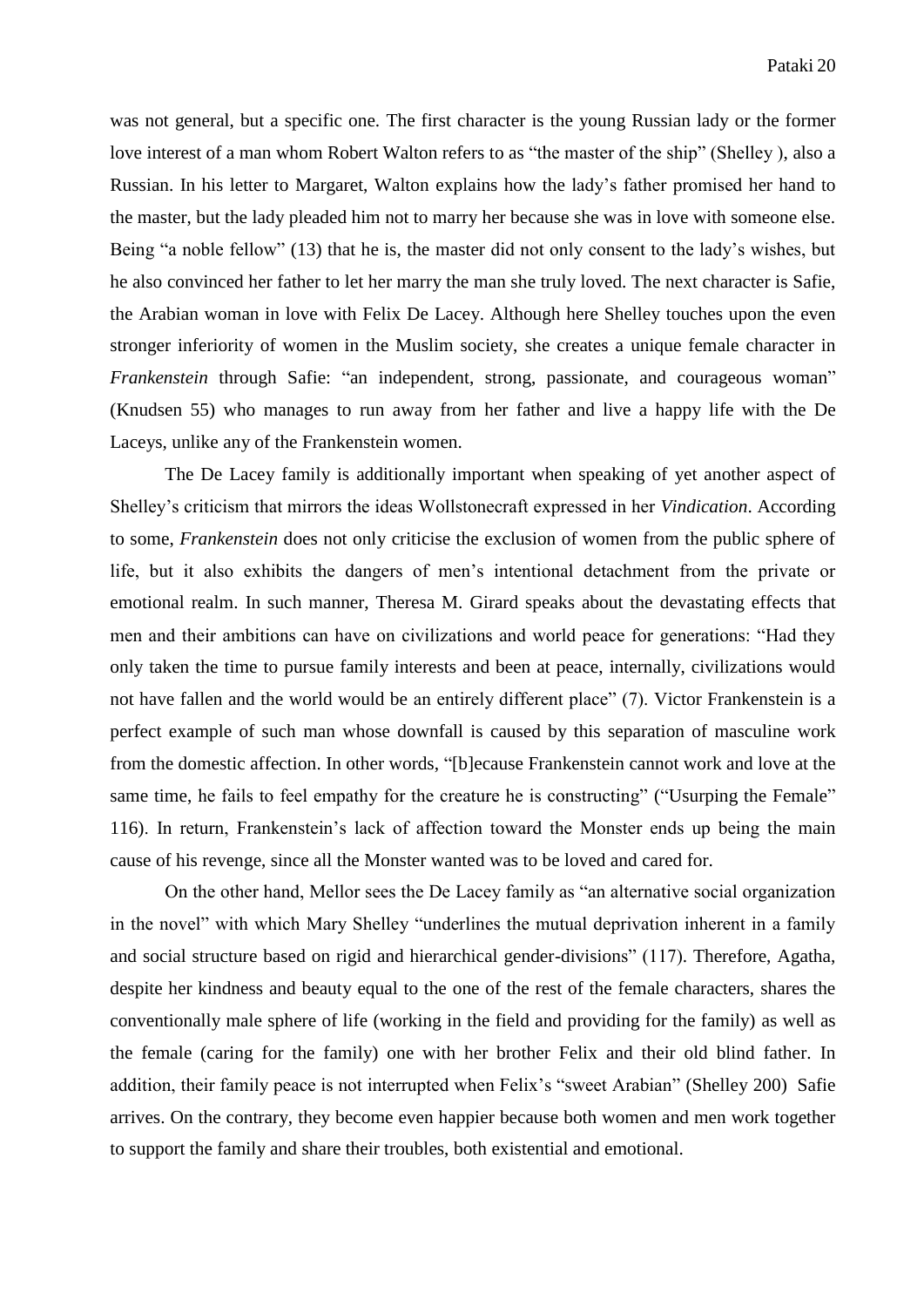was not general, but a specific one. The first character is the young Russian lady or the former love interest of a man whom Robert Walton refers to as "the master of the ship" (Shelley ), also a Russian. In his letter to Margaret, Walton explains how the lady's father promised her hand to the master, but the lady pleaded him not to marry her because she was in love with someone else. Being "a noble fellow" (13) that he is, the master did not only consent to the lady's wishes, but he also convinced her father to let her marry the man she truly loved. The next character is Safie, the Arabian woman in love with Felix De Lacey. Although here Shelley touches upon the even stronger inferiority of women in the Muslim society, she creates a unique female character in *Frankenstein* through Safie: "an independent, strong, passionate, and courageous woman" (Knudsen 55) who manages to run away from her father and live a happy life with the De Laceys, unlike any of the Frankenstein women.

The De Lacey family is additionally important when speaking of yet another aspect of Shelley's criticism that mirrors the ideas Wollstonecraft expressed in her *Vindication*. According to some, *Frankenstein* does not only criticise the exclusion of women from the public sphere of life, but it also exhibits the dangers of men's intentional detachment from the private or emotional realm. In such manner, Theresa M. Girard speaks about the devastating effects that men and their ambitions can have on civilizations and world peace for generations: "Had they only taken the time to pursue family interests and been at peace, internally, civilizations would not have fallen and the world would be an entirely different place" (7). Victor Frankenstein is a perfect example of such man whose downfall is caused by this separation of masculine work from the domestic affection. In other words, "[b]ecause Frankenstein cannot work and love at the same time, he fails to feel empathy for the creature he is constructing" ("Usurping the Female" 116). In return, Frankenstein's lack of affection toward the Monster ends up being the main cause of his revenge, since all the Monster wanted was to be loved and cared for.

On the other hand, Mellor sees the De Lacey family as "an alternative social organization in the novel" with which Mary Shelley "underlines the mutual deprivation inherent in a family and social structure based on rigid and hierarchical gender-divisions" (117). Therefore, Agatha, despite her kindness and beauty equal to the one of the rest of the female characters, shares the conventionally male sphere of life (working in the field and providing for the family) as well as the female (caring for the family) one with her brother Felix and their old blind father. In addition, their family peace is not interrupted when Felix's "sweet Arabian" (Shelley 200) Safie arrives. On the contrary, they become even happier because both women and men work together to support the family and share their troubles, both existential and emotional.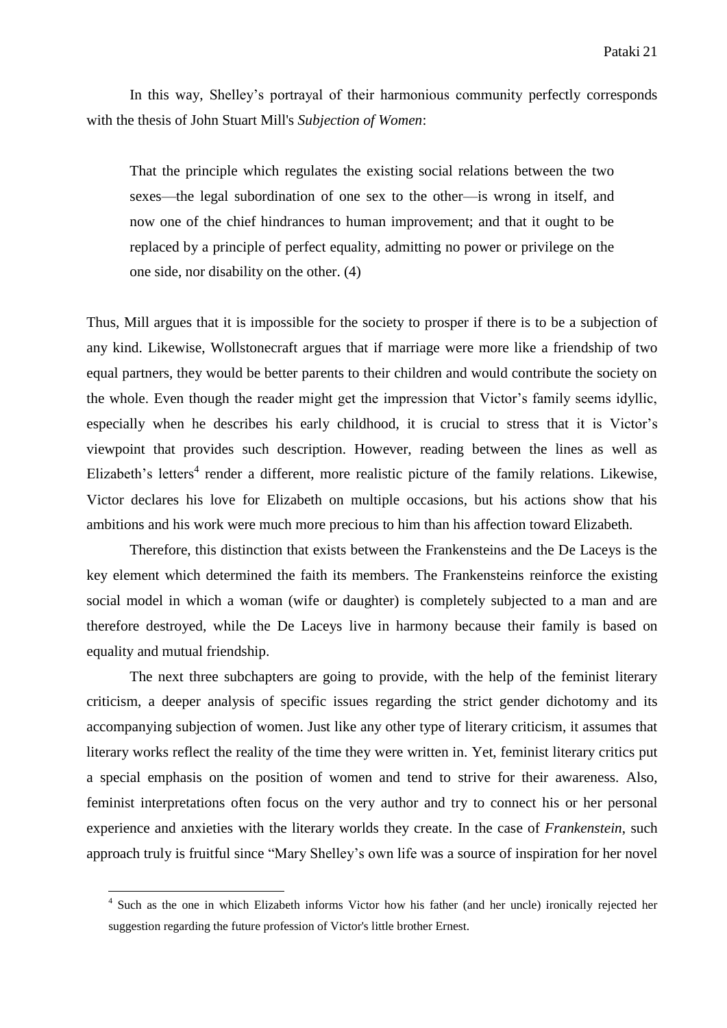In this way, Shelley's portrayal of their harmonious community perfectly corresponds with the thesis of John Stuart Mill's *Subjection of Women*:

> That the principle which regulates the existing social relations between the two sexes—the legal subordination of one sex to the other—is wrong in itself, and now one of the chief hindrances to human improvement; and that it ought to be replaced by a principle of perfect equality, admitting no power or privilege on the one side, nor disability on the other. (4)

Thus, Mill argues that it is impossible for the society to prosper if there is to be a subjection of any kind. Likewise, Wollstonecraft argues that if marriage were more like a friendship of two equal partners, they would be better parents to their children and would contribute the society on the whole. Even though the reader might get the impression that Victor's family seems idyllic, especially when he describes his early childhood, it is crucial to stress that it is Victor's viewpoint that provides such description. However, reading between the lines as well as Elizabeth's letters[4] render a different, more realistic picture of the family relations. Likewise, Victor declares his love for Elizabeth on multiple occasions, but his actions show that his ambitions and his work were much more precious to him than his affection toward Elizabeth.

Therefore, this distinction that exists between the Frankensteins and the De Laceys is the key element which determined the faith its members. The Frankensteins reinforce the existing social model in which a woman (wife or daughter) is completely subjected to a man and are therefore destroyed, while the De Laceys live in harmony because their family is based on equality and mutual friendship.

The next three subchapters are going to provide, with the help of the feminist literary criticism, a deeper analysis of specific issues regarding the strict gender dichotomy and its accompanying subjection of women. Just like any other type of literary criticism, it assumes that literary works reflect the reality of the time they were written in. Yet, feminist literary critics put a special emphasis on the position of women and tend to strive for their awareness. Also, feminist interpretations often focus on the very author and try to connect his or her personal experience and anxieties with the literary worlds they create. In the case of *Frankenstein*, such approach truly is fruitful since "Mary Shelley's own life was a source of inspiration for her novel

---

[4] Such as the one in which Elizabeth informs Victor how his father (and her uncle) ironically rejected her suggestion regarding the future profession of Victor's little brother Ernest.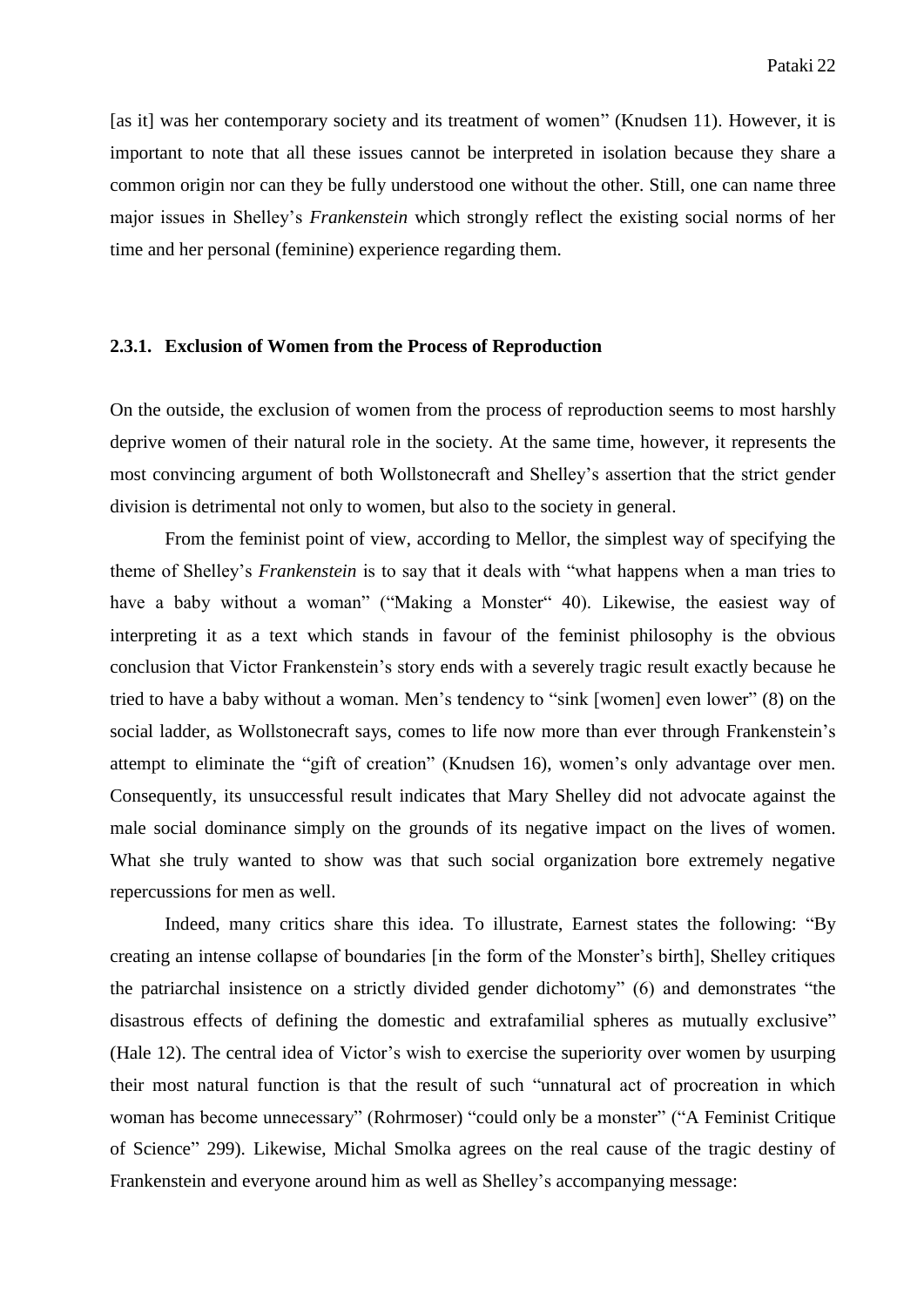[as it] was her contemporary society and its treatment of women" (Knudsen 11). However, it is important to note that all these issues cannot be interpreted in isolation because they share a common origin nor can they be fully understood one without the other. Still, one can name three major issues in Shelley's *Frankenstein* which strongly reflect the existing social norms of her time and her personal (feminine) experience regarding them.

### 2.3.1. Exclusion of Women from the Process of Reproduction

On the outside, the exclusion of women from the process of reproduction seems to most harshly deprive women of their natural role in the society. At the same time, however, it represents the most convincing argument of both Wollstonecraft and Shelley's assertion that the strict gender division is detrimental not only to women, but also to the society in general.

From the feminist point of view, according to Mellor, the simplest way of specifying the theme of Shelley's *Frankenstein* is to say that it deals with "what happens when a man tries to have a baby without a woman" ("Making a Monster" 40). Likewise, the easiest way of interpreting it as a text which stands in favour of the feminist philosophy is the obvious conclusion that Victor Frankenstein's story ends with a severely tragic result exactly because he tried to have a baby without a woman. Men's tendency to "sink [women] even lower" (8) on the social ladder, as Wollstonecraft says, comes to life now more than ever through Frankenstein's attempt to eliminate the "gift of creation" (Knudsen 16), women's only advantage over men. Consequently, its unsuccessful result indicates that Mary Shelley did not advocate against the male social dominance simply on the grounds of its negative impact on the lives of women. What she truly wanted to show was that such social organization bore extremely negative repercussions for men as well.

Indeed, many critics share this idea. To illustrate, Earnest states the following: "By creating an intense collapse of boundaries [in the form of the Monster's birth], Shelley critiques the patriarchal insistence on a strictly divided gender dichotomy" (6) and demonstrates "the disastrous effects of defining the domestic and extrafamilial spheres as mutually exclusive" (Hale 12). The central idea of Victor's wish to exercise the superiority over women by usurping their most natural function is that the result of such "unnatural act of procreation in which woman has become unnecessary" (Rohrmoser) "could only be a monster" ("A Feminist Critique of Science" 299). Likewise, Michal Smolka agrees on the real cause of the tragic destiny of Frankenstein and everyone around him as well as Shelley's accompanying message: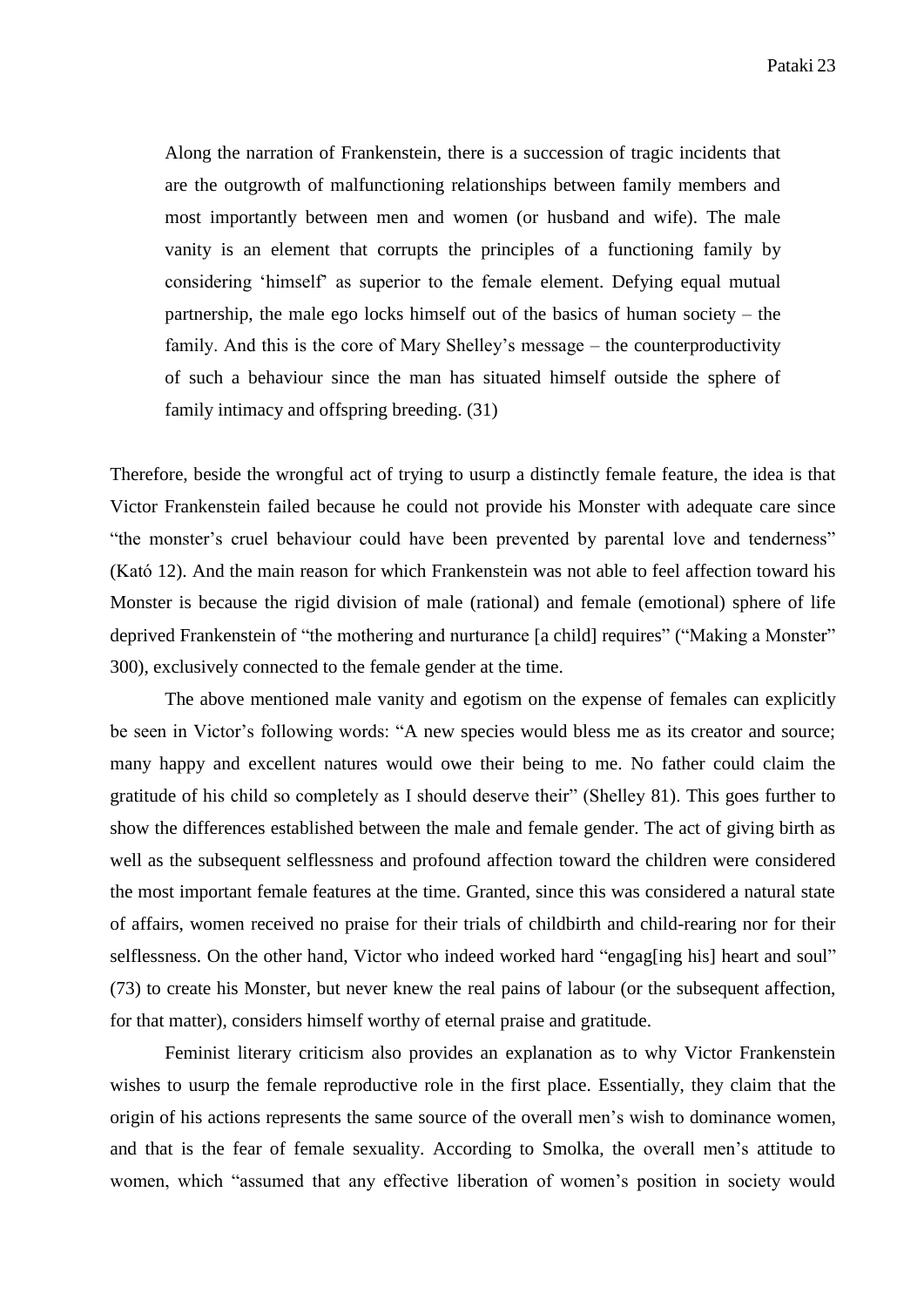> Along the narration of Frankenstein, there is a succession of tragic incidents that are the outgrowth of malfunctioning relationships between family members and most importantly between men and women (or husband and wife). The male vanity is an element that corrupts the principles of a functioning family by considering 'himself' as superior to the female element. Defying equal mutual partnership, the male ego locks himself out of the basics of human society – the family. And this is the core of Mary Shelley's message – the counterproductivity of such a behaviour since the man has situated himself outside the sphere of family intimacy and offspring breeding. (31)

Therefore, beside the wrongful act of trying to usurp a distinctly female feature, the idea is that Victor Frankenstein failed because he could not provide his Monster with adequate care since "the monster's cruel behaviour could have been prevented by parental love and tenderness" (Kató 12). And the main reason for which Frankenstein was not able to feel affection toward his Monster is because the rigid division of male (rational) and female (emotional) sphere of life deprived Frankenstein of "the mothering and nurturance [a child] requires" ("Making a Monster" 300), exclusively connected to the female gender at the time.

The above mentioned male vanity and egotism on the expense of females can explicitly be seen in Victor's following words: "A new species would bless me as its creator and source; many happy and excellent natures would owe their being to me. No father could claim the gratitude of his child so completely as I should deserve their" (Shelley 81). This goes further to show the differences established between the male and female gender. The act of giving birth as well as the subsequent selflessness and profound affection toward the children were considered the most important female features at the time. Granted, since this was considered a natural state of affairs, women received no praise for their trials of childbirth and child-rearing nor for their selflessness. On the other hand, Victor who indeed worked hard "engag[ing his] heart and soul" (73) to create his Monster, but never knew the real pains of labour (or the subsequent affection, for that matter), considers himself worthy of eternal praise and gratitude.

Feminist literary criticism also provides an explanation as to why Victor Frankenstein wishes to usurp the female reproductive role in the first place. Essentially, they claim that the origin of his actions represents the same source of the overall men's wish to dominance women, and that is the fear of female sexuality. According to Smolka, the overall men's attitude to women, which "assumed that any effective liberation of women's position in society would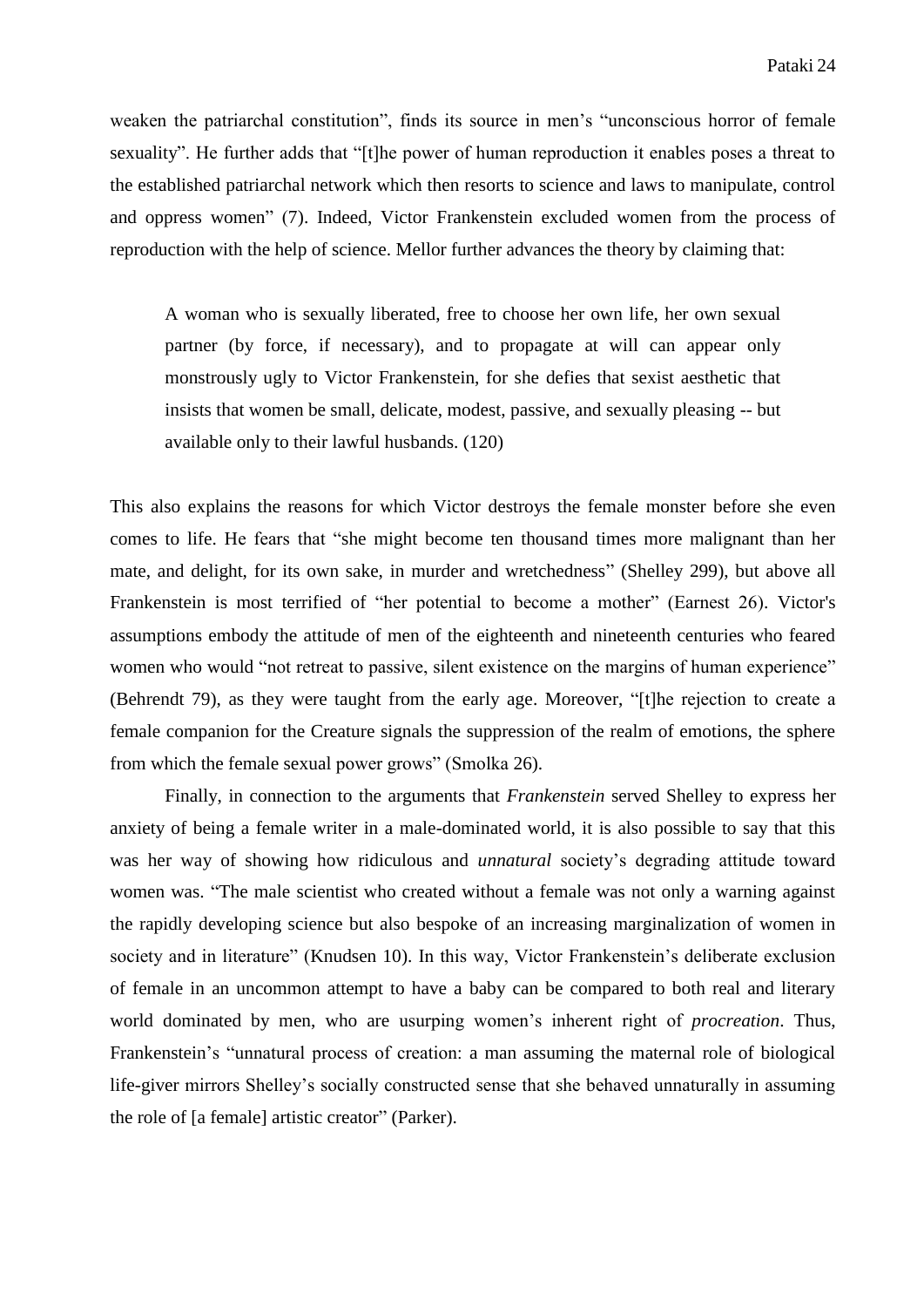weaken the patriarchal constitution", finds its source in men's "unconscious horror of female sexuality". He further adds that "[t]he power of human reproduction it enables poses a threat to the established patriarchal network which then resorts to science and laws to manipulate, control and oppress women" (7). Indeed, Victor Frankenstein excluded women from the process of reproduction with the help of science. Mellor further advances the theory by claiming that:

> A woman who is sexually liberated, free to choose her own life, her own sexual partner (by force, if necessary), and to propagate at will can appear only monstrously ugly to Victor Frankenstein, for she defies that sexist aesthetic that insists that women be small, delicate, modest, passive, and sexually pleasing -- but available only to their lawful husbands. (120)

This also explains the reasons for which Victor destroys the female monster before she even comes to life. He fears that "she might become ten thousand times more malignant than her mate, and delight, for its own sake, in murder and wretchedness" (Shelley 299), but above all Frankenstein is most terrified of "her potential to become a mother" (Earnest 26). Victor's assumptions embody the attitude of men of the eighteenth and nineteenth centuries who feared women who would "not retreat to passive, silent existence on the margins of human experience" (Behrendt 79), as they were taught from the early age. Moreover, "[t]he rejection to create a female companion for the Creature signals the suppression of the realm of emotions, the sphere from which the female sexual power grows" (Smolka 26).

Finally, in connection to the arguments that *Frankenstein* served Shelley to express her anxiety of being a female writer in a male-dominated world, it is also possible to say that this was her way of showing how ridiculous and *unnatural* society's degrading attitude toward women was. "The male scientist who created without a female was not only a warning against the rapidly developing science but also bespoke of an increasing marginalization of women in society and in literature" (Knudsen 10). In this way, Victor Frankenstein's deliberate exclusion of female in an uncommon attempt to have a baby can be compared to both real and literary world dominated by men, who are usurping women's inherent right of *procreation*. Thus, Frankenstein's "unnatural process of creation: a man assuming the maternal role of biological life-giver mirrors Shelley's socially constructed sense that she behaved unnaturally in assuming the role of [a female] artistic creator" (Parker).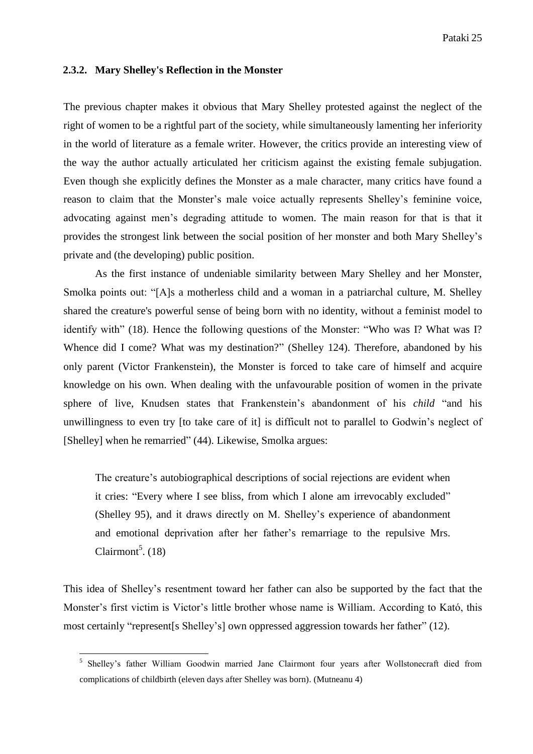### 2.3.2. Mary Shelley's Reflection in the Monster

The previous chapter makes it obvious that Mary Shelley protested against the neglect of the right of women to be a rightful part of the society, while simultaneously lamenting her inferiority in the world of literature as a female writer. However, the critics provide an interesting view of the way the author actually articulated her criticism against the existing female subjugation. Even though she explicitly defines the Monster as a male character, many critics have found a reason to claim that the Monster's male voice actually represents Shelley's feminine voice, advocating against men's degrading attitude to women. The main reason for that is that it provides the strongest link between the social position of her monster and both Mary Shelley's private and (the developing) public position.

As the first instance of undeniable similarity between Mary Shelley and her Monster, Smolka points out: "[A]s a motherless child and a woman in a patriarchal culture, M. Shelley shared the creature's powerful sense of being born with no identity, without a feminist model to identify with" (18). Hence the following questions of the Monster: "Who was I? What was I? Whence did I come? What was my destination?" (Shelley 124). Therefore, abandoned by his only parent (Victor Frankenstein), the Monster is forced to take care of himself and acquire knowledge on his own. When dealing with the unfavourable position of women in the private sphere of live, Knudsen states that Frankenstein's abandonment of his *child* "and his unwillingness to even try [to take care of it] is difficult not to parallel to Godwin's neglect of [Shelley] when he remarried" (44). Likewise, Smolka argues:

> The creature's autobiographical descriptions of social rejections are evident when it cries: "Every where I see bliss, from which I alone am irrevocably excluded" (Shelley 95), and it draws directly on M. Shelley's experience of abandonment and emotional deprivation after her father's remarriage to the repulsive Mrs. Clairmont[5]. (18)

This idea of Shelley's resentment toward her father can also be supported by the fact that the Monster's first victim is Victor's little brother whose name is William. According to Kató, this most certainly "represent[s Shelley's] own oppressed aggression towards her father" (12).

---

[5] Shelley's father William Goodwin married Jane Clairmont four years after Wollstonecraft died from complications of childbirth (eleven days after Shelley was born). (Mutneanu 4)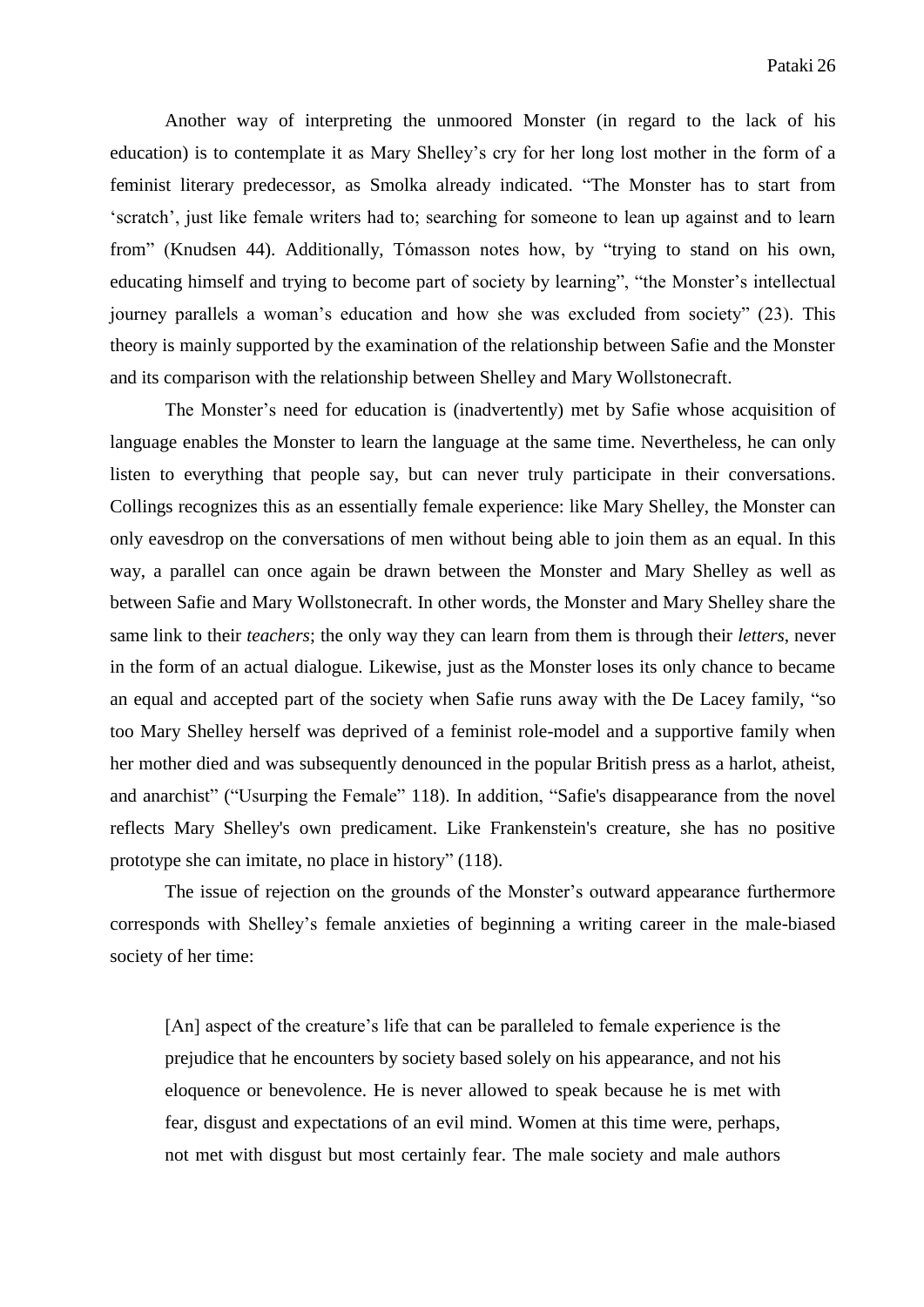Another way of interpreting the unmoored Monster (in regard to the lack of his education) is to contemplate it as Mary Shelley's cry for her long lost mother in the form of a feminist literary predecessor, as Smolka already indicated. "The Monster has to start from 'scratch', just like female writers had to; searching for someone to lean up against and to learn from" (Knudsen 44). Additionally, Tómasson notes how, by "trying to stand on his own, educating himself and trying to become part of society by learning", "the Monster's intellectual journey parallels a woman's education and how she was excluded from society" (23). This theory is mainly supported by the examination of the relationship between Safie and the Monster and its comparison with the relationship between Shelley and Mary Wollstonecraft.

The Monster's need for education is (inadvertently) met by Safie whose acquisition of language enables the Monster to learn the language at the same time. Nevertheless, he can only listen to everything that people say, but can never truly participate in their conversations. Collings recognizes this as an essentially female experience: like Mary Shelley, the Monster can only eavesdrop on the conversations of men without being able to join them as an equal. In this way, a parallel can once again be drawn between the Monster and Mary Shelley as well as between Safie and Mary Wollstonecraft. In other words, the Monster and Mary Shelley share the same link to their *teachers*; the only way they can learn from them is through their *letters*, never in the form of an actual dialogue. Likewise, just as the Monster loses its only chance to became an equal and accepted part of the society when Safie runs away with the De Lacey family, "so too Mary Shelley herself was deprived of a feminist role-model and a supportive family when her mother died and was subsequently denounced in the popular British press as a harlot, atheist, and anarchist" ("Usurping the Female" 118). In addition, "Safie's disappearance from the novel reflects Mary Shelley's own predicament. Like Frankenstein's creature, she has no positive prototype she can imitate, no place in history" (118).

The issue of rejection on the grounds of the Monster's outward appearance furthermore corresponds with Shelley's female anxieties of beginning a writing career in the male-biased society of her time:

> [An] aspect of the creature's life that can be paralleled to female experience is the prejudice that he encounters by society based solely on his appearance, and not his eloquence or benevolence. He is never allowed to speak because he is met with fear, disgust and expectations of an evil mind. Women at this time were, perhaps, not met with disgust but most certainly fear. The male society and male authors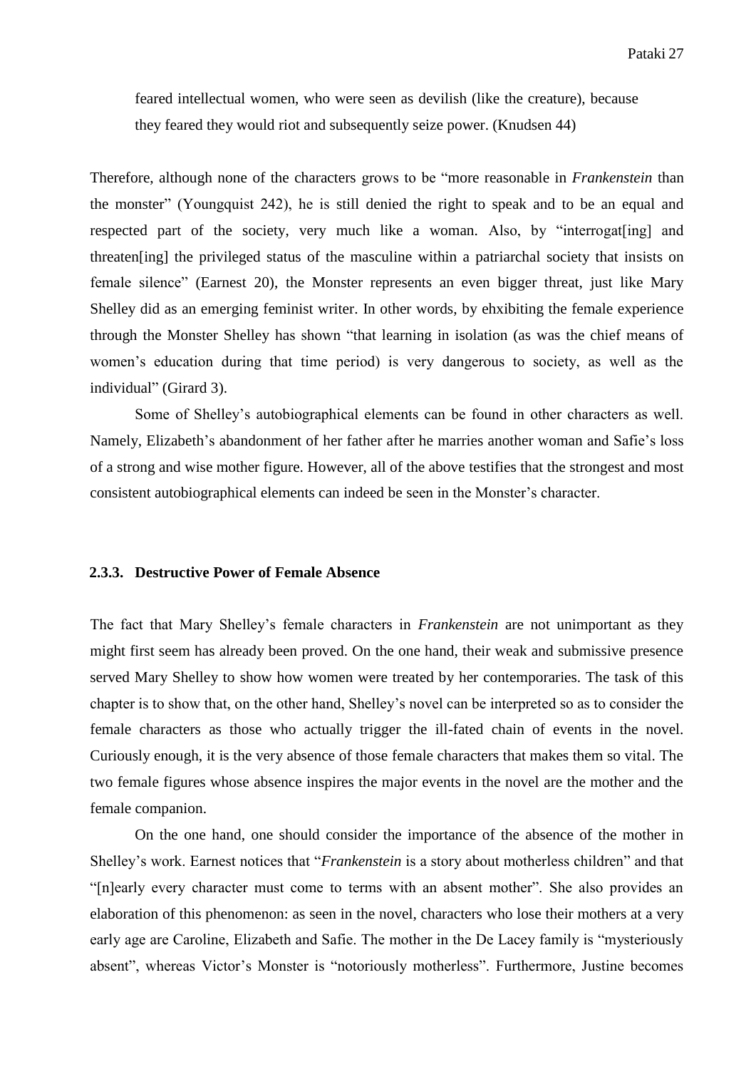> feared intellectual women, who were seen as devilish (like the creature), because they feared they would riot and subsequently seize power. (Knudsen 44)

Therefore, although none of the characters grows to be "more reasonable in *Frankenstein* than the monster" (Youngquist 242), he is still denied the right to speak and to be an equal and respected part of the society, very much like a woman. Also, by "interrogat[ing] and threaten[ing] the privileged status of the masculine within a patriarchal society that insists on female silence" (Earnest 20), the Monster represents an even bigger threat, just like Mary Shelley did as an emerging feminist writer. In other words, by ehxibiting the female experience through the Monster Shelley has shown "that learning in isolation (as was the chief means of women's education during that time period) is very dangerous to society, as well as the individual" (Girard 3).

Some of Shelley's autobiographical elements can be found in other characters as well. Namely, Elizabeth's abandonment of her father after he marries another woman and Safie's loss of a strong and wise mother figure. However, all of the above testifies that the strongest and most consistent autobiographical elements can indeed be seen in the Monster's character.

### 2.3.3. Destructive Power of Female Absence

The fact that Mary Shelley's female characters in *Frankenstein* are not unimportant as they might first seem has already been proved. On the one hand, their weak and submissive presence served Mary Shelley to show how women were treated by her contemporaries. The task of this chapter is to show that, on the other hand, Shelley's novel can be interpreted so as to consider the female characters as those who actually trigger the ill-fated chain of events in the novel. Curiously enough, it is the very absence of those female characters that makes them so vital. The two female figures whose absence inspires the major events in the novel are the mother and the female companion.

On the one hand, one should consider the importance of the absence of the mother in Shelley's work. Earnest notices that "*Frankenstein* is a story about motherless children" and that "[n]early every character must come to terms with an absent mother". She also provides an elaboration of this phenomenon: as seen in the novel, characters who lose their mothers at a very early age are Caroline, Elizabeth and Safie. The mother in the De Lacey family is "mysteriously absent", whereas Victor's Monster is "notoriously motherless". Furthermore, Justine becomes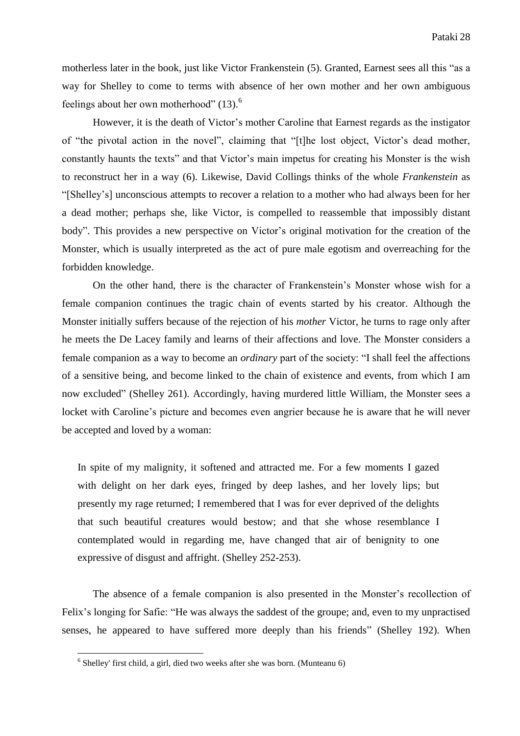motherless later in the book, just like Victor Frankenstein (5). Granted, Earnest sees all this "as a way for Shelley to come to terms with absence of her own mother and her own ambiguous feelings about her own motherhood" (13).[6]

However, it is the death of Victor's mother Caroline that Earnest regards as the instigator of "the pivotal action in the novel", claiming that "[t]he lost object, Victor's dead mother, constantly haunts the texts" and that Victor's main impetus for creating his Monster is the wish to reconstruct her in a way (6). Likewise, David Collings thinks of the whole *Frankenstein* as "[Shelley's] unconscious attempts to recover a relation to a mother who had always been for her a dead mother; perhaps she, like Victor, is compelled to reassemble that impossibly distant body". This provides a new perspective on Victor's original motivation for the creation of the Monster, which is usually interpreted as the act of pure male egotism and overreaching for the forbidden knowledge.

On the other hand, there is the character of Frankenstein's Monster whose wish for a female companion continues the tragic chain of events started by his creator. Although the Monster initially suffers because of the rejection of his *mother* Victor, he turns to rage only after he meets the De Lacey family and learns of their affections and love. The Monster considers a female companion as a way to become an *ordinary* part of the society: "I shall feel the affections of a sensitive being, and become linked to the chain of existence and events, from which I am now excluded" (Shelley 261). Accordingly, having murdered little William, the Monster sees a locket with Caroline's picture and becomes even angrier because he is aware that he will never be accepted and loved by a woman:

> In spite of my malignity, it softened and attracted me. For a few moments I gazed with delight on her dark eyes, fringed by deep lashes, and her lovely lips; but presently my rage returned; I remembered that I was for ever deprived of the delights that such beautiful creatures would bestow; and that she whose resemblance I contemplated would in regarding me, have changed that air of benignity to one expressive of disgust and affright. (Shelley 252-253).

The absence of a female companion is also presented in the Monster's recollection of Felix's longing for Safie: "He was always the saddest of the groupe; and, even to my unpractised senses, he appeared to have suffered more deeply than his friends" (Shelley 192). When

---

[6] Shelley' first child, a girl, died two weeks after she was born. (Munteanu 6)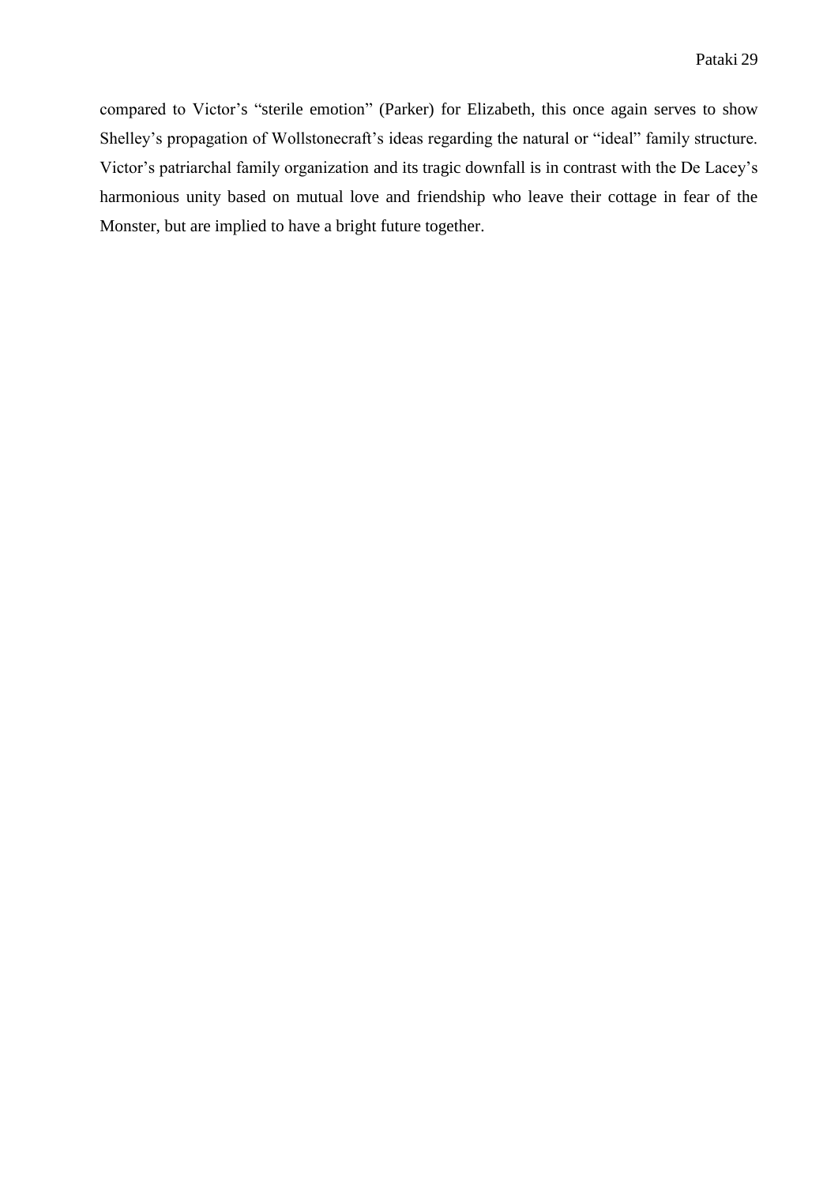compared to Victor's "sterile emotion" (Parker) for Elizabeth, this once again serves to show Shelley's propagation of Wollstonecraft's ideas regarding the natural or "ideal" family structure. Victor's patriarchal family organization and its tragic downfall is in contrast with the De Lacey's harmonious unity based on mutual love and friendship who leave their cottage in fear of the Monster, but are implied to have a bright future together.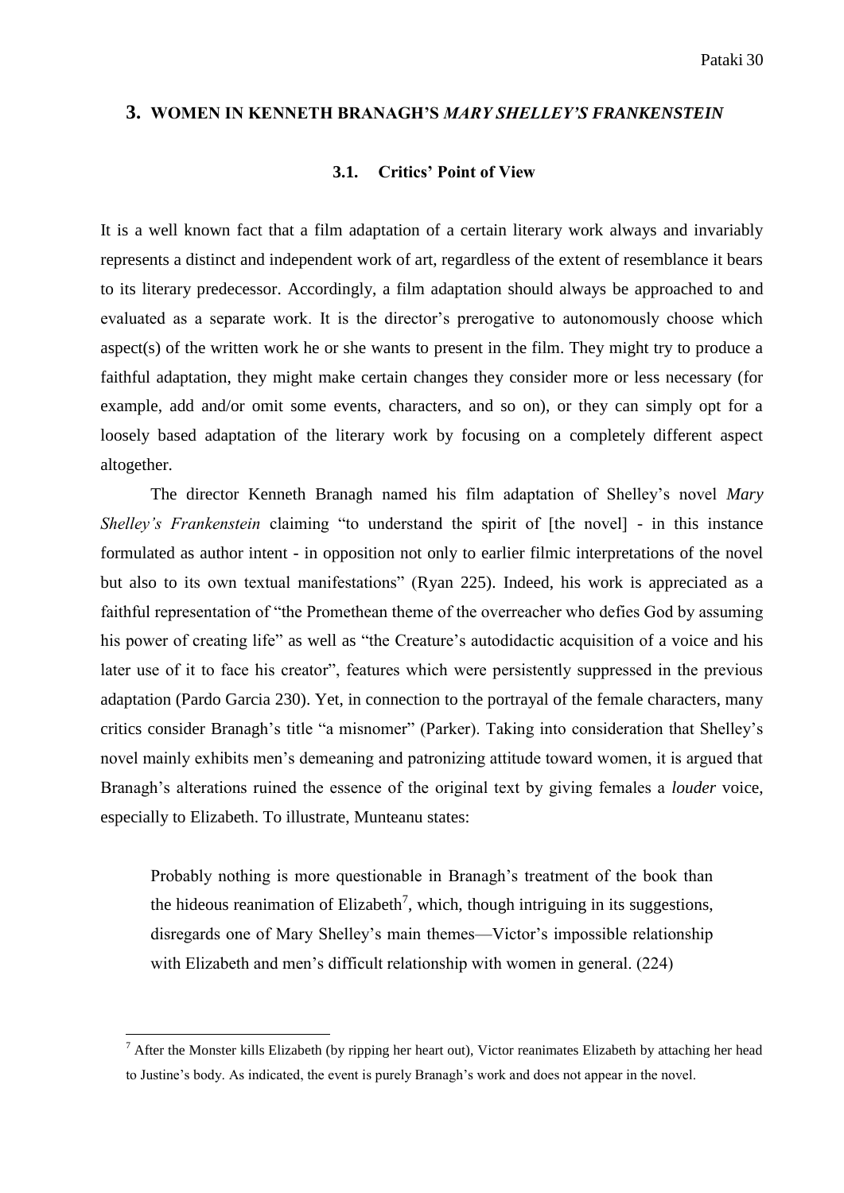## 3. WOMEN IN KENNETH BRANAGH'S *MARY SHELLEY'S FRANKENSTEIN*

### 3.1. Critics' Point of View

It is a well known fact that a film adaptation of a certain literary work always and invariably represents a distinct and independent work of art, regardless of the extent of resemblance it bears to its literary predecessor. Accordingly, a film adaptation should always be approached to and evaluated as a separate work. It is the director's prerogative to autonomously choose which aspect(s) of the written work he or she wants to present in the film. They might try to produce a faithful adaptation, they might make certain changes they consider more or less necessary (for example, add and/or omit some events, characters, and so on), or they can simply opt for a loosely based adaptation of the literary work by focusing on a completely different aspect altogether.

The director Kenneth Branagh named his film adaptation of Shelley's novel *Mary Shelley's Frankenstein* claiming "to understand the spirit of [the novel] - in this instance formulated as author intent - in opposition not only to earlier filmic interpretations of the novel but also to its own textual manifestations" (Ryan 225). Indeed, his work is appreciated as a faithful representation of "the Promethean theme of the overreacher who defies God by assuming his power of creating life" as well as "the Creature's autodidactic acquisition of a voice and his later use of it to face his creator", features which were persistently suppressed in the previous adaptation (Pardo Garcia 230). Yet, in connection to the portrayal of the female characters, many critics consider Branagh's title "a misnomer" (Parker). Taking into consideration that Shelley's novel mainly exhibits men's demeaning and patronizing attitude toward women, it is argued that Branagh's alterations ruined the essence of the original text by giving females a *louder* voice, especially to Elizabeth. To illustrate, Munteanu states:

> Probably nothing is more questionable in Branagh's treatment of the book than the hideous reanimation of Elizabeth[7], which, though intriguing in its suggestions, disregards one of Mary Shelley's main themes—Victor's impossible relationship with Elizabeth and men's difficult relationship with women in general. (224)

---

[7] After the Monster kills Elizabeth (by ripping her heart out), Victor reanimates Elizabeth by attaching her head to Justine's body. As indicated, the event is purely Branagh's work and does not appear in the novel.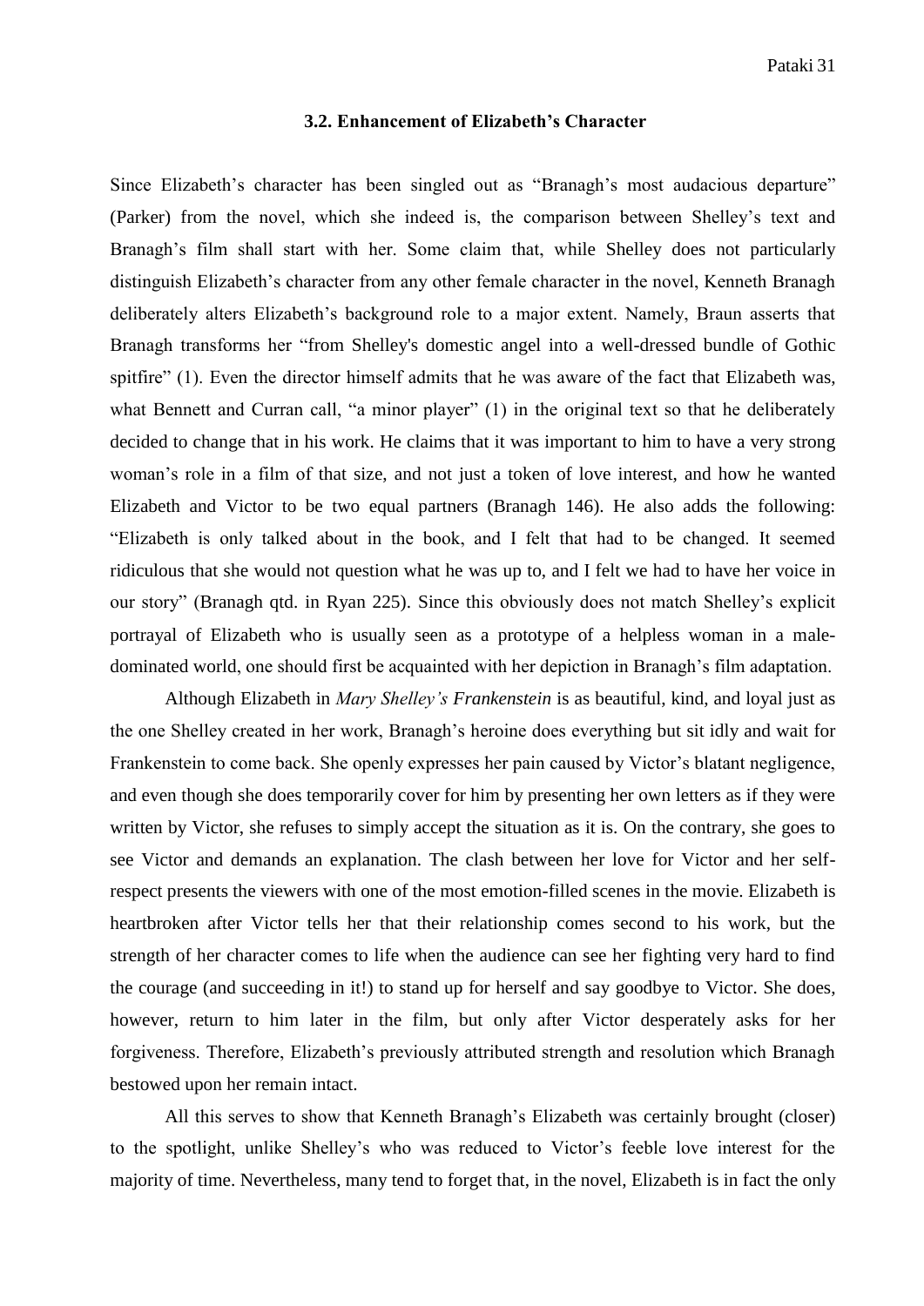### 3.2. Enhancement of Elizabeth's Character

Since Elizabeth's character has been singled out as "Branagh's most audacious departure" (Parker) from the novel, which she indeed is, the comparison between Shelley's text and Branagh's film shall start with her. Some claim that, while Shelley does not particularly distinguish Elizabeth's character from any other female character in the novel, Kenneth Branagh deliberately alters Elizabeth's background role to a major extent. Namely, Braun asserts that Branagh transforms her "from Shelley's domestic angel into a well-dressed bundle of Gothic spitfire" (1). Even the director himself admits that he was aware of the fact that Elizabeth was, what Bennett and Curran call, "a minor player" (1) in the original text so that he deliberately decided to change that in his work. He claims that it was important to him to have a very strong woman's role in a film of that size, and not just a token of love interest, and how he wanted Elizabeth and Victor to be two equal partners (Branagh 146). He also adds the following: "Elizabeth is only talked about in the book, and I felt that had to be changed. It seemed ridiculous that she would not question what he was up to, and I felt we had to have her voice in our story" (Branagh qtd. in Ryan 225). Since this obviously does not match Shelley's explicit portrayal of Elizabeth who is usually seen as a prototype of a helpless woman in a male-dominated world, one should first be acquainted with her depiction in Branagh's film adaptation.

Although Elizabeth in *Mary Shelley's Frankenstein* is as beautiful, kind, and loyal just as the one Shelley created in her work, Branagh's heroine does everything but sit idly and wait for Frankenstein to come back. She openly expresses her pain caused by Victor's blatant negligence, and even though she does temporarily cover for him by presenting her own letters as if they were written by Victor, she refuses to simply accept the situation as it is. On the contrary, she goes to see Victor and demands an explanation. The clash between her love for Victor and her self-respect presents the viewers with one of the most emotion-filled scenes in the movie. Elizabeth is heartbroken after Victor tells her that their relationship comes second to his work, but the strength of her character comes to life when the audience can see her fighting very hard to find the courage (and succeeding in it!) to stand up for herself and say goodbye to Victor. She does, however, return to him later in the film, but only after Victor desperately asks for her forgiveness. Therefore, Elizabeth's previously attributed strength and resolution which Branagh bestowed upon her remain intact.

All this serves to show that Kenneth Branagh's Elizabeth was certainly brought (closer) to the spotlight, unlike Shelley's who was reduced to Victor's feeble love interest for the majority of time. Nevertheless, many tend to forget that, in the novel, Elizabeth is in fact the only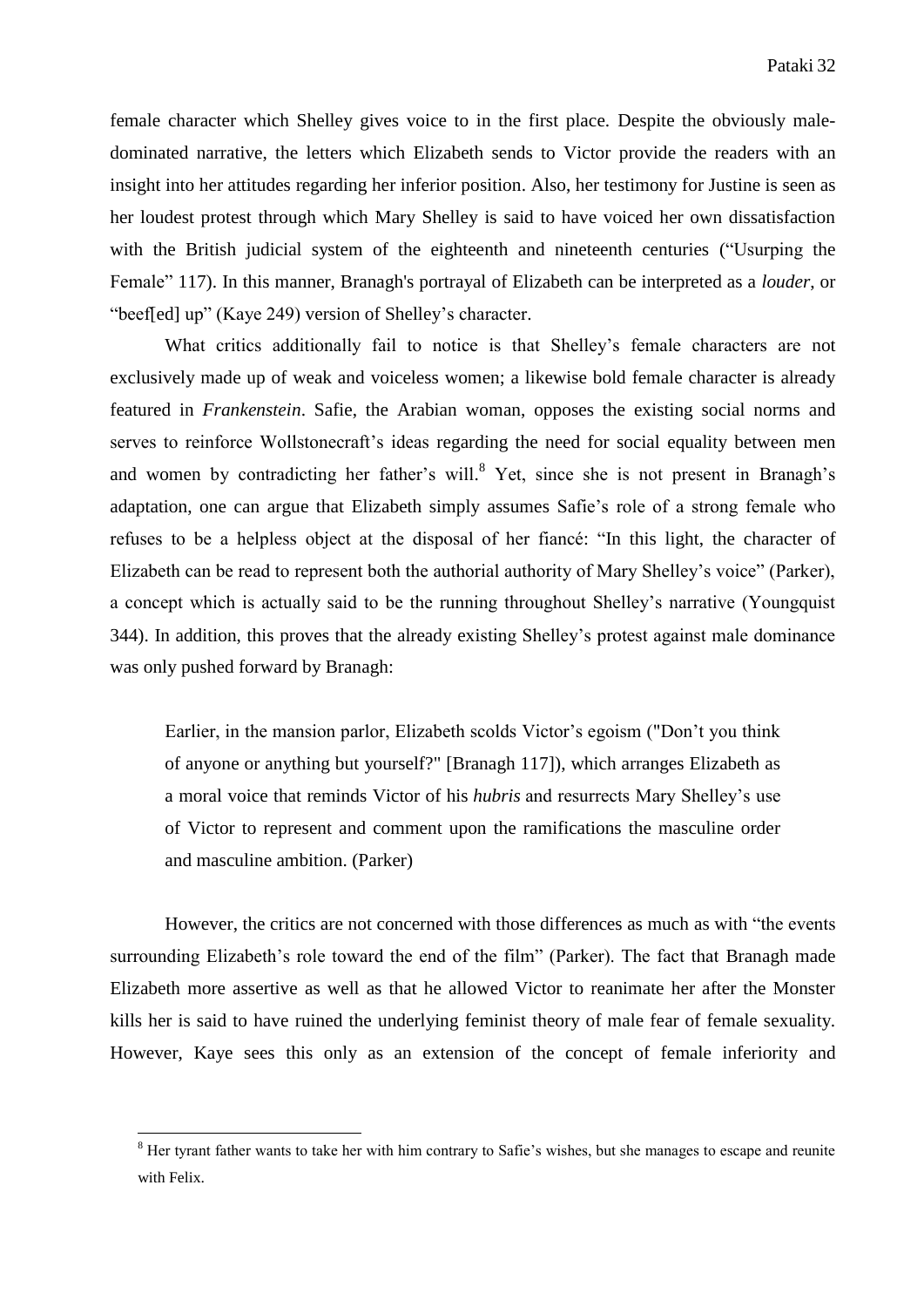female character which Shelley gives voice to in the first place. Despite the obviously male-dominated narrative, the letters which Elizabeth sends to Victor provide the readers with an insight into her attitudes regarding her inferior position. Also, her testimony for Justine is seen as her loudest protest through which Mary Shelley is said to have voiced her own dissatisfaction with the British judicial system of the eighteenth and nineteenth centuries ("Usurping the Female" 117). In this manner, Branagh's portrayal of Elizabeth can be interpreted as a *louder*, or "beef[ed] up" (Kaye 249) version of Shelley's character.

What critics additionally fail to notice is that Shelley's female characters are not exclusively made up of weak and voiceless women; a likewise bold female character is already featured in *Frankenstein*. Safie, the Arabian woman, opposes the existing social norms and serves to reinforce Wollstonecraft's ideas regarding the need for social equality between men and women by contradicting her father's will.[8] Yet, since she is not present in Branagh's adaptation, one can argue that Elizabeth simply assumes Safie's role of a strong female who refuses to be a helpless object at the disposal of her fiancé: "In this light, the character of Elizabeth can be read to represent both the authorial authority of Mary Shelley's voice" (Parker), a concept which is actually said to be the running throughout Shelley's narrative (Youngquist 344). In addition, this proves that the already existing Shelley's protest against male dominance was only pushed forward by Branagh:

> Earlier, in the mansion parlor, Elizabeth scolds Victor's egoism ("Don't you think of anyone or anything but yourself?" [Branagh 117]), which arranges Elizabeth as a moral voice that reminds Victor of his *hubris* and resurrects Mary Shelley's use of Victor to represent and comment upon the ramifications the masculine order and masculine ambition. (Parker)

However, the critics are not concerned with those differences as much as with "the events surrounding Elizabeth's role toward the end of the film" (Parker). The fact that Branagh made Elizabeth more assertive as well as that he allowed Victor to reanimate her after the Monster kills her is said to have ruined the underlying feminist theory of male fear of female sexuality. However, Kaye sees this only as an extension of the concept of female inferiority and

---

[8] Her tyrant father wants to take her with him contrary to Safie's wishes, but she manages to escape and reunite with Felix.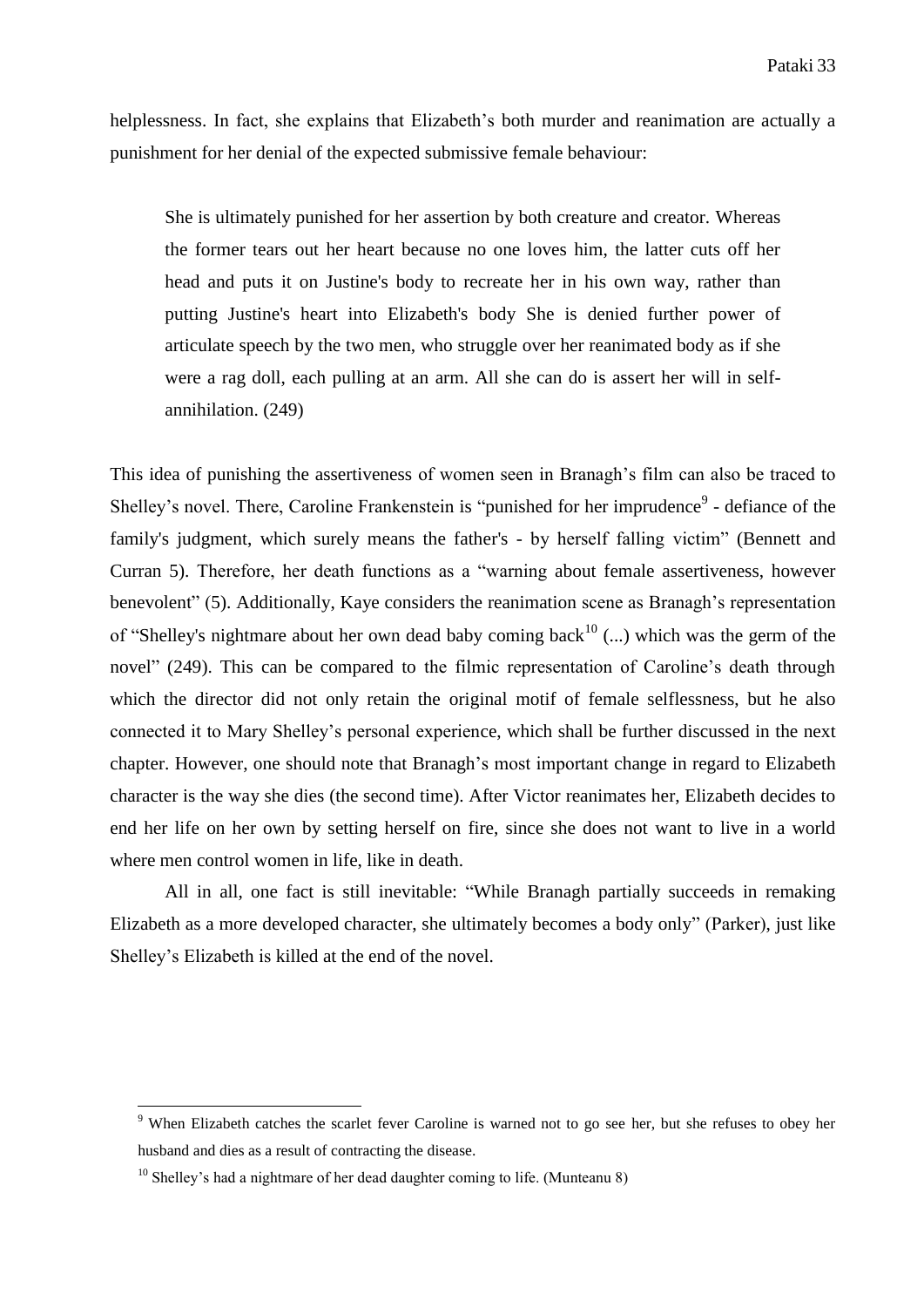helplessness. In fact, she explains that Elizabeth's both murder and reanimation are actually a punishment for her denial of the expected submissive female behaviour:

> She is ultimately punished for her assertion by both creature and creator. Whereas the former tears out her heart because no one loves him, the latter cuts off her head and puts it on Justine's body to recreate her in his own way, rather than putting Justine's heart into Elizabeth's body She is denied further power of articulate speech by the two men, who struggle over her reanimated body as if she were a rag doll, each pulling at an arm. All she can do is assert her will in self-annihilation. (249)

This idea of punishing the assertiveness of women seen in Branagh's film can also be traced to Shelley's novel. There, Caroline Frankenstein is "punished for her imprudence[9] - defiance of the family's judgment, which surely means the father's - by herself falling victim" (Bennett and Curran 5). Therefore, her death functions as a "warning about female assertiveness, however benevolent" (5). Additionally, Kaye considers the reanimation scene as Branagh's representation of "Shelley's nightmare about her own dead baby coming back[10] (...) which was the germ of the novel" (249). This can be compared to the filmic representation of Caroline's death through which the director did not only retain the original motif of female selflessness, but he also connected it to Mary Shelley's personal experience, which shall be further discussed in the next chapter. However, one should note that Branagh's most important change in regard to Elizabeth character is the way she dies (the second time). After Victor reanimates her, Elizabeth decides to end her life on her own by setting herself on fire, since she does not want to live in a world where men control women in life, like in death.

All in all, one fact is still inevitable: "While Branagh partially succeeds in remaking Elizabeth as a more developed character, she ultimately becomes a body only" (Parker), just like Shelley's Elizabeth is killed at the end of the novel.

---

[9] When Elizabeth catches the scarlet fever Caroline is warned not to go see her, but she refuses to obey her husband and dies as a result of contracting the disease.

[10] Shelley's had a nightmare of her dead daughter coming to life. (Munteanu 8)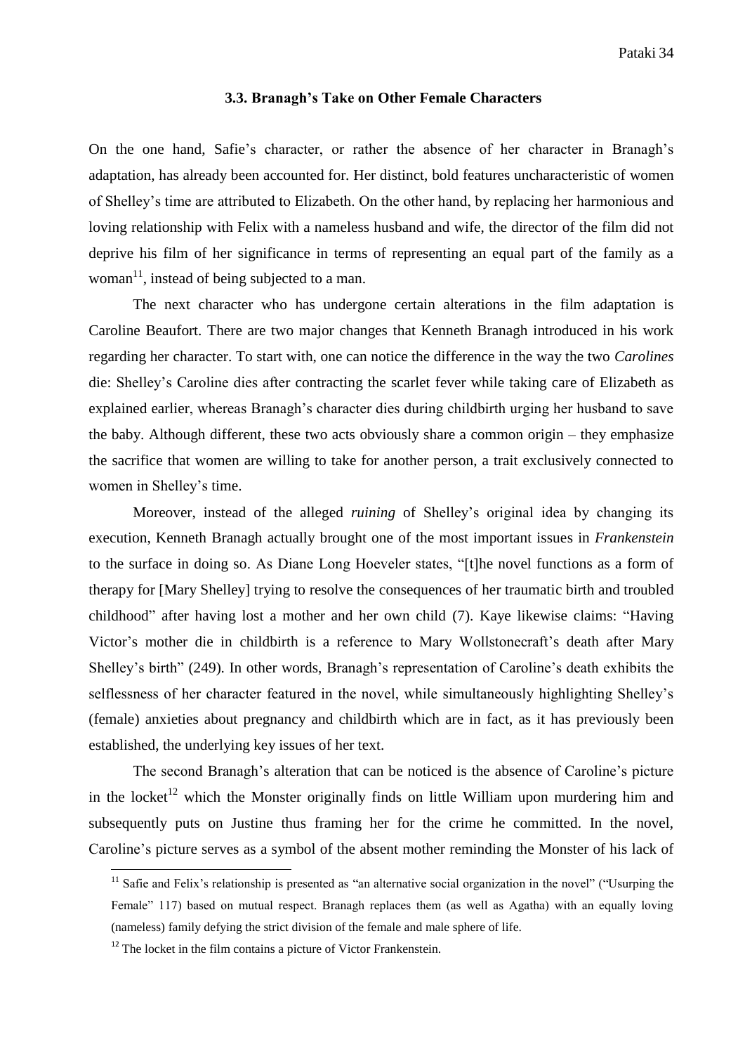### 3.3. Branagh's Take on Other Female Characters

On the one hand, Safie's character, or rather the absence of her character in Branagh's adaptation, has already been accounted for. Her distinct, bold features uncharacteristic of women of Shelley's time are attributed to Elizabeth. On the other hand, by replacing her harmonious and loving relationship with Felix with a nameless husband and wife, the director of the film did not deprive his film of her significance in terms of representing an equal part of the family as a woman[11], instead of being subjected to a man.

The next character who has undergone certain alterations in the film adaptation is Caroline Beaufort. There are two major changes that Kenneth Branagh introduced in his work regarding her character. To start with, one can notice the difference in the way the two *Carolines* die: Shelley's Caroline dies after contracting the scarlet fever while taking care of Elizabeth as explained earlier, whereas Branagh's character dies during childbirth urging her husband to save the baby. Although different, these two acts obviously share a common origin – they emphasize the sacrifice that women are willing to take for another person, a trait exclusively connected to women in Shelley's time.

Moreover, instead of the alleged *ruining* of Shelley's original idea by changing its execution, Kenneth Branagh actually brought one of the most important issues in *Frankenstein* to the surface in doing so. As Diane Long Hoeveler states, "[t]he novel functions as a form of therapy for [Mary Shelley] trying to resolve the consequences of her traumatic birth and troubled childhood" after having lost a mother and her own child (7). Kaye likewise claims: "Having Victor's mother die in childbirth is a reference to Mary Wollstonecraft's death after Mary Shelley's birth" (249). In other words, Branagh's representation of Caroline's death exhibits the selflessness of her character featured in the novel, while simultaneously highlighting Shelley's (female) anxieties about pregnancy and childbirth which are in fact, as it has previously been established, the underlying key issues of her text.

The second Branagh's alteration that can be noticed is the absence of Caroline's picture in the locket[12] which the Monster originally finds on little William upon murdering him and subsequently puts on Justine thus framing her for the crime he committed. In the novel, Caroline's picture serves as a symbol of the absent mother reminding the Monster of his lack of

---

[11] Safie and Felix's relationship is presented as "an alternative social organization in the novel" ("Usurping the Female" 117) based on mutual respect. Branagh replaces them (as well as Agatha) with an equally loving (nameless) family defying the strict division of the female and male sphere of life.

[12] The locket in the film contains a picture of Victor Frankenstein.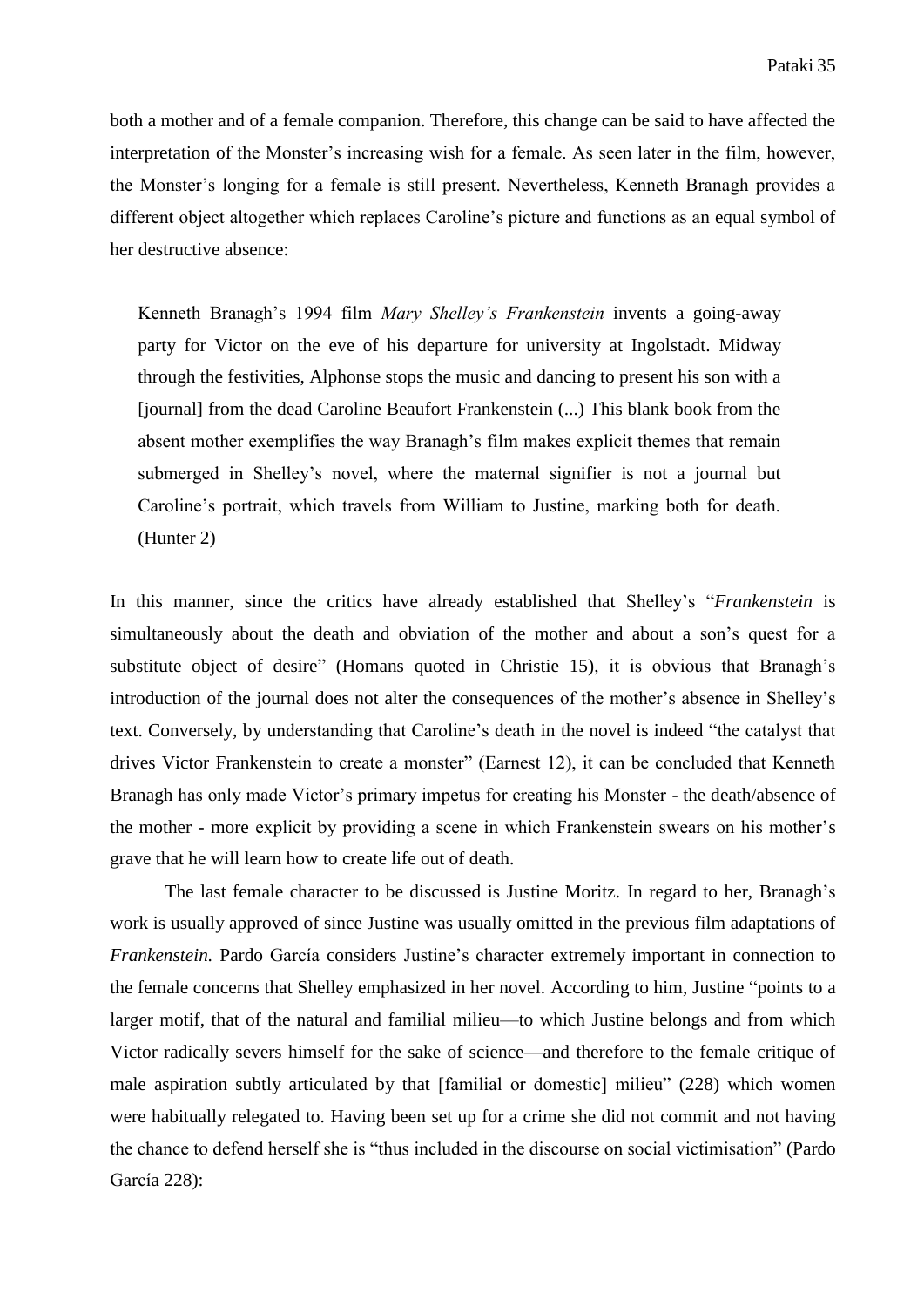both a mother and of a female companion. Therefore, this change can be said to have affected the interpretation of the Monster's increasing wish for a female. As seen later in the film, however, the Monster's longing for a female is still present. Nevertheless, Kenneth Branagh provides a different object altogether which replaces Caroline's picture and functions as an equal symbol of her destructive absence:

> Kenneth Branagh's 1994 film *Mary Shelley's Frankenstein* invents a going-away party for Victor on the eve of his departure for university at Ingolstadt. Midway through the festivities, Alphonse stops the music and dancing to present his son with a [journal] from the dead Caroline Beaufort Frankenstein (...) This blank book from the absent mother exemplifies the way Branagh's film makes explicit themes that remain submerged in Shelley's novel, where the maternal signifier is not a journal but Caroline's portrait, which travels from William to Justine, marking both for death. (Hunter 2)

In this manner, since the critics have already established that Shelley's "*Frankenstein* is simultaneously about the death and obviation of the mother and about a son's quest for a substitute object of desire" (Homans quoted in Christie 15), it is obvious that Branagh's introduction of the journal does not alter the consequences of the mother's absence in Shelley's text. Conversely, by understanding that Caroline's death in the novel is indeed "the catalyst that drives Victor Frankenstein to create a monster" (Earnest 12), it can be concluded that Kenneth Branagh has only made Victor's primary impetus for creating his Monster - the death/absence of the mother - more explicit by providing a scene in which Frankenstein swears on his mother's grave that he will learn how to create life out of death.

The last female character to be discussed is Justine Moritz. In regard to her, Branagh's work is usually approved of since Justine was usually omitted in the previous film adaptations of *Frankenstein.* Pardo García considers Justine's character extremely important in connection to the female concerns that Shelley emphasized in her novel. According to him, Justine "points to a larger motif, that of the natural and familial milieu—to which Justine belongs and from which Victor radically severs himself for the sake of science—and therefore to the female critique of male aspiration subtly articulated by that [familial or domestic] milieu" (228) which women were habitually relegated to. Having been set up for a crime she did not commit and not having the chance to defend herself she is "thus included in the discourse on social victimisation" (Pardo García 228):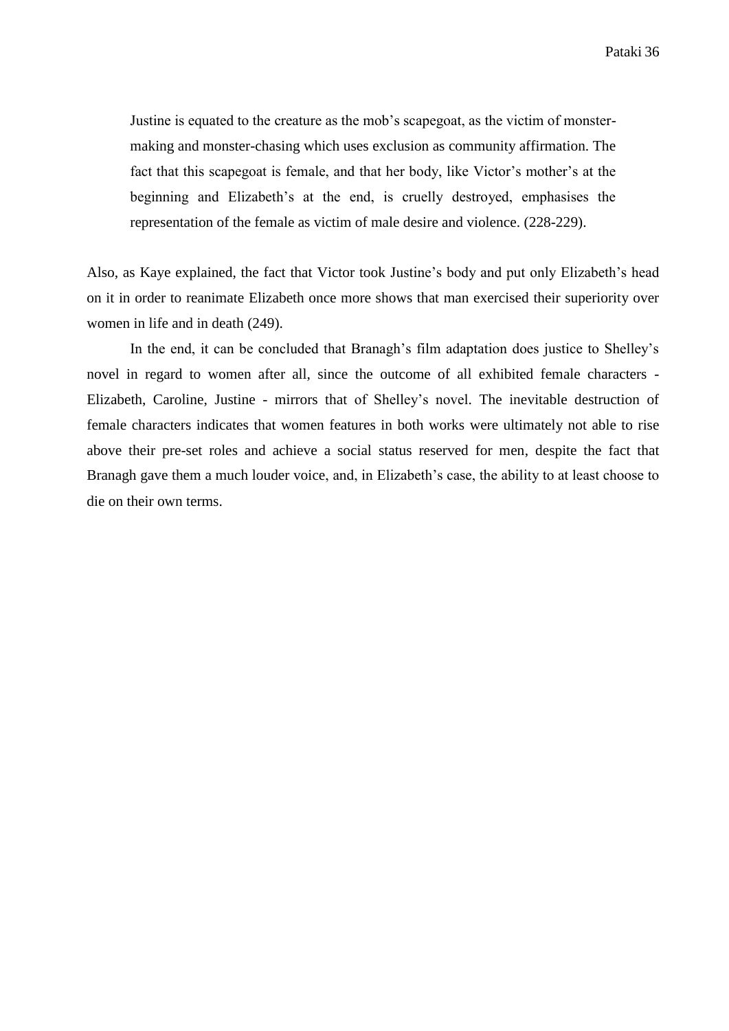> Justine is equated to the creature as the mob's scapegoat, as the victim of monster-making and monster-chasing which uses exclusion as community affirmation. The fact that this scapegoat is female, and that her body, like Victor's mother's at the beginning and Elizabeth's at the end, is cruelly destroyed, emphasises the representation of the female as victim of male desire and violence. (228-229).

Also, as Kaye explained, the fact that Victor took Justine's body and put only Elizabeth's head on it in order to reanimate Elizabeth once more shows that man exercised their superiority over women in life and in death (249).

In the end, it can be concluded that Branagh's film adaptation does justice to Shelley's novel in regard to women after all, since the outcome of all exhibited female characters - Elizabeth, Caroline, Justine - mirrors that of Shelley's novel. The inevitable destruction of female characters indicates that women features in both works were ultimately not able to rise above their pre-set roles and achieve a social status reserved for men, despite the fact that Branagh gave them a much louder voice, and, in Elizabeth's case, the ability to at least choose to die on their own terms.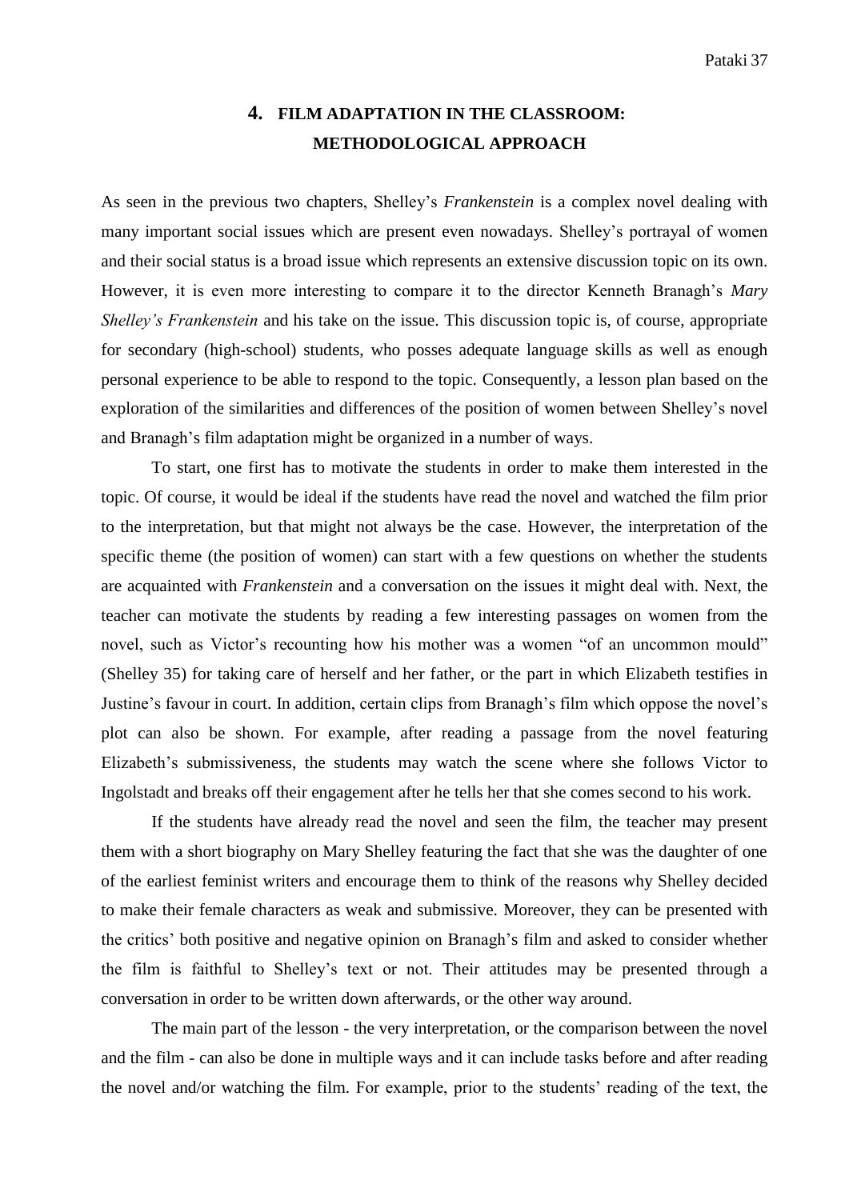# 4. FILM ADAPTATION IN THE CLASSROOM: METHODOLOGICAL APPROACH

As seen in the previous two chapters, Shelley's *Frankenstein* is a complex novel dealing with many important social issues which are present even nowadays. Shelley's portrayal of women and their social status is a broad issue which represents an extensive discussion topic on its own. However, it is even more interesting to compare it to the director Kenneth Branagh's *Mary Shelley's Frankenstein* and his take on the issue. This discussion topic is, of course, appropriate for secondary (high-school) students, who posses adequate language skills as well as enough personal experience to be able to respond to the topic. Consequently, a lesson plan based on the exploration of the similarities and differences of the position of women between Shelley's novel and Branagh's film adaptation might be organized in a number of ways.

To start, one first has to motivate the students in order to make them interested in the topic. Of course, it would be ideal if the students have read the novel and watched the film prior to the interpretation, but that might not always be the case. However, the interpretation of the specific theme (the position of women) can start with a few questions on whether the students are acquainted with *Frankenstein* and a conversation on the issues it might deal with. Next, the teacher can motivate the students by reading a few interesting passages on women from the novel, such as Victor's recounting how his mother was a women "of an uncommon mould" (Shelley 35) for taking care of herself and her father, or the part in which Elizabeth testifies in Justine's favour in court. In addition, certain clips from Branagh's film which oppose the novel's plot can also be shown. For example, after reading a passage from the novel featuring Elizabeth's submissiveness, the students may watch the scene where she follows Victor to Ingolstadt and breaks off their engagement after he tells her that she comes second to his work.

If the students have already read the novel and seen the film, the teacher may present them with a short biography on Mary Shelley featuring the fact that she was the daughter of one of the earliest feminist writers and encourage them to think of the reasons why Shelley decided to make their female characters as weak and submissive. Moreover, they can be presented with the critics' both positive and negative opinion on Branagh's film and asked to consider whether the film is faithful to Shelley's text or not. Their attitudes may be presented through a conversation in order to be written down afterwards, or the other way around.

The main part of the lesson - the very interpretation, or the comparison between the novel and the film - can also be done in multiple ways and it can include tasks before and after reading the novel and/or watching the film. For example, prior to the students' reading of the text, the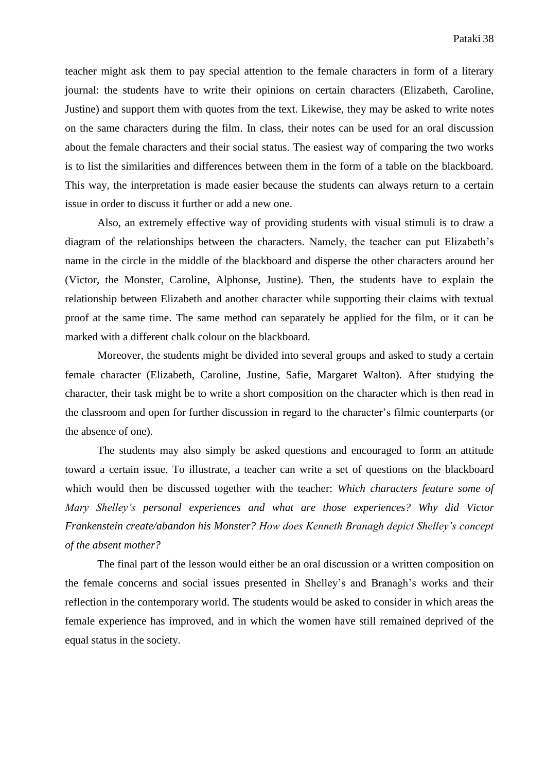teacher might ask them to pay special attention to the female characters in form of a literary journal: the students have to write their opinions on certain characters (Elizabeth, Caroline, Justine) and support them with quotes from the text. Likewise, they may be asked to write notes on the same characters during the film. In class, their notes can be used for an oral discussion about the female characters and their social status. The easiest way of comparing the two works is to list the similarities and differences between them in the form of a table on the blackboard. This way, the interpretation is made easier because the students can always return to a certain issue in order to discuss it further or add a new one.

Also, an extremely effective way of providing students with visual stimuli is to draw a diagram of the relationships between the characters. Namely, the teacher can put Elizabeth's name in the circle in the middle of the blackboard and disperse the other characters around her (Victor, the Monster, Caroline, Alphonse, Justine). Then, the students have to explain the relationship between Elizabeth and another character while supporting their claims with textual proof at the same time. The same method can separately be applied for the film, or it can be marked with a different chalk colour on the blackboard.

Moreover, the students might be divided into several groups and asked to study a certain female character (Elizabeth, Caroline, Justine, Safie, Margaret Walton). After studying the character, their task might be to write a short composition on the character which is then read in the classroom and open for further discussion in regard to the character's filmic counterparts (or the absence of one).

The students may also simply be asked questions and encouraged to form an attitude toward a certain issue. To illustrate, a teacher can write a set of questions on the blackboard which would then be discussed together with the teacher: *Which characters feature some of Mary Shelley's personal experiences and what are those experiences? Why did Victor Frankenstein create/abandon his Monster? How does Kenneth Branagh depict Shelley's concept of the absent mother?*

The final part of the lesson would either be an oral discussion or a written composition on the female concerns and social issues presented in Shelley's and Branagh's works and their reflection in the contemporary world. The students would be asked to consider in which areas the female experience has improved, and in which the women have still remained deprived of the equal status in the society.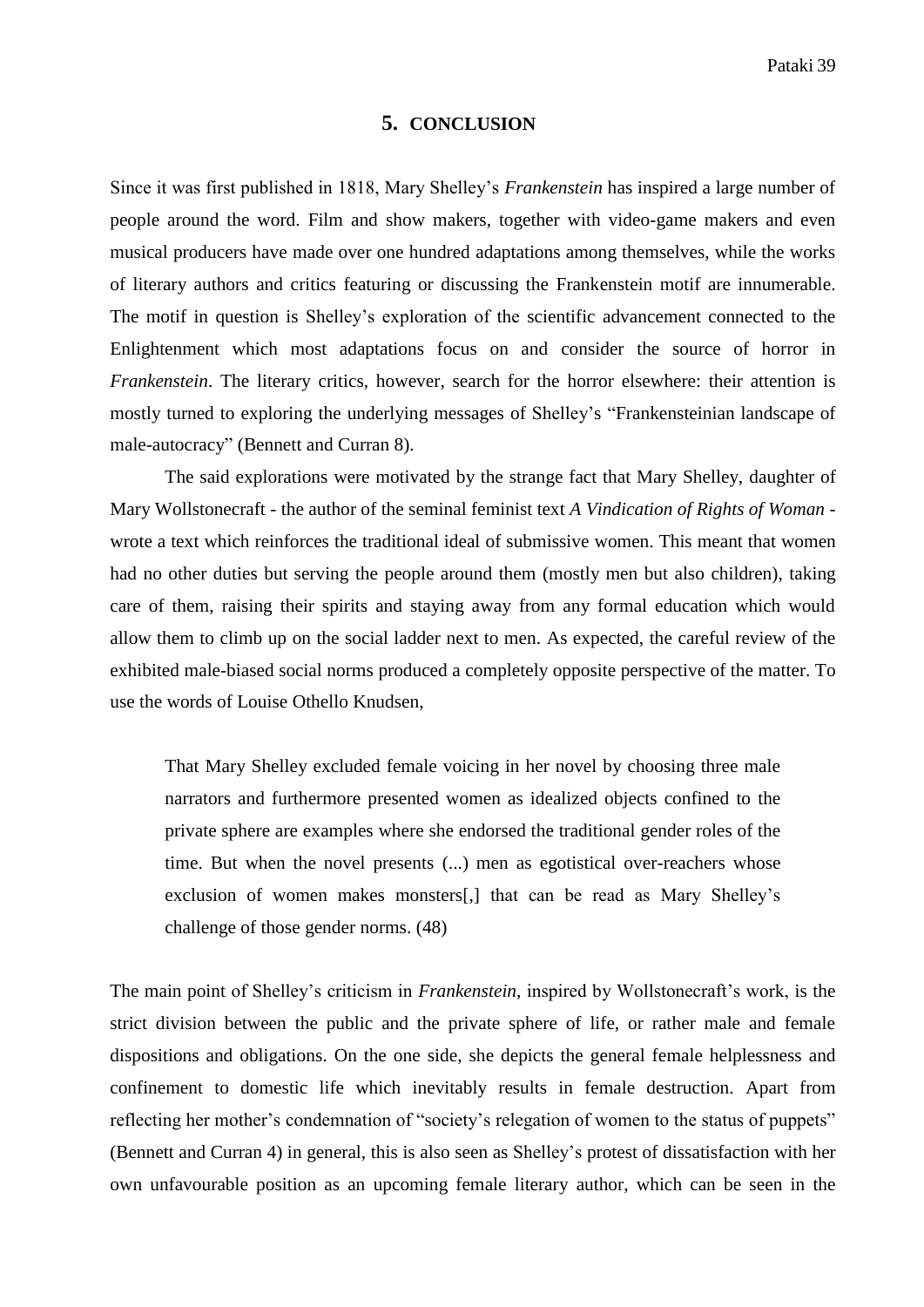## 5. CONCLUSION

Since it was first published in 1818, Mary Shelley's *Frankenstein* has inspired a large number of people around the word. Film and show makers, together with video-game makers and even musical producers have made over one hundred adaptations among themselves, while the works of literary authors and critics featuring or discussing the Frankenstein motif are innumerable. The motif in question is Shelley's exploration of the scientific advancement connected to the Enlightenment which most adaptations focus on and consider the source of horror in *Frankenstein*. The literary critics, however, search for the horror elsewhere: their attention is mostly turned to exploring the underlying messages of Shelley's "Frankensteinian landscape of male-autocracy" (Bennett and Curran 8).

The said explorations were motivated by the strange fact that Mary Shelley, daughter of Mary Wollstonecraft - the author of the seminal feminist text *A Vindication of Rights of Woman* - wrote a text which reinforces the traditional ideal of submissive women. This meant that women had no other duties but serving the people around them (mostly men but also children), taking care of them, raising their spirits and staying away from any formal education which would allow them to climb up on the social ladder next to men. As expected, the careful review of the exhibited male-biased social norms produced a completely opposite perspective of the matter. To use the words of Louise Othello Knudsen,

> That Mary Shelley excluded female voicing in her novel by choosing three male narrators and furthermore presented women as idealized objects confined to the private sphere are examples where she endorsed the traditional gender roles of the time. But when the novel presents (...) men as egotistical over-reachers whose exclusion of women makes monsters[,] that can be read as Mary Shelley's challenge of those gender norms. (48)

The main point of Shelley's criticism in *Frankenstein*, inspired by Wollstonecraft's work, is the strict division between the public and the private sphere of life, or rather male and female dispositions and obligations. On the one side, she depicts the general female helplessness and confinement to domestic life which inevitably results in female destruction. Apart from reflecting her mother's condemnation of "society's relegation of women to the status of puppets" (Bennett and Curran 4) in general, this is also seen as Shelley's protest of dissatisfaction with her own unfavourable position as an upcoming female literary author, which can be seen in the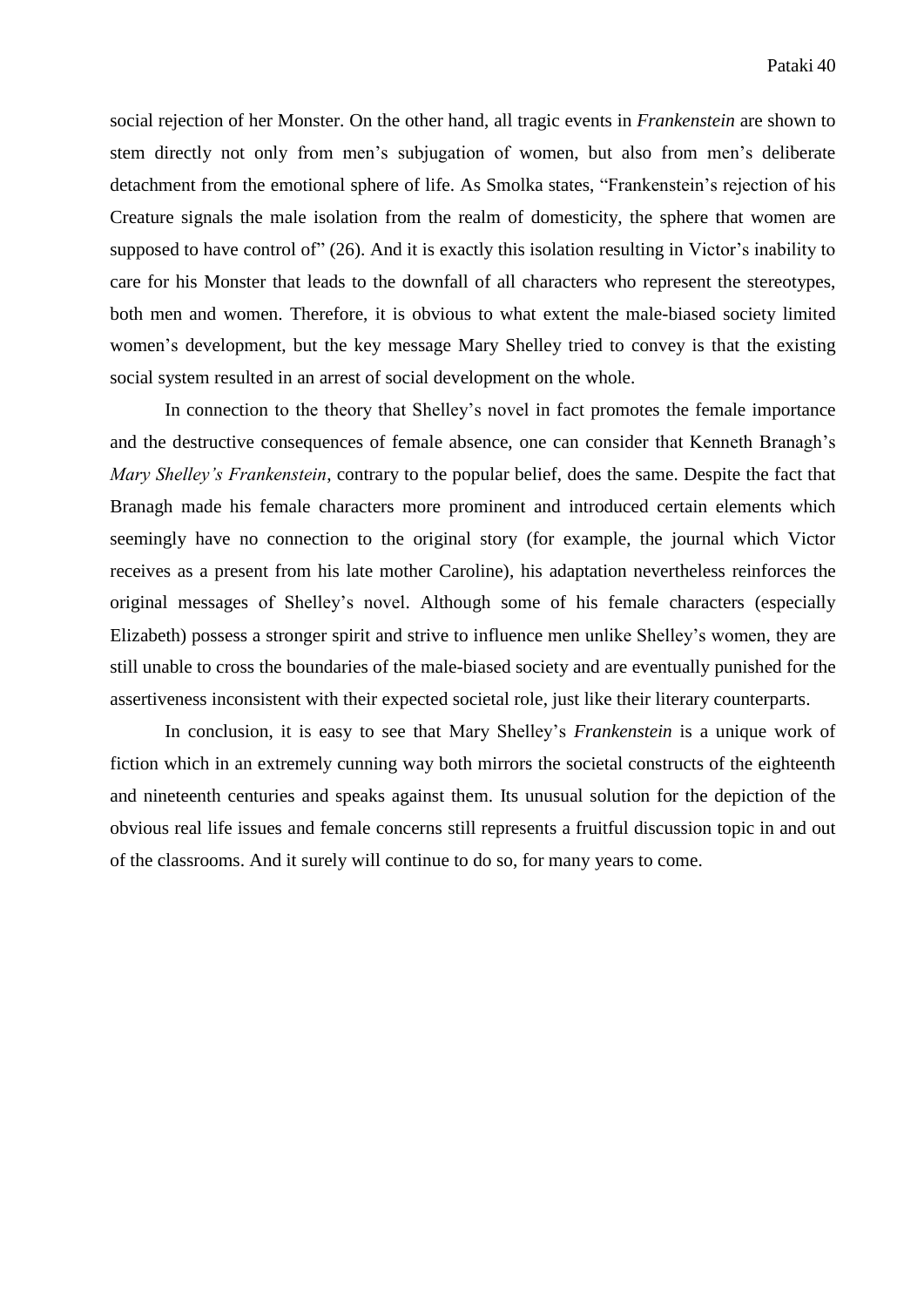social rejection of her Monster. On the other hand, all tragic events in *Frankenstein* are shown to stem directly not only from men's subjugation of women, but also from men's deliberate detachment from the emotional sphere of life. As Smolka states, "Frankenstein's rejection of his Creature signals the male isolation from the realm of domesticity, the sphere that women are supposed to have control of" (26). And it is exactly this isolation resulting in Victor's inability to care for his Monster that leads to the downfall of all characters who represent the stereotypes, both men and women. Therefore, it is obvious to what extent the male-biased society limited women's development, but the key message Mary Shelley tried to convey is that the existing social system resulted in an arrest of social development on the whole.

In connection to the theory that Shelley's novel in fact promotes the female importance and the destructive consequences of female absence, one can consider that Kenneth Branagh's *Mary Shelley's Frankenstein*, contrary to the popular belief, does the same. Despite the fact that Branagh made his female characters more prominent and introduced certain elements which seemingly have no connection to the original story (for example, the journal which Victor receives as a present from his late mother Caroline), his adaptation nevertheless reinforces the original messages of Shelley's novel. Although some of his female characters (especially Elizabeth) possess a stronger spirit and strive to influence men unlike Shelley's women, they are still unable to cross the boundaries of the male-biased society and are eventually punished for the assertiveness inconsistent with their expected societal role, just like their literary counterparts.

In conclusion, it is easy to see that Mary Shelley's *Frankenstein* is a unique work of fiction which in an extremely cunning way both mirrors the societal constructs of the eighteenth and nineteenth centuries and speaks against them. Its unusual solution for the depiction of the obvious real life issues and female concerns still represents a fruitful discussion topic in and out of the classrooms. And it surely will continue to do so, for many years to come.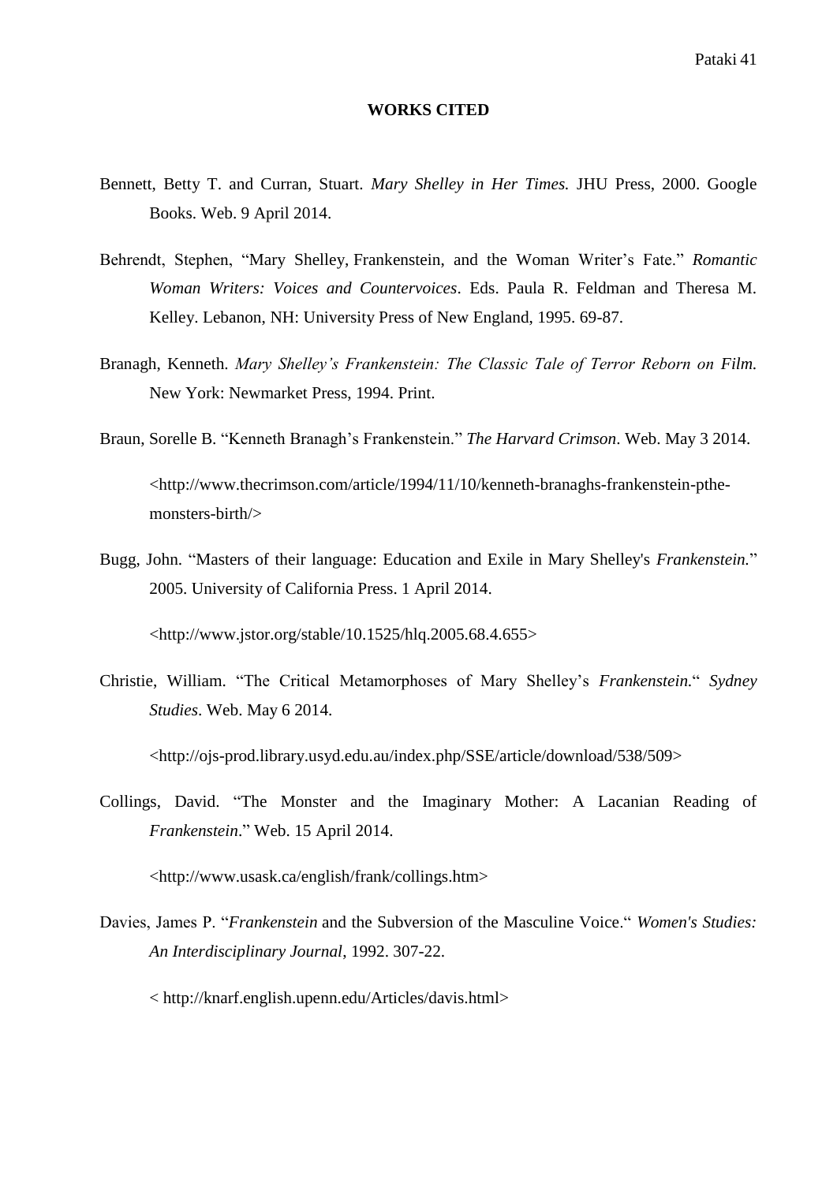## WORKS CITED

Bennett, Betty T. and Curran, Stuart. *Mary Shelley in Her Times.* JHU Press, 2000. Google Books. Web. 9 April 2014.

Behrendt, Stephen, "Mary Shelley, Frankenstein, and the Woman Writer's Fate." *Romantic Woman Writers: Voices and Countervoices*. Eds. Paula R. Feldman and Theresa M. Kelley. Lebanon, NH: University Press of New England, 1995. 69-87.

Branagh, Kenneth. *Mary Shelley's Frankenstein: The Classic Tale of Terror Reborn on Film.* New York: Newmarket Press, 1994. Print.

Braun, Sorelle B. "Kenneth Branagh's Frankenstein." *The Harvard Crimson*. Web. May 3 2014.

<http://www.thecrimson.com/article/1994/11/10/kenneth-branaghs-frankenstein-pthe-monsters-birth/>

Bugg, John. "Masters of their language: Education and Exile in Mary Shelley's *Frankenstein.*" 2005. University of California Press. 1 April 2014.

<http://www.jstor.org/stable/10.1525/hlq.2005.68.4.655>

Christie, William. "The Critical Metamorphoses of Mary Shelley's *Frankenstein.*" *Sydney Studies*. Web. May 6 2014.

<http://ojs-prod.library.usyd.edu.au/index.php/SSE/article/download/538/509>

Collings, David. "The Monster and the Imaginary Mother: A Lacanian Reading of *Frankenstein*." Web. 15 April 2014.

<http://www.usask.ca/english/frank/collings.htm>

Davies, James P. "*Frankenstein* and the Subversion of the Masculine Voice." *Women's Studies: An Interdisciplinary Journal*, 1992. 307-22.

< http://knarf.english.upenn.edu/Articles/davis.html>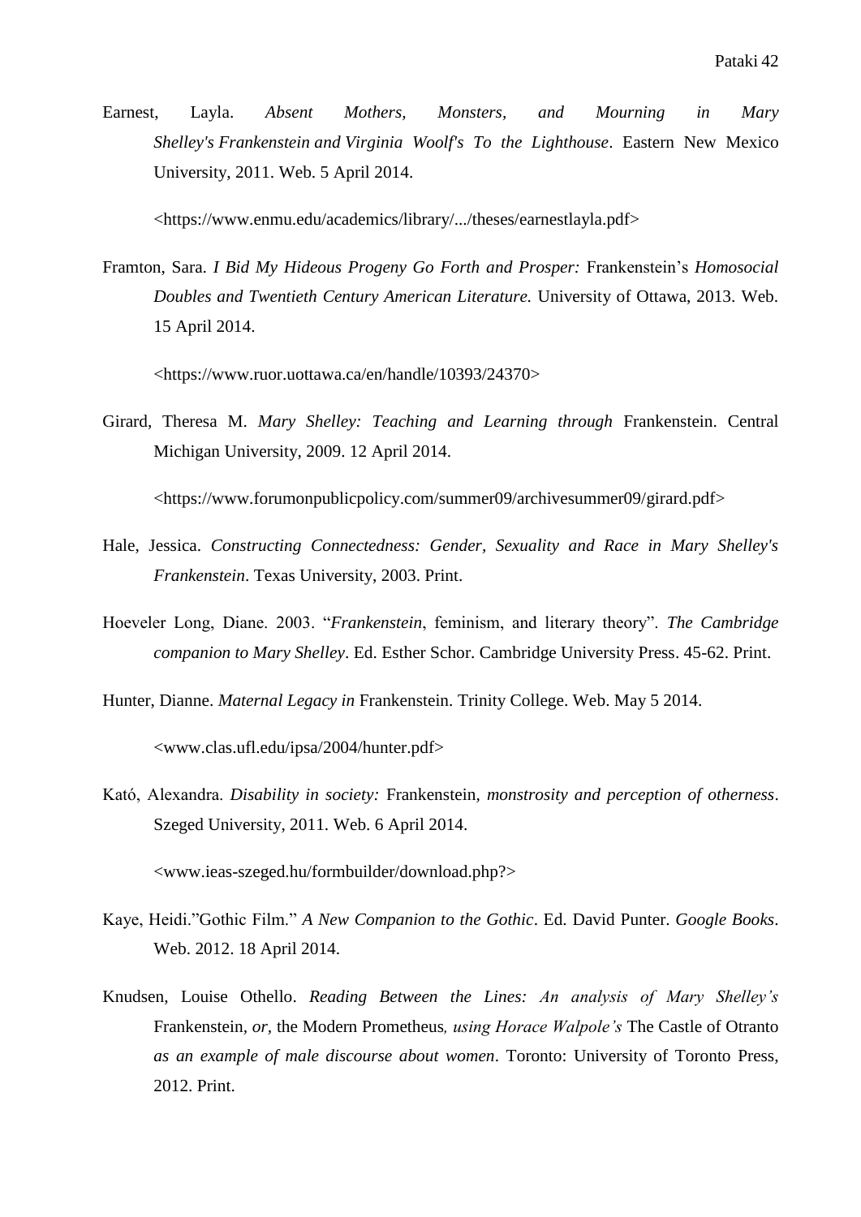Earnest, Layla. *Absent Mothers, Monsters, and Mourning in Mary Shelley's Frankenstein and Virginia Woolf's To the Lighthouse*. Eastern New Mexico University, 2011. Web. 5 April 2014.

<https://www.enmu.edu/academics/library/.../theses/earnestlayla.pdf>

Framton, Sara. *I Bid My Hideous Progeny Go Forth and Prosper:* Frankenstein's *Homosocial Doubles and Twentieth Century American Literature.* University of Ottawa, 2013. Web. 15 April 2014.

<https://www.ruor.uottawa.ca/en/handle/10393/24370>

Girard, Theresa M. *Mary Shelley: Teaching and Learning through* Frankenstein. Central Michigan University, 2009. 12 April 2014.

<https://www.forumonpublicpolicy.com/summer09/archivesummer09/girard.pdf>

Hale, Jessica. *Constructing Connectedness: Gender, Sexuality and Race in Mary Shelley's Frankenstein*. Texas University, 2003. Print.

Hoeveler Long, Diane. 2003. "*Frankenstein*, feminism, and literary theory". *The Cambridge companion to Mary Shelley*. Ed. Esther Schor. Cambridge University Press. 45-62. Print.

Hunter, Dianne. *Maternal Legacy in* Frankenstein. Trinity College. Web. May 5 2014.

<www.clas.ufl.edu/ipsa/2004/hunter.pdf>

Kató, Alexandra. *Disability in society:* Frankenstein, *monstrosity and perception of otherness*. Szeged University, 2011. Web. 6 April 2014.

<www.ieas-szeged.hu/formbuilder/download.php?>

Kaye, Heidi."Gothic Film." *A New Companion to the Gothic*. Ed. David Punter. *Google Books*. Web. 2012. 18 April 2014.

Knudsen, Louise Othello. *Reading Between the Lines: An analysis of Mary Shelley's* Frankenstein, *or,* the Modern Prometheus*, using Horace Walpole's* The Castle of Otranto *as an example of male discourse about women*. Toronto: University of Toronto Press, 2012. Print.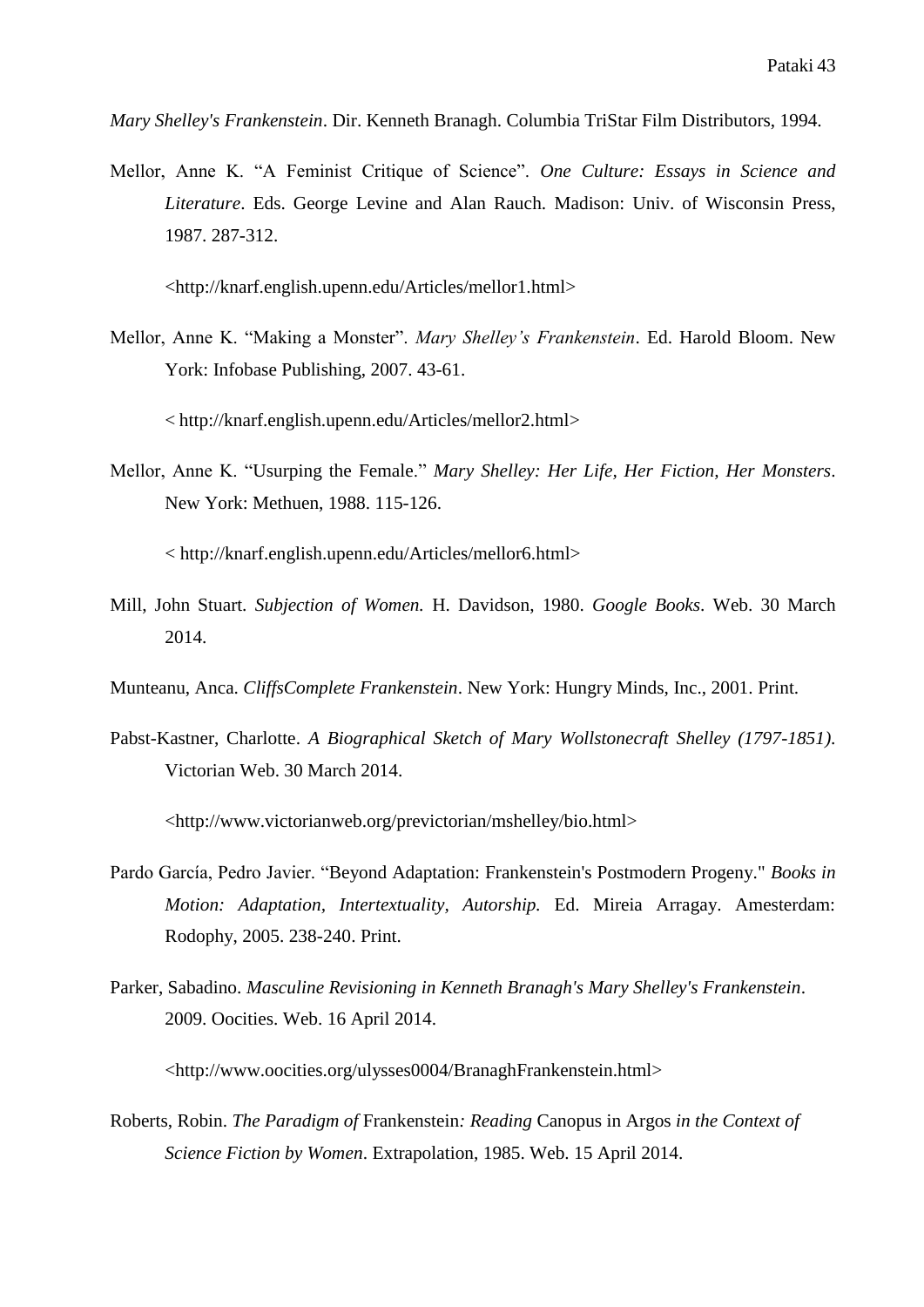*Mary Shelley's Frankenstein*. Dir. Kenneth Branagh. Columbia TriStar Film Distributors, 1994.

Mellor, Anne K. “A Feminist Critique of Science”. *One Culture: Essays in Science and Literature*. Eds. George Levine and Alan Rauch. Madison: Univ. of Wisconsin Press, 1987. 287-312.

<http://knarf.english.upenn.edu/Articles/mellor1.html>

Mellor, Anne K. “Making a Monster”. *Mary Shelley’s Frankenstein*. Ed. Harold Bloom. New York: Infobase Publishing, 2007. 43-61.

< http://knarf.english.upenn.edu/Articles/mellor2.html>

Mellor, Anne K. “Usurping the Female.” *Mary Shelley: Her Life, Her Fiction, Her Monsters*. New York: Methuen, 1988. 115-126.

< http://knarf.english.upenn.edu/Articles/mellor6.html>

Mill, John Stuart. *Subjection of Women.* H. Davidson, 1980. *Google Books*. Web. 30 March 2014.

Munteanu, Anca. *CliffsComplete Frankenstein*. New York: Hungry Minds, Inc., 2001. Print.

Pabst-Kastner, Charlotte. *A Biographical Sketch of Mary Wollstonecraft Shelley (1797-1851)*. Victorian Web. 30 March 2014.

<http://www.victorianweb.org/previctorian/mshelley/bio.html>

Pardo García, Pedro Javier. “Beyond Adaptation: Frankenstein's Postmodern Progeny." *Books in Motion: Adaptation, Intertextuality, Autorship.* Ed. Mireia Arragay. Amesterdam: Rodophy, 2005. 238-240. Print.

Parker, Sabadino. *Masculine Revisioning in Kenneth Branagh's Mary Shelley's Frankenstein*. 2009. Oocities. Web. 16 April 2014.

<http://www.oocities.org/ulysses0004/BranaghFrankenstein.html>

Roberts, Robin. *The Paradigm of* Frankenstein*: Reading* Canopus in Argos *in the Context of Science Fiction by Women*. Extrapolation, 1985. Web. 15 April 2014.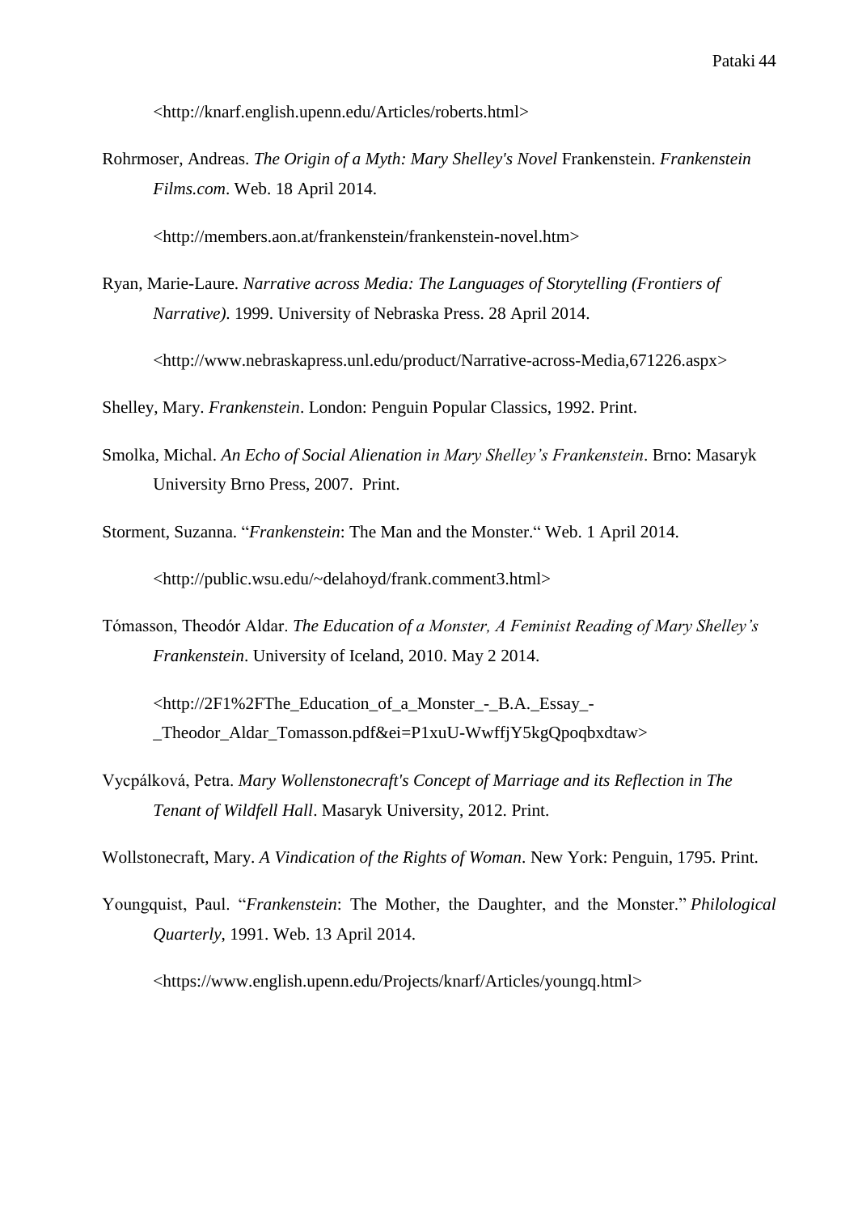<http://knarf.english.upenn.edu/Articles/roberts.html>

Rohrmoser, Andreas. *The Origin of a Myth: Mary Shelley's Novel* Frankenstein. *Frankenstein Films.com*. Web. 18 April 2014.

<http://members.aon.at/frankenstein/frankenstein-novel.htm>

Ryan, Marie-Laure. *Narrative across Media: The Languages of Storytelling (Frontiers of Narrative).* 1999. University of Nebraska Press. 28 April 2014.

<http://www.nebraskapress.unl.edu/product/Narrative-across-Media,671226.aspx>

Shelley, Mary. *Frankenstein*. London: Penguin Popular Classics, 1992. Print.

Smolka, Michal. *An Echo of Social Alienation in Mary Shelley's Frankenstein*. Brno: Masaryk University Brno Press, 2007. Print.

Storment, Suzanna. "*Frankenstein*: The Man and the Monster." Web. 1 April 2014.

<http://public.wsu.edu/~delahoyd/frank.comment3.html>

Tómasson, Theodór Aldar. *The Education of a Monster, A Feminist Reading of Mary Shelley's Frankenstein*. University of Iceland, 2010. May 2 2014.

<http://2F1%2FThe_Education_of_a_Monster_-_B.A._Essay_-_Theodor_Aldar_Tomasson.pdf&ei=P1xuU-WwffjY5kgQpoqbxdtaw>

Vycpálková, Petra. *Mary Wollenstonecraft's Concept of Marriage and its Reflection in The Tenant of Wildfell Hall*. Masaryk University, 2012. Print.

Wollstonecraft, Mary. *A Vindication of the Rights of Woman*. New York: Penguin, 1795. Print.

Youngquist, Paul. "*Frankenstein*: The Mother, the Daughter, and the Monster." *Philological Quarterly*, 1991. Web. 13 April 2014.

<https://www.english.upenn.edu/Projects/knarf/Articles/youngq.html>